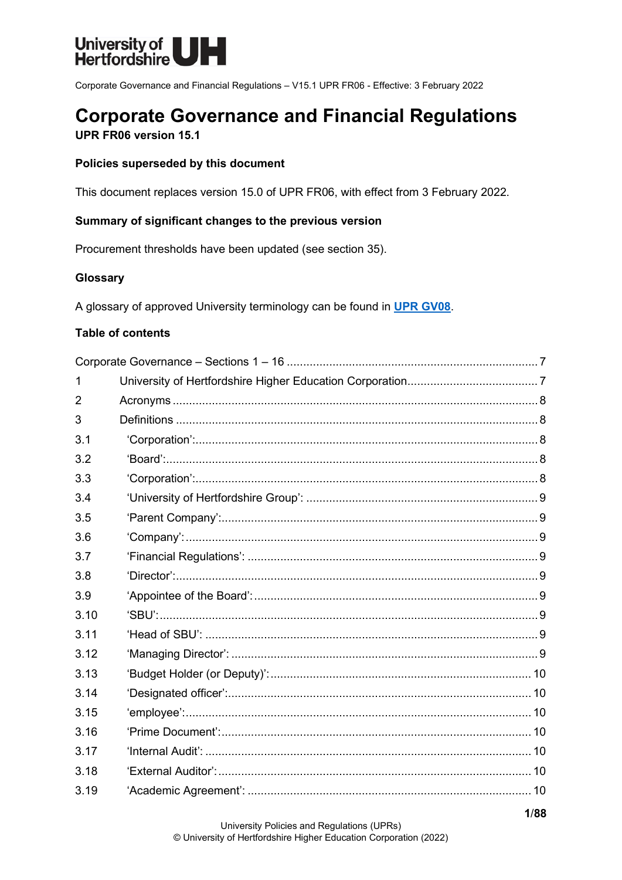# Corporate Governance and Financial Regulations

**UPR FR06 version 15.1**

**Policies superseded by this document**

This document replaces version 15.0 of UPR FR06, with effect from 3 February 2022.

**Summary of significant changes to the previous version**

Procurement thresholds have been updated (see section 35).

**Glossary**

A glossary of approved University terminology can be found in **UPR GV08**.

**Table of contents**

| | | |
|---|---|---|
| Corporate Governance – Sections 1 – 16 | | 7 |
| 1 | University of Hertfordshire Higher Education Corporation | 7 |
| 2 | Acronyms | 8 |
| 3 | Definitions | 8 |
| 3.1 | 'Corporation': | 8 |
| 3.2 | 'Board': | 8 |
| 3.3 | 'Corporation': | 8 |
| 3.4 | 'University of Hertfordshire Group': | 9 |
| 3.5 | 'Parent Company': | 9 |
| 3.6 | 'Company': | 9 |
| 3.7 | 'Financial Regulations': | 9 |
| 3.8 | 'Director': | 9 |
| 3.9 | 'Appointee of the Board': | 9 |
| 3.10 | 'SBU': | 9 |
| 3.11 | 'Head of SBU': | 9 |
| 3.12 | 'Managing Director': | 9 |
| 3.13 | 'Budget Holder (or Deputy)': | 10 |
| 3.14 | 'Designated officer': | 10 |
| 3.15 | 'employee': | 10 |
| 3.16 | 'Prime Document': | 10 |
| 3.17 | 'Internal Audit': | 10 |
| 3.18 | 'External Auditor': | 10 |
| 3.19 | 'Academic Agreement': | 10 |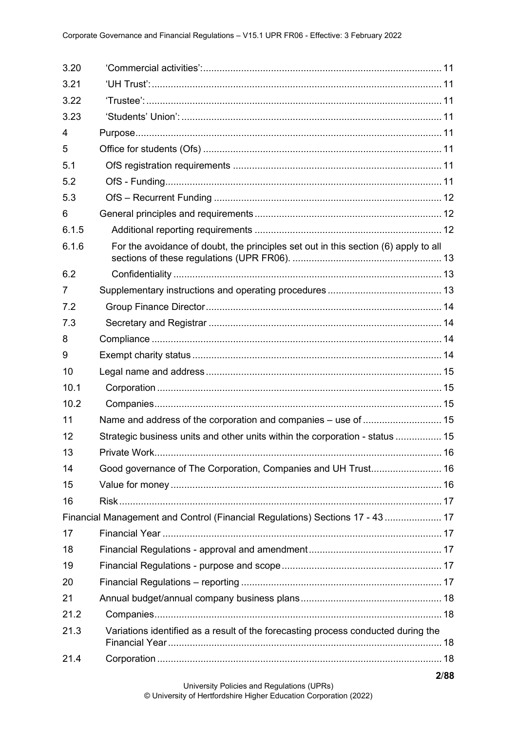| | | |
|---|---|---|
| 3.20 | 'Commercial activities': | 11 |
| 3.21 | 'UH Trust': | 11 |
| 3.22 | 'Trustee': | 11 |
| 3.23 | 'Students' Union': | 11 |
| 4 | Purpose | 11 |
| 5 | Office for students (Ofs) | 11 |
| 5.1 | OfS registration requirements | 11 |
| 5.2 | OfS - Funding | 11 |
| 5.3 | OfS – Recurrent Funding | 12 |
| 6 | General principles and requirements | 12 |
| 6.1.5 | Additional reporting requirements | 12 |
| 6.1.6 | For the avoidance of doubt, the principles set out in this section (6) apply to all sections of these regulations (UPR FR06). | 13 |
| 6.2 | Confidentiality | 13 |
| 7 | Supplementary instructions and operating procedures | 13 |
| 7.2 | Group Finance Director | 14 |
| 7.3 | Secretary and Registrar | 14 |
| 8 | Compliance | 14 |
| 9 | Exempt charity status | 14 |
| 10 | Legal name and address | 15 |
| 10.1 | Corporation | 15 |
| 10.2 | Companies | 15 |
| 11 | Name and address of the corporation and companies – use of | 15 |
| 12 | Strategic business units and other units within the corporation - status | 15 |
| 13 | Private Work | 16 |
| 14 | Good governance of The Corporation, Companies and UH Trust | 16 |
| 15 | Value for money | 16 |
| 16 | Risk | 17 |
| | Financial Management and Control (Financial Regulations) Sections 17 - 43 | 17 |
| 17 | Financial Year | 17 |
| 18 | Financial Regulations - approval and amendment | 17 |
| 19 | Financial Regulations - purpose and scope | 17 |
| 20 | Financial Regulations – reporting | 17 |
| 21 | Annual budget/annual company business plans | 18 |
| 21.2 | Companies | 18 |
| 21.3 | Variations identified as a result of the forecasting process conducted during the Financial Year | 18 |
| 21.4 | Corporation | 18 |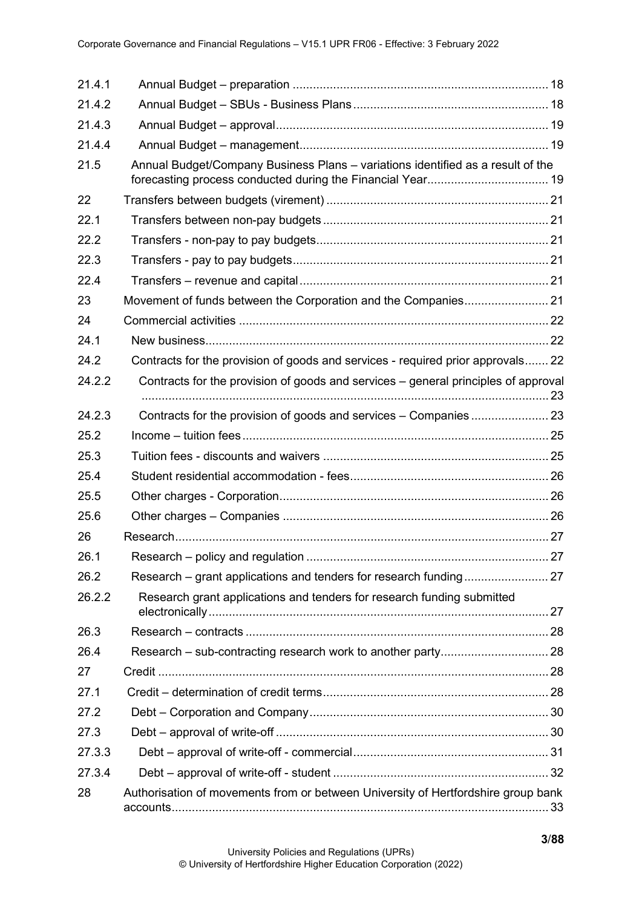| | | |
|---|---|---|
| 21.4.1 | Annual Budget – preparation | 18 |
| 21.4.2 | Annual Budget – SBUs - Business Plans | 18 |
| 21.4.3 | Annual Budget – approval | 19 |
| 21.4.4 | Annual Budget – management | 19 |
| 21.5 | Annual Budget/Company Business Plans – variations identified as a result of the forecasting process conducted during the Financial Year | 19 |
| 22 | Transfers between budgets (virement) | 21 |
| 22.1 | Transfers between non-pay budgets | 21 |
| 22.2 | Transfers - non-pay to pay budgets | 21 |
| 22.3 | Transfers - pay to pay budgets | 21 |
| 22.4 | Transfers – revenue and capital | 21 |
| 23 | Movement of funds between the Corporation and the Companies | 21 |
| 24 | Commercial activities | 22 |
| 24.1 | New business | 22 |
| 24.2 | Contracts for the provision of goods and services - required prior approvals | 22 |
| 24.2.2 | Contracts for the provision of goods and services – general principles of approval | 23 |
| 24.2.3 | Contracts for the provision of goods and services – Companies | 23 |
| 25.2 | Income – tuition fees | 25 |
| 25.3 | Tuition fees - discounts and waivers | 25 |
| 25.4 | Student residential accommodation - fees | 26 |
| 25.5 | Other charges - Corporation | 26 |
| 25.6 | Other charges – Companies | 26 |
| 26 | Research | 27 |
| 26.1 | Research – policy and regulation | 27 |
| 26.2 | Research – grant applications and tenders for research funding | 27 |
| 26.2.2 | Research grant applications and tenders for research funding submitted electronically | 27 |
| 26.3 | Research – contracts | 28 |
| 26.4 | Research – sub-contracting research work to another party | 28 |
| 27 | Credit | 28 |
| 27.1 | Credit – determination of credit terms | 28 |
| 27.2 | Debt – Corporation and Company | 30 |
| 27.3 | Debt – approval of write-off | 30 |
| 27.3.3 | Debt – approval of write-off - commercial | 31 |
| 27.3.4 | Debt – approval of write-off - student | 32 |
| 28 | Authorisation of movements from or between University of Hertfordshire group bank accounts | 33 |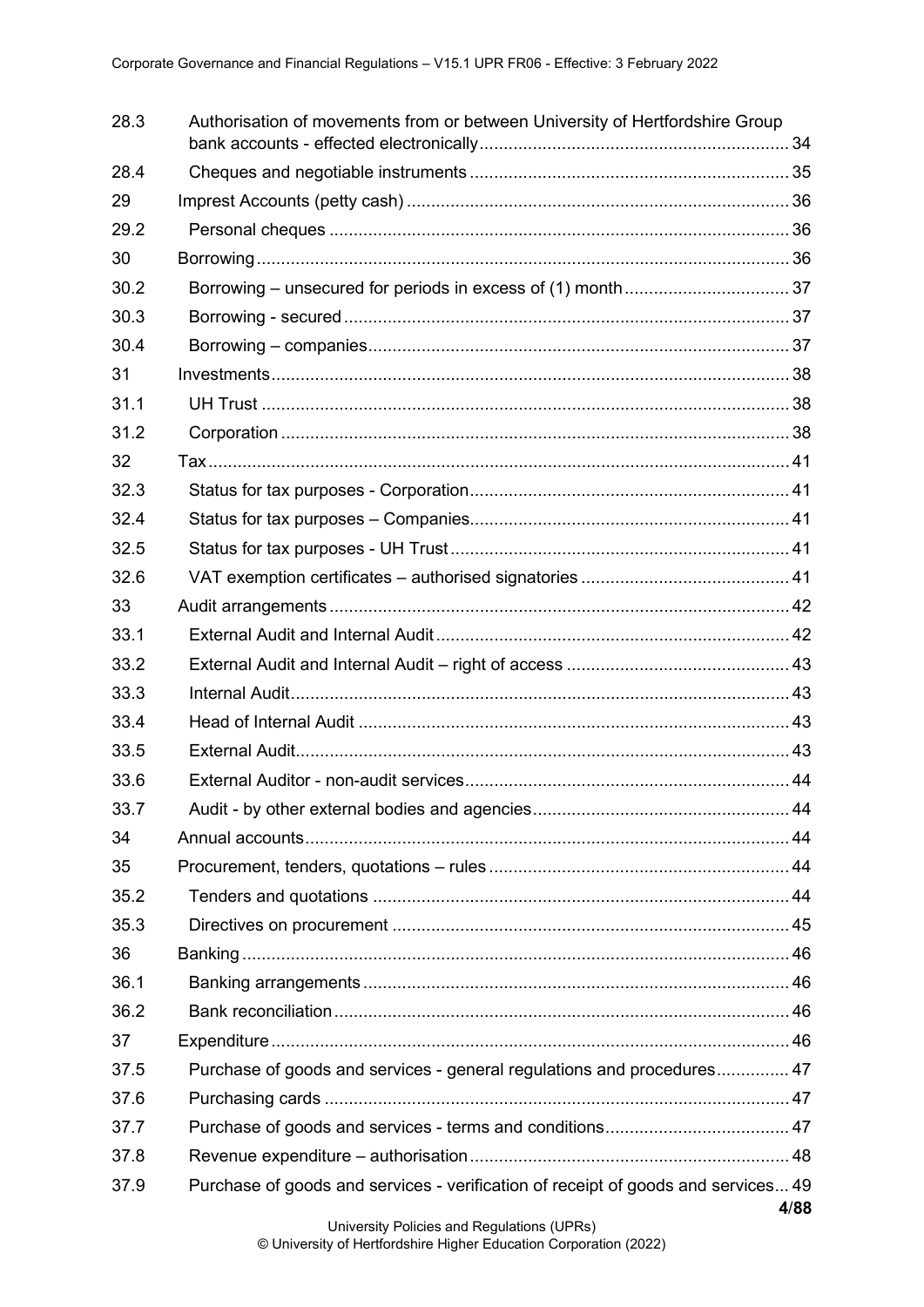| | | |
|---|---|---|
| 28.3 | Authorisation of movements from or between University of Hertfordshire Group bank accounts - effected electronically | 34 |
| 28.4 | Cheques and negotiable instruments | 35 |
| 29 | Imprest Accounts (petty cash) | 36 |
| 29.2 | Personal cheques | 36 |
| 30 | Borrowing | 36 |
| 30.2 | Borrowing – unsecured for periods in excess of (1) month | 37 |
| 30.3 | Borrowing - secured | 37 |
| 30.4 | Borrowing – companies | 37 |
| 31 | Investments | 38 |
| 31.1 | UH Trust | 38 |
| 31.2 | Corporation | 38 |
| 32 | Tax | 41 |
| 32.3 | Status for tax purposes - Corporation | 41 |
| 32.4 | Status for tax purposes – Companies | 41 |
| 32.5 | Status for tax purposes - UH Trust | 41 |
| 32.6 | VAT exemption certificates – authorised signatories | 41 |
| 33 | Audit arrangements | 42 |
| 33.1 | External Audit and Internal Audit | 42 |
| 33.2 | External Audit and Internal Audit – right of access | 43 |
| 33.3 | Internal Audit | 43 |
| 33.4 | Head of Internal Audit | 43 |
| 33.5 | External Audit | 43 |
| 33.6 | External Auditor - non-audit services | 44 |
| 33.7 | Audit - by other external bodies and agencies | 44 |
| 34 | Annual accounts | 44 |
| 35 | Procurement, tenders, quotations – rules | 44 |
| 35.2 | Tenders and quotations | 44 |
| 35.3 | Directives on procurement | 45 |
| 36 | Banking | 46 |
| 36.1 | Banking arrangements | 46 |
| 36.2 | Bank reconciliation | 46 |
| 37 | Expenditure | 46 |
| 37.5 | Purchase of goods and services - general regulations and procedures | 47 |
| 37.6 | Purchasing cards | 47 |
| 37.7 | Purchase of goods and services - terms and conditions | 47 |
| 37.8 | Revenue expenditure – authorisation | 48 |
| 37.9 | Purchase of goods and services - verification of receipt of goods and services | 49 |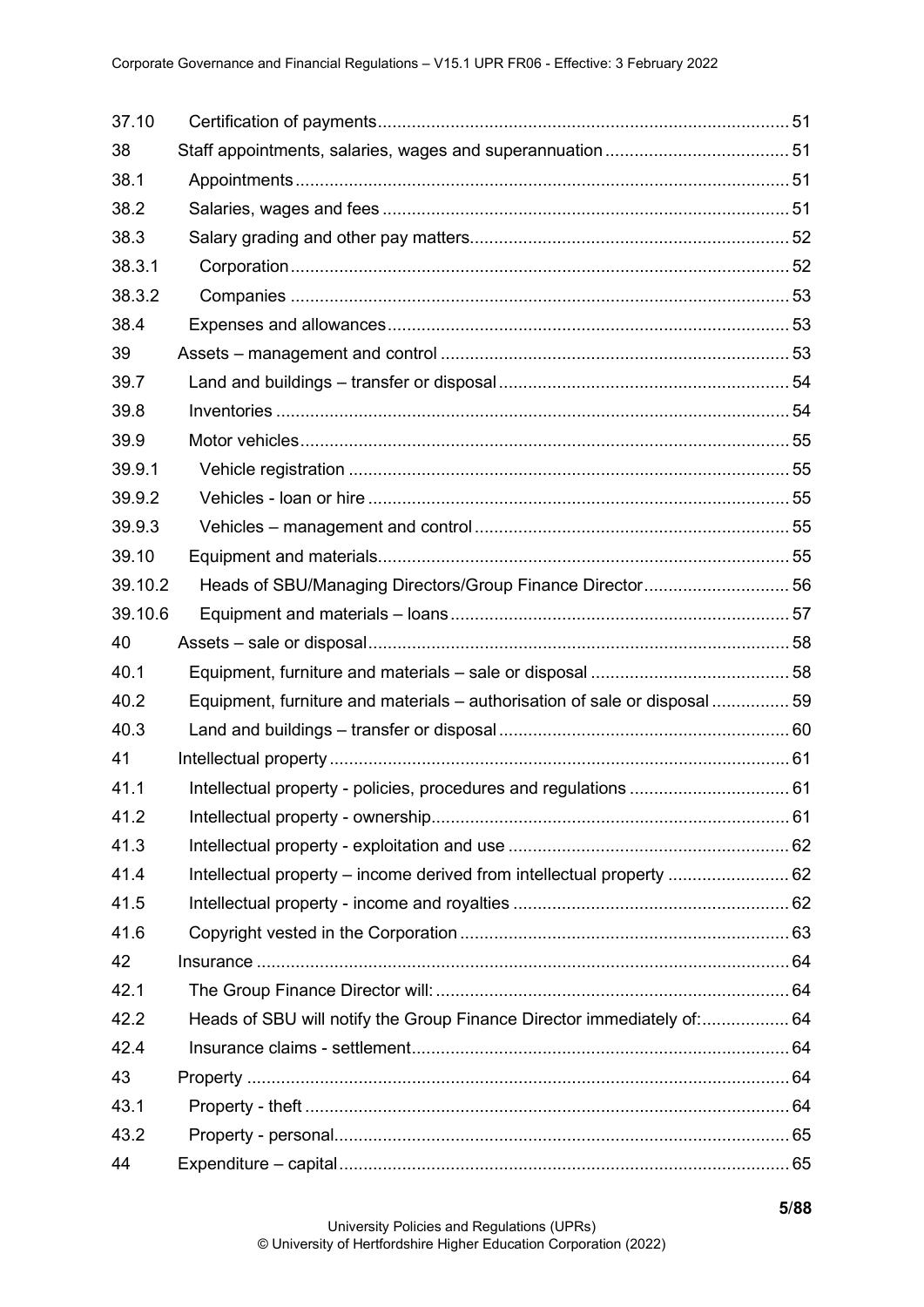| | | |
|---|---|---|
| 37.10 | Certification of payments | 51 |
| 38 | Staff appointments, salaries, wages and superannuation | 51 |
| 38.1 | Appointments | 51 |
| 38.2 | Salaries, wages and fees | 51 |
| 38.3 | Salary grading and other pay matters | 52 |
| 38.3.1 | Corporation | 52 |
| 38.3.2 | Companies | 53 |
| 38.4 | Expenses and allowances | 53 |
| 39 | Assets – management and control | 53 |
| 39.7 | Land and buildings – transfer or disposal | 54 |
| 39.8 | Inventories | 54 |
| 39.9 | Motor vehicles | 55 |
| 39.9.1 | Vehicle registration | 55 |
| 39.9.2 | Vehicles - loan or hire | 55 |
| 39.9.3 | Vehicles – management and control | 55 |
| 39.10 | Equipment and materials | 55 |
| 39.10.2 | Heads of SBU/Managing Directors/Group Finance Director | 56 |
| 39.10.6 | Equipment and materials – loans | 57 |
| 40 | Assets – sale or disposal | 58 |
| 40.1 | Equipment, furniture and materials – sale or disposal | 58 |
| 40.2 | Equipment, furniture and materials – authorisation of sale or disposal | 59 |
| 40.3 | Land and buildings – transfer or disposal | 60 |
| 41 | Intellectual property | 61 |
| 41.1 | Intellectual property - policies, procedures and regulations | 61 |
| 41.2 | Intellectual property - ownership | 61 |
| 41.3 | Intellectual property - exploitation and use | 62 |
| 41.4 | Intellectual property – income derived from intellectual property | 62 |
| 41.5 | Intellectual property - income and royalties | 62 |
| 41.6 | Copyright vested in the Corporation | 63 |
| 42 | Insurance | 64 |
| 42.1 | The Group Finance Director will: | 64 |
| 42.2 | Heads of SBU will notify the Group Finance Director immediately of: | 64 |
| 42.4 | Insurance claims - settlement | 64 |
| 43 | Property | 64 |
| 43.1 | Property - theft | 64 |
| 43.2 | Property - personal | 65 |
| 44 | Expenditure – capital | 65 |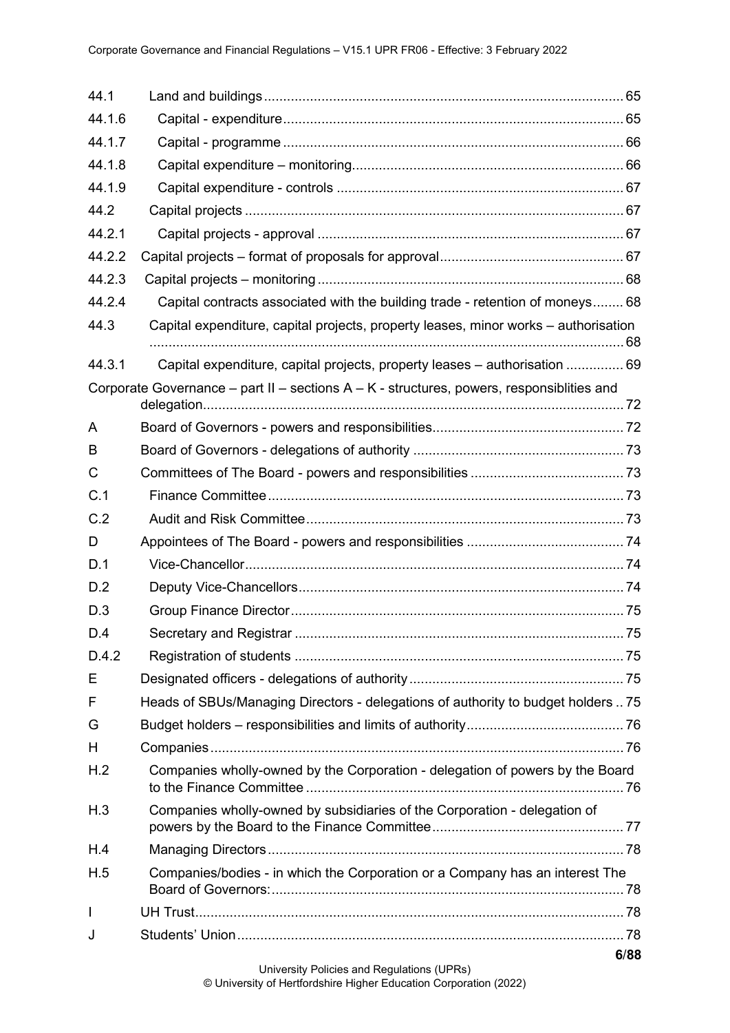| | | |
|---|---|---|
| 44.1 | Land and buildings | 65 |
| 44.1.6 | Capital - expenditure | 65 |
| 44.1.7 | Capital - programme | 66 |
| 44.1.8 | Capital expenditure – monitoring | 66 |
| 44.1.9 | Capital expenditure - controls | 67 |
| 44.2 | Capital projects | 67 |
| 44.2.1 | Capital projects - approval | 67 |
| 44.2.2 | Capital projects – format of proposals for approval | 67 |
| 44.2.3 | Capital projects – monitoring | 68 |
| 44.2.4 | Capital contracts associated with the building trade - retention of moneys | 68 |
| 44.3 | Capital expenditure, capital projects, property leases, minor works – authorisation | 68 |
| 44.3.1 | Capital expenditure, capital projects, property leases – authorisation | 69 |
| | Corporate Governance – part II – sections A – K - structures, powers, responsiblities and delegation | 72 |
| A | Board of Governors - powers and responsibilities | 72 |
| B | Board of Governors - delegations of authority | 73 |
| C | Committees of The Board - powers and responsibilities | 73 |
| C.1 | Finance Committee | 73 |
| C.2 | Audit and Risk Committee | 73 |
| D | Appointees of The Board - powers and responsibilities | 74 |
| D.1 | Vice-Chancellor | 74 |
| D.2 | Deputy Vice-Chancellors | 74 |
| D.3 | Group Finance Director | 75 |
| D.4 | Secretary and Registrar | 75 |
| D.4.2 | Registration of students | 75 |
| E | Designated officers - delegations of authority | 75 |
| F | Heads of SBUs/Managing Directors - delegations of authority to budget holders | 75 |
| G | Budget holders – responsibilities and limits of authority | 76 |
| H | Companies | 76 |
| H.2 | Companies wholly-owned by the Corporation - delegation of powers by the Board to the Finance Committee | 76 |
| H.3 | Companies wholly-owned by subsidiaries of the Corporation - delegation of powers by the Board to the Finance Committee | 77 |
| H.4 | Managing Directors | 78 |
| H.5 | Companies/bodies - in which the Corporation or a Company has an interest The Board of Governors: | 78 |
| I | UH Trust | 78 |
| J | Students' Union | 78 |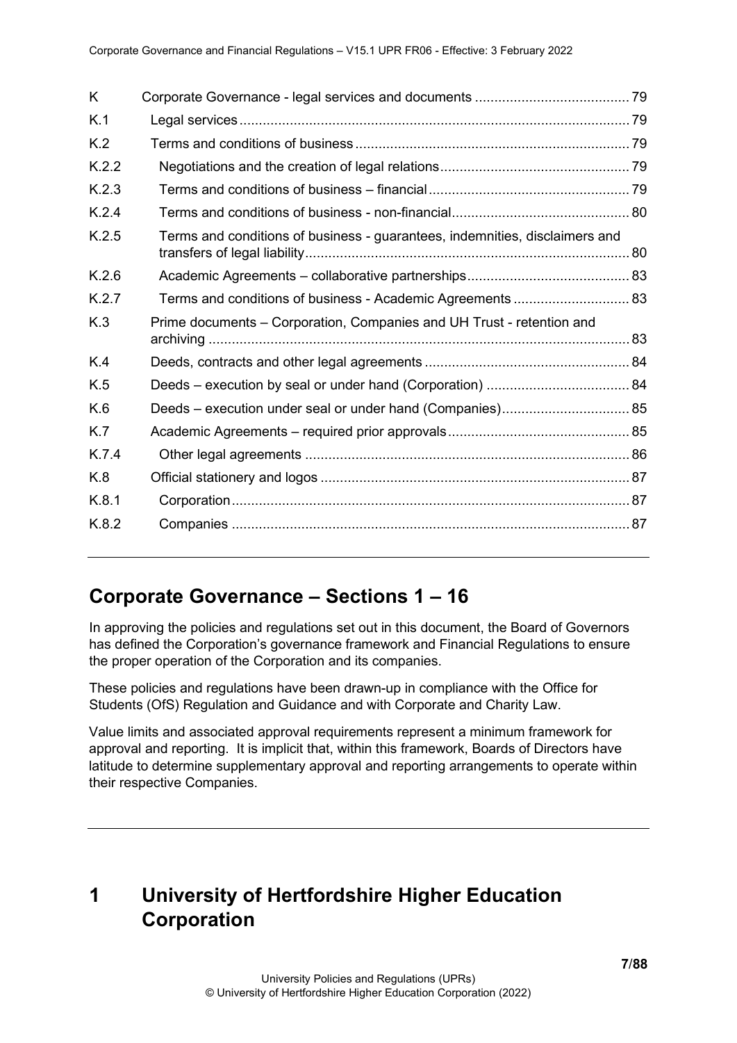| | | |
|---|---|---|
| K | Corporate Governance - legal services and documents | 79 |
| K.1 | Legal services | 79 |
| K.2 | Terms and conditions of business | 79 |
| K.2.2 | Negotiations and the creation of legal relations | 79 |
| K.2.3 | Terms and conditions of business – financial | 79 |
| K.2.4 | Terms and conditions of business - non-financial | 80 |
| K.2.5 | Terms and conditions of business - guarantees, indemnities, disclaimers and transfers of legal liability | 80 |
| K.2.6 | Academic Agreements – collaborative partnerships | 83 |
| K.2.7 | Terms and conditions of business - Academic Agreements | 83 |
| K.3 | Prime documents – Corporation, Companies and UH Trust - retention and archiving | 83 |
| K.4 | Deeds, contracts and other legal agreements | 84 |
| K.5 | Deeds – execution by seal or under hand (Corporation) | 84 |
| K.6 | Deeds – execution under seal or under hand (Companies) | 85 |
| K.7 | Academic Agreements – required prior approvals | 85 |
| K.7.4 | Other legal agreements | 86 |
| K.8 | Official stationery and logos | 87 |
| K.8.1 | Corporation | 87 |
| K.8.2 | Companies | 87 |

## Corporate Governance – Sections 1 – 16

In approving the policies and regulations set out in this document, the Board of Governors has defined the Corporation's governance framework and Financial Regulations to ensure the proper operation of the Corporation and its companies.

These policies and regulations have been drawn-up in compliance with the Office for Students (OfS) Regulation and Guidance and with Corporate and Charity Law.

Value limits and associated approval requirements represent a minimum framework for approval and reporting. It is implicit that, within this framework, Boards of Directors have latitude to determine supplementary approval and reporting arrangements to operate within their respective Companies.

# 1 University of Hertfordshire Higher Education Corporation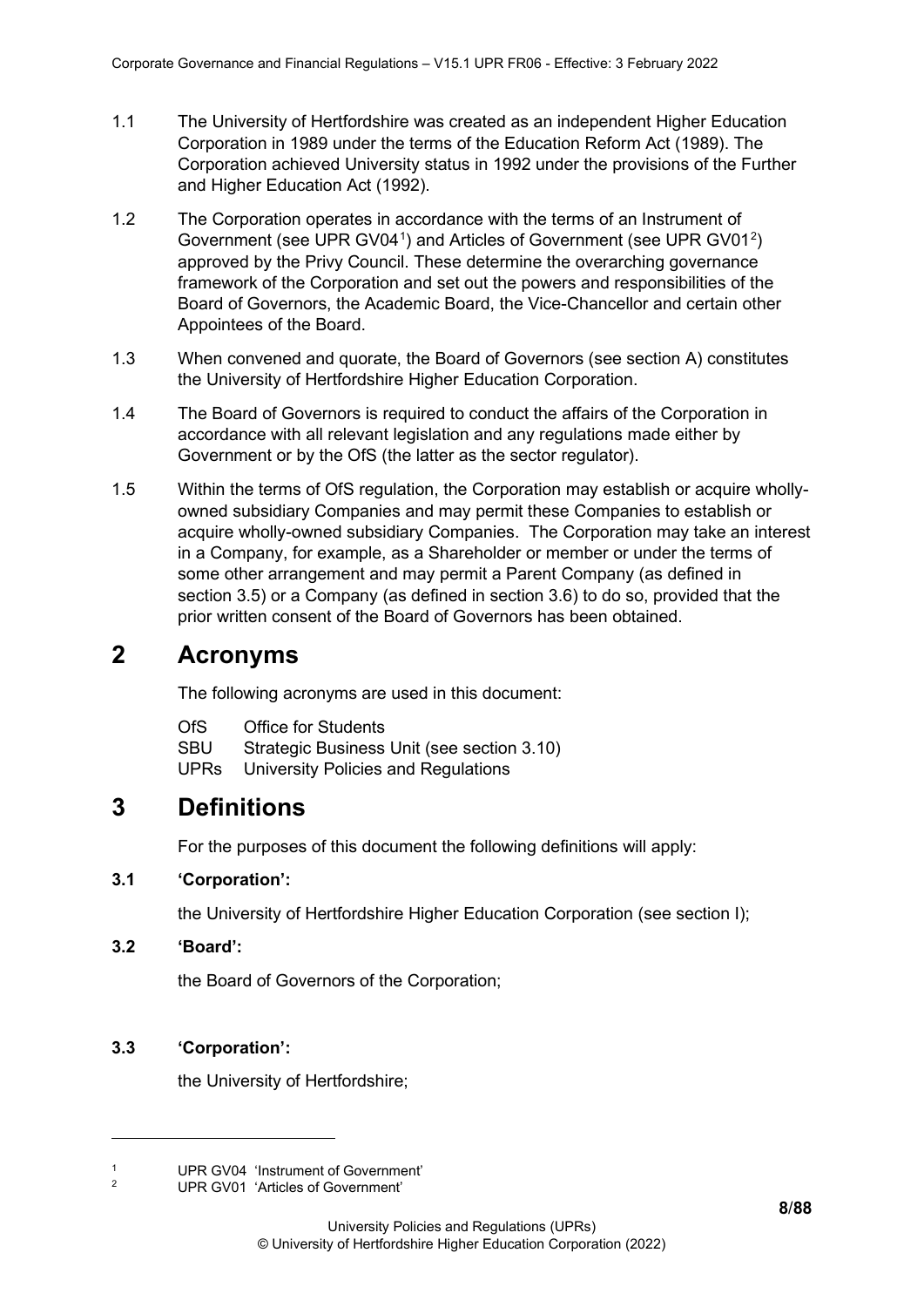1.1 The University of Hertfordshire was created as an independent Higher Education Corporation in 1989 under the terms of the Education Reform Act (1989). The Corporation achieved University status in 1992 under the provisions of the Further and Higher Education Act (1992).

1.2 The Corporation operates in accordance with the terms of an Instrument of Government (see UPR GV04[1]) and Articles of Government (see UPR GV01[2]) approved by the Privy Council. These determine the overarching governance framework of the Corporation and set out the powers and responsibilities of the Board of Governors, the Academic Board, the Vice-Chancellor and certain other Appointees of the Board.

1.3 When convened and quorate, the Board of Governors (see section A) constitutes the University of Hertfordshire Higher Education Corporation.

1.4 The Board of Governors is required to conduct the affairs of the Corporation in accordance with all relevant legislation and any regulations made either by Government or by the OfS (the latter as the sector regulator).

1.5 Within the terms of OfS regulation, the Corporation may establish or acquire wholly-owned subsidiary Companies and may permit these Companies to establish or acquire wholly-owned subsidiary Companies. The Corporation may take an interest in a Company, for example, as a Shareholder or member or under the terms of some other arrangement and may permit a Parent Company (as defined in section 3.5) or a Company (as defined in section 3.6) to do so, provided that the prior written consent of the Board of Governors has been obtained.

# 2 Acronyms

The following acronyms are used in this document:

OfS Office for Students
SBU Strategic Business Unit (see section 3.10)
UPRs University Policies and Regulations

# 3 Definitions

For the purposes of this document the following definitions will apply:

**3.1 'Corporation':**

the University of Hertfordshire Higher Education Corporation (see section I);

**3.2 'Board':**

the Board of Governors of the Corporation;

**3.3 'Corporation':**

the University of Hertfordshire;

---

[1] UPR GV04 'Instrument of Government'
[2] UPR GV01 'Articles of Government'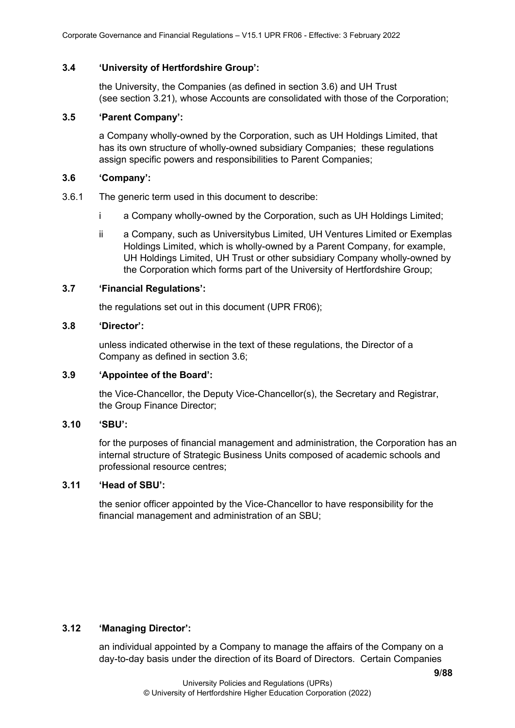### 3.4 'University of Hertfordshire Group':

the University, the Companies (as defined in section 3.6) and UH Trust (see section 3.21), whose Accounts are consolidated with those of the Corporation;

### 3.5 'Parent Company':

a Company wholly-owned by the Corporation, such as UH Holdings Limited, that has its own structure of wholly-owned subsidiary Companies; these regulations assign specific powers and responsibilities to Parent Companies;

### 3.6 'Company':

3.6.1 The generic term used in this document to describe:

i a Company wholly-owned by the Corporation, such as UH Holdings Limited;

ii a Company, such as Universitybus Limited, UH Ventures Limited or Exemplas Holdings Limited, which is wholly-owned by a Parent Company, for example, UH Holdings Limited, UH Trust or other subsidiary Company wholly-owned by the Corporation which forms part of the University of Hertfordshire Group;

### 3.7 'Financial Regulations':

the regulations set out in this document (UPR FR06);

### 3.8 'Director':

unless indicated otherwise in the text of these regulations, the Director of a Company as defined in section 3.6;

### 3.9 'Appointee of the Board':

the Vice-Chancellor, the Deputy Vice-Chancellor(s), the Secretary and Registrar, the Group Finance Director;

### 3.10 'SBU':

for the purposes of financial management and administration, the Corporation has an internal structure of Strategic Business Units composed of academic schools and professional resource centres;

### 3.11 'Head of SBU':

the senior officer appointed by the Vice-Chancellor to have responsibility for the financial management and administration of an SBU;

### 3.12 'Managing Director':

an individual appointed by a Company to manage the affairs of the Company on a day-to-day basis under the direction of its Board of Directors. Certain Companies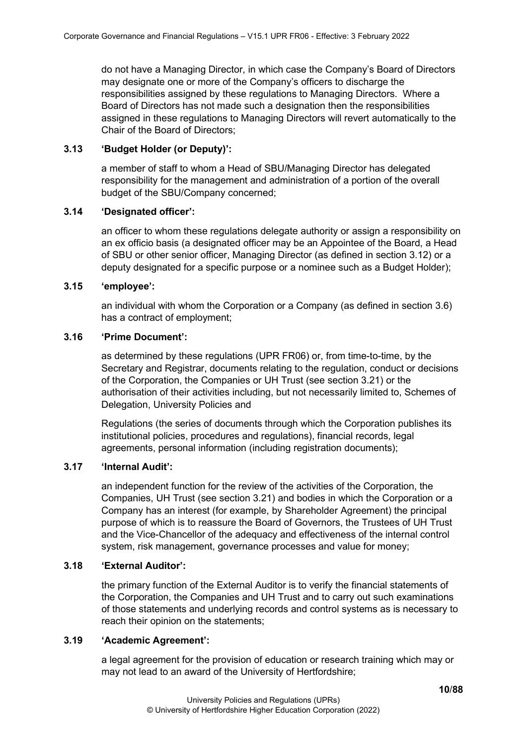do not have a Managing Director, in which case the Company's Board of Directors may designate one or more of the Company's officers to discharge the responsibilities assigned by these regulations to Managing Directors. Where a Board of Directors has not made such a designation then the responsibilities assigned in these regulations to Managing Directors will revert automatically to the Chair of the Board of Directors;

**3.13 'Budget Holder (or Deputy)':**

a member of staff to whom a Head of SBU/Managing Director has delegated responsibility for the management and administration of a portion of the overall budget of the SBU/Company concerned;

**3.14 'Designated officer':**

an officer to whom these regulations delegate authority or assign a responsibility on an ex officio basis (a designated officer may be an Appointee of the Board, a Head of SBU or other senior officer, Managing Director (as defined in section 3.12) or a deputy designated for a specific purpose or a nominee such as a Budget Holder);

**3.15 'employee':**

an individual with whom the Corporation or a Company (as defined in section 3.6) has a contract of employment;

**3.16 'Prime Document':**

as determined by these regulations (UPR FR06) or, from time-to-time, by the Secretary and Registrar, documents relating to the regulation, conduct or decisions of the Corporation, the Companies or UH Trust (see section 3.21) or the authorisation of their activities including, but not necessarily limited to, Schemes of Delegation, University Policies and

Regulations (the series of documents through which the Corporation publishes its institutional policies, procedures and regulations), financial records, legal agreements, personal information (including registration documents);

**3.17 'Internal Audit':**

an independent function for the review of the activities of the Corporation, the Companies, UH Trust (see section 3.21) and bodies in which the Corporation or a Company has an interest (for example, by Shareholder Agreement) the principal purpose of which is to reassure the Board of Governors, the Trustees of UH Trust and the Vice-Chancellor of the adequacy and effectiveness of the internal control system, risk management, governance processes and value for money;

**3.18 'External Auditor':**

the primary function of the External Auditor is to verify the financial statements of the Corporation, the Companies and UH Trust and to carry out such examinations of those statements and underlying records and control systems as is necessary to reach their opinion on the statements;

**3.19 'Academic Agreement':**

a legal agreement for the provision of education or research training which may or may not lead to an award of the University of Hertfordshire;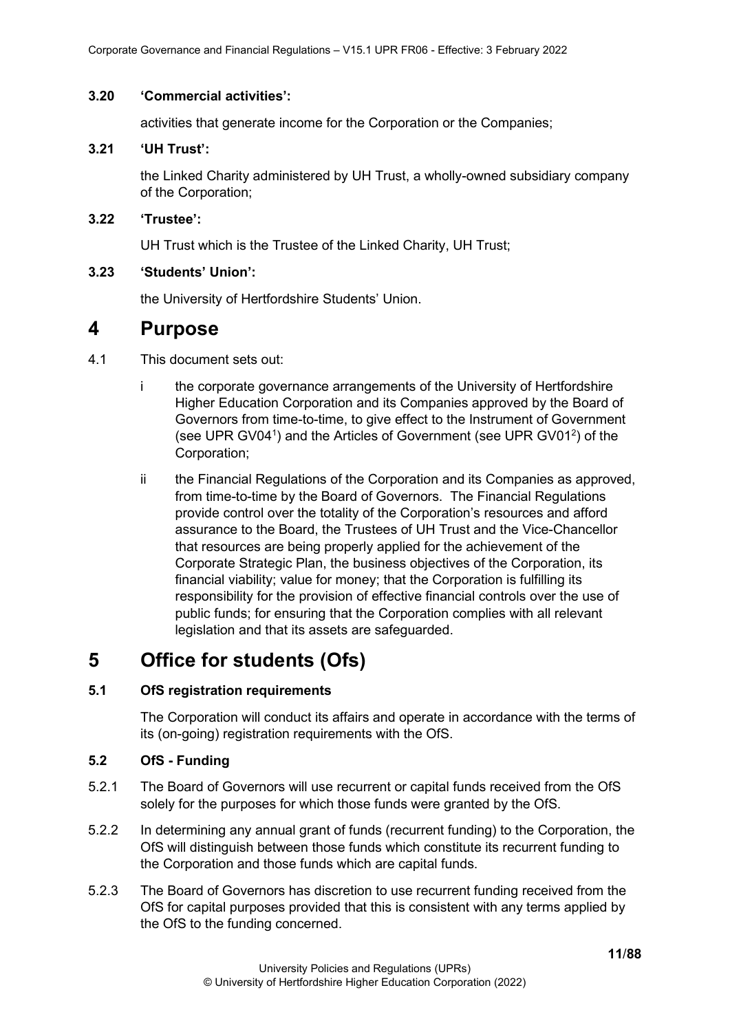**3.20 'Commercial activities':**

activities that generate income for the Corporation or the Companies;

**3.21 'UH Trust':**

the Linked Charity administered by UH Trust, a wholly-owned subsidiary company of the Corporation;

**3.22 'Trustee':**

UH Trust which is the Trustee of the Linked Charity, UH Trust;

**3.23 'Students' Union':**

the University of Hertfordshire Students' Union.

# 4 Purpose

4.1 This document sets out:

i the corporate governance arrangements of the University of Hertfordshire Higher Education Corporation and its Companies approved by the Board of Governors from time-to-time, to give effect to the Instrument of Government (see UPR GV04[1]) and the Articles of Government (see UPR GV01[2]) of the Corporation;

ii the Financial Regulations of the Corporation and its Companies as approved, from time-to-time by the Board of Governors. The Financial Regulations provide control over the totality of the Corporation's resources and afford assurance to the Board, the Trustees of UH Trust and the Vice-Chancellor that resources are being properly applied for the achievement of the Corporate Strategic Plan, the business objectives of the Corporation, its financial viability; value for money; that the Corporation is fulfilling its responsibility for the provision of effective financial controls over the use of public funds; for ensuring that the Corporation complies with all relevant legislation and that its assets are safeguarded.

# 5 Office for students (Ofs)

**5.1 OfS registration requirements**

The Corporation will conduct its affairs and operate in accordance with the terms of its (on-going) registration requirements with the OfS.

**5.2 OfS - Funding**

5.2.1 The Board of Governors will use recurrent or capital funds received from the OfS solely for the purposes for which those funds were granted by the OfS.

5.2.2 In determining any annual grant of funds (recurrent funding) to the Corporation, the OfS will distinguish between those funds which constitute its recurrent funding to the Corporation and those funds which are capital funds.

5.2.3 The Board of Governors has discretion to use recurrent funding received from the OfS for capital purposes provided that this is consistent with any terms applied by the OfS to the funding concerned.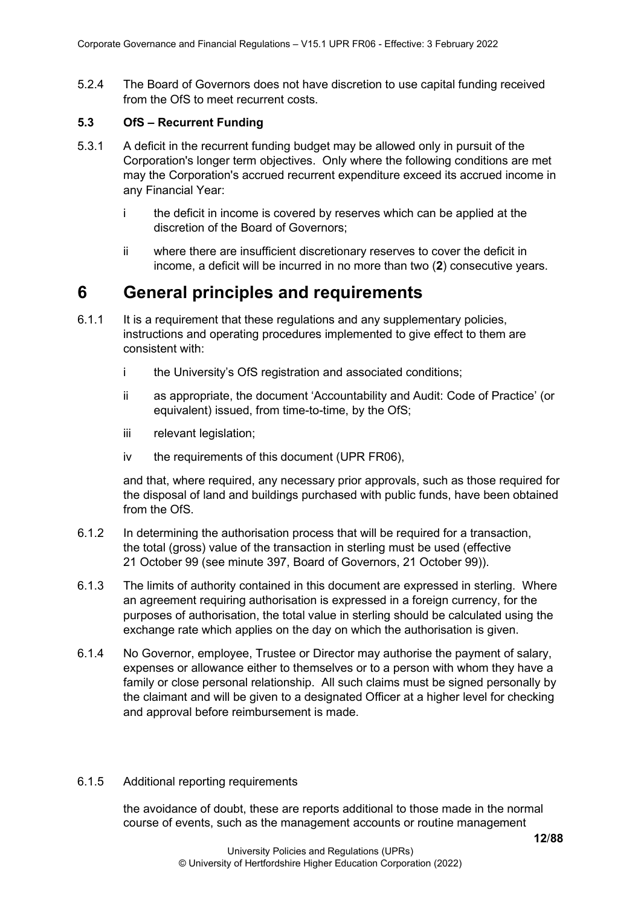5.2.4 The Board of Governors does not have discretion to use capital funding received from the OfS to meet recurrent costs.

**5.3 OfS – Recurrent Funding**

5.3.1 A deficit in the recurrent funding budget may be allowed only in pursuit of the Corporation's longer term objectives. Only where the following conditions are met may the Corporation's accrued recurrent expenditure exceed its accrued income in any Financial Year:

i the deficit in income is covered by reserves which can be applied at the discretion of the Board of Governors;

ii where there are insufficient discretionary reserves to cover the deficit in income, a deficit will be incurred in no more than two (**2**) consecutive years.

# 6 General principles and requirements

6.1.1 It is a requirement that these regulations and any supplementary policies, instructions and operating procedures implemented to give effect to them are consistent with:

i the University's OfS registration and associated conditions;

ii as appropriate, the document 'Accountability and Audit: Code of Practice' (or equivalent) issued, from time-to-time, by the OfS;

iii relevant legislation;

iv the requirements of this document (UPR FR06),

and that, where required, any necessary prior approvals, such as those required for the disposal of land and buildings purchased with public funds, have been obtained from the OfS.

6.1.2 In determining the authorisation process that will be required for a transaction, the total (gross) value of the transaction in sterling must be used (effective 21 October 99 (see minute 397, Board of Governors, 21 October 99)).

6.1.3 The limits of authority contained in this document are expressed in sterling. Where an agreement requiring authorisation is expressed in a foreign currency, for the purposes of authorisation, the total value in sterling should be calculated using the exchange rate which applies on the day on which the authorisation is given.

6.1.4 No Governor, employee, Trustee or Director may authorise the payment of salary, expenses or allowance either to themselves or to a person with whom they have a family or close personal relationship. All such claims must be signed personally by the claimant and will be given to a designated Officer at a higher level for checking and approval before reimbursement is made.

6.1.5 Additional reporting requirements

the avoidance of doubt, these are reports additional to those made in the normal course of events, such as the management accounts or routine management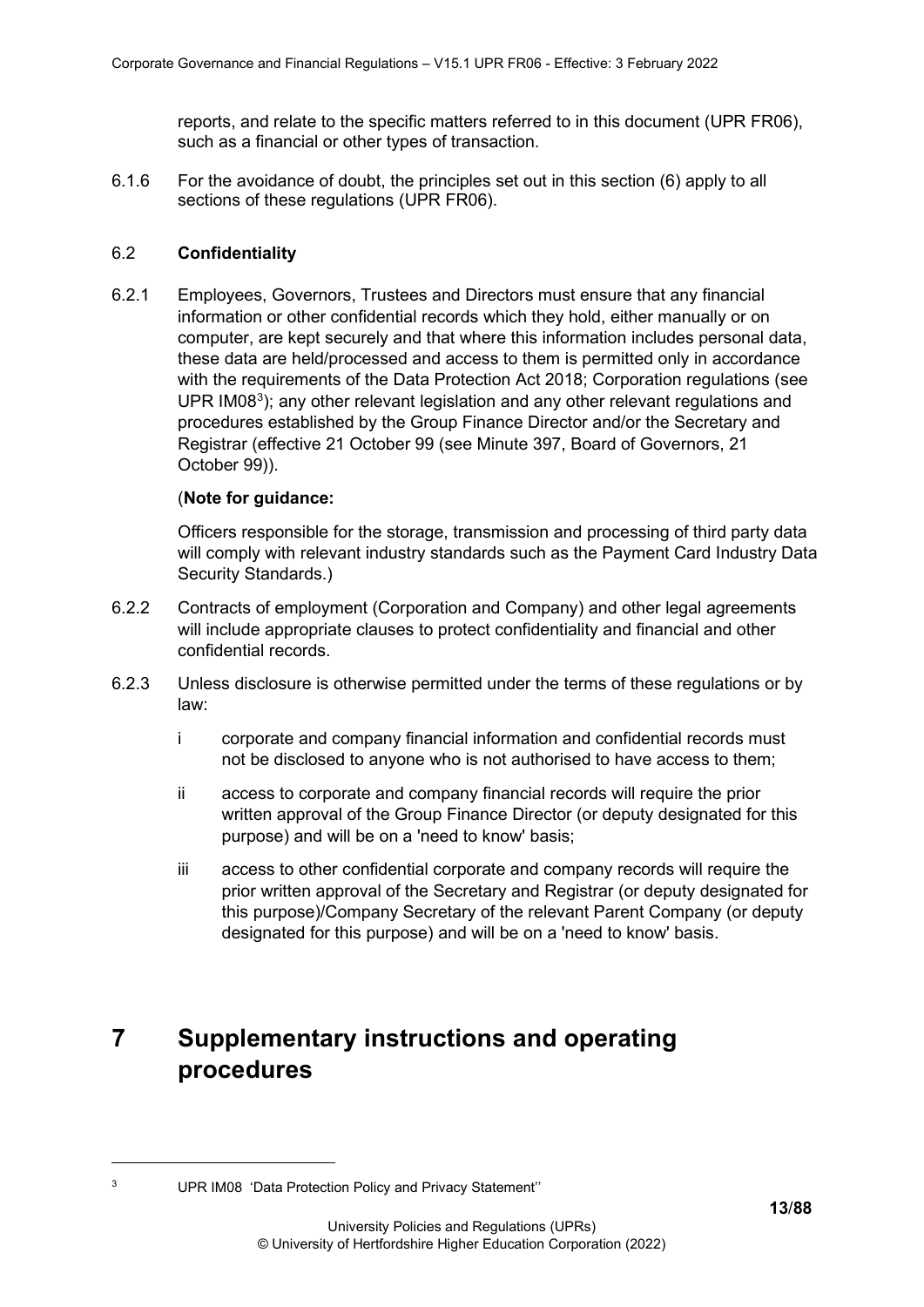reports, and relate to the specific matters referred to in this document (UPR FR06), such as a financial or other types of transaction.

6.1.6 For the avoidance of doubt, the principles set out in this section (6) apply to all sections of these regulations (UPR FR06).

### 6.2 **Confidentiality**

6.2.1 Employees, Governors, Trustees and Directors must ensure that any financial information or other confidential records which they hold, either manually or on computer, are kept securely and that where this information includes personal data, these data are held/processed and access to them is permitted only in accordance with the requirements of the Data Protection Act 2018; Corporation regulations (see UPR IM08[3]); any other relevant legislation and any other relevant regulations and procedures established by the Group Finance Director and/or the Secretary and Registrar (effective 21 October 99 (see Minute 397, Board of Governors, 21 October 99)).

(**Note for guidance:**

Officers responsible for the storage, transmission and processing of third party data will comply with relevant industry standards such as the Payment Card Industry Data Security Standards.)

6.2.2 Contracts of employment (Corporation and Company) and other legal agreements will include appropriate clauses to protect confidentiality and financial and other confidential records.

6.2.3 Unless disclosure is otherwise permitted under the terms of these regulations or by law:

i corporate and company financial information and confidential records must not be disclosed to anyone who is not authorised to have access to them;

ii access to corporate and company financial records will require the prior written approval of the Group Finance Director (or deputy designated for this purpose) and will be on a 'need to know' basis;

iii access to other confidential corporate and company records will require the prior written approval of the Secretary and Registrar (or deputy designated for this purpose)/Company Secretary of the relevant Parent Company (or deputy designated for this purpose) and will be on a 'need to know' basis.

# 7 Supplementary instructions and operating procedures

[3] UPR IM08 'Data Protection Policy and Privacy Statement''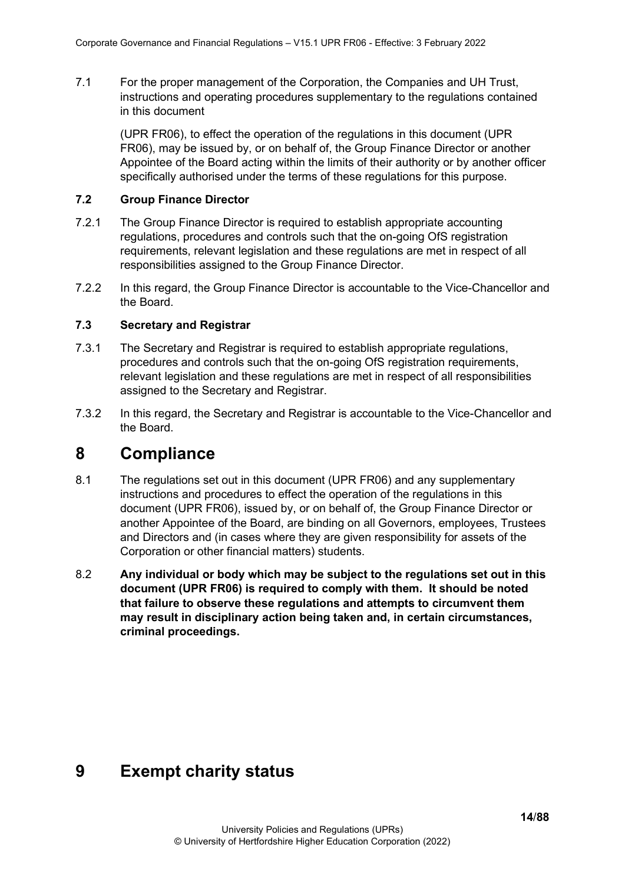7.1 For the proper management of the Corporation, the Companies and UH Trust, instructions and operating procedures supplementary to the regulations contained in this document (UPR FR06), to effect the operation of the regulations in this document (UPR FR06), may be issued by, or on behalf of, the Group Finance Director or another Appointee of the Board acting within the limits of their authority or by another officer specifically authorised under the terms of these regulations for this purpose.

### 7.2 Group Finance Director

7.2.1 The Group Finance Director is required to establish appropriate accounting regulations, procedures and controls such that the on-going OfS registration requirements, relevant legislation and these regulations are met in respect of all responsibilities assigned to the Group Finance Director.

7.2.2 In this regard, the Group Finance Director is accountable to the Vice-Chancellor and the Board.

### 7.3 Secretary and Registrar

7.3.1 The Secretary and Registrar is required to establish appropriate regulations, procedures and controls such that the on-going OfS registration requirements, relevant legislation and these regulations are met in respect of all responsibilities assigned to the Secretary and Registrar.

7.3.2 In this regard, the Secretary and Registrar is accountable to the Vice-Chancellor and the Board.

## 8 Compliance

8.1 The regulations set out in this document (UPR FR06) and any supplementary instructions and procedures to effect the operation of the regulations in this document (UPR FR06), issued by, or on behalf of, the Group Finance Director or another Appointee of the Board, are binding on all Governors, employees, Trustees and Directors and (in cases where they are given responsibility for assets of the Corporation or other financial matters) students.

8.2 **Any individual or body which may be subject to the regulations set out in this document (UPR FR06) is required to comply with them. It should be noted that failure to observe these regulations and attempts to circumvent them may result in disciplinary action being taken and, in certain circumstances, criminal proceedings.**

## 9 Exempt charity status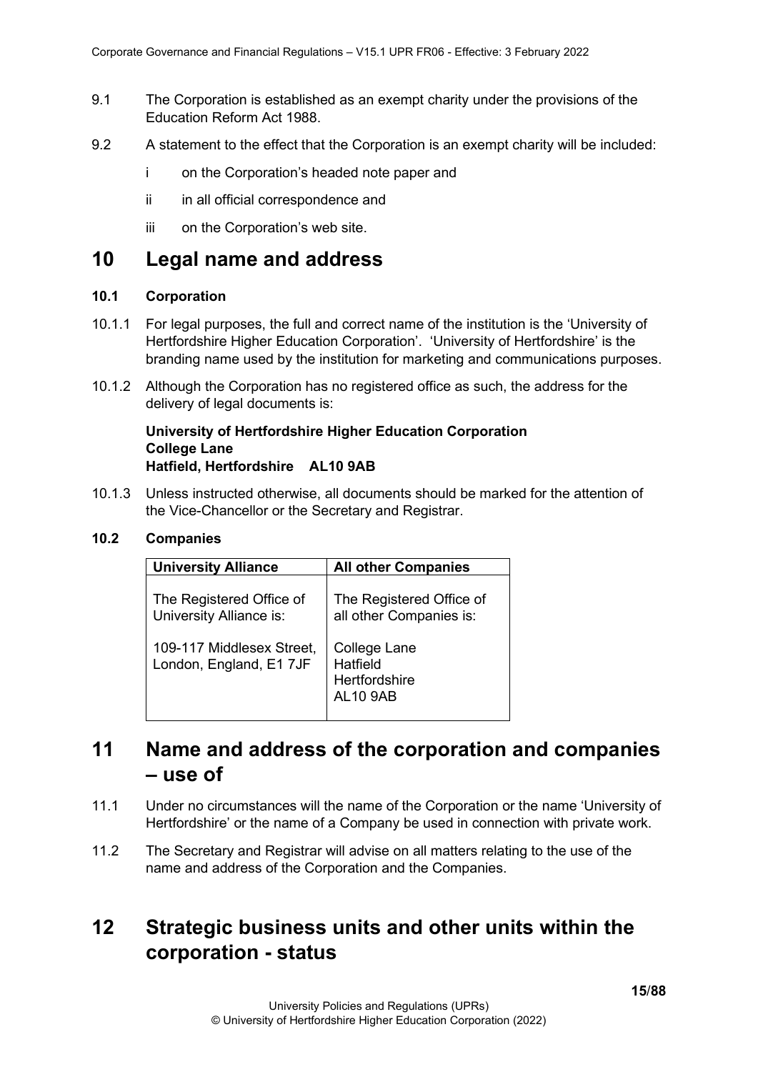9.1 The Corporation is established as an exempt charity under the provisions of the Education Reform Act 1988.

9.2 A statement to the effect that the Corporation is an exempt charity will be included:

- i on the Corporation's headed note paper and
- ii in all official correspondence and
- iii on the Corporation's web site.

# 10 Legal name and address

### 10.1 Corporation

10.1.1 For legal purposes, the full and correct name of the institution is the 'University of Hertfordshire Higher Education Corporation'. 'University of Hertfordshire' is the branding name used by the institution for marketing and communications purposes.

10.1.2 Although the Corporation has no registered office as such, the address for the delivery of legal documents is:

**University of Hertfordshire Higher Education Corporation**
**College Lane**
**Hatfield, Hertfordshire AL10 9AB**

10.1.3 Unless instructed otherwise, all documents should be marked for the attention of the Vice-Chancellor or the Secretary and Registrar.

### 10.2 Companies

| University Alliance | All other Companies |
|---|---|
| The Registered Office of University Alliance is:<br><br>109-117 Middlesex Street, London, England, E1 7JF | The Registered Office of all other Companies is:<br><br>College Lane<br>Hatfield<br>Hertfordshire<br>AL10 9AB |

# 11 Name and address of the corporation and companies – use of

11.1 Under no circumstances will the name of the Corporation or the name 'University of Hertfordshire' or the name of a Company be used in connection with private work.

11.2 The Secretary and Registrar will advise on all matters relating to the use of the name and address of the Corporation and the Companies.

# 12 Strategic business units and other units within the corporation - status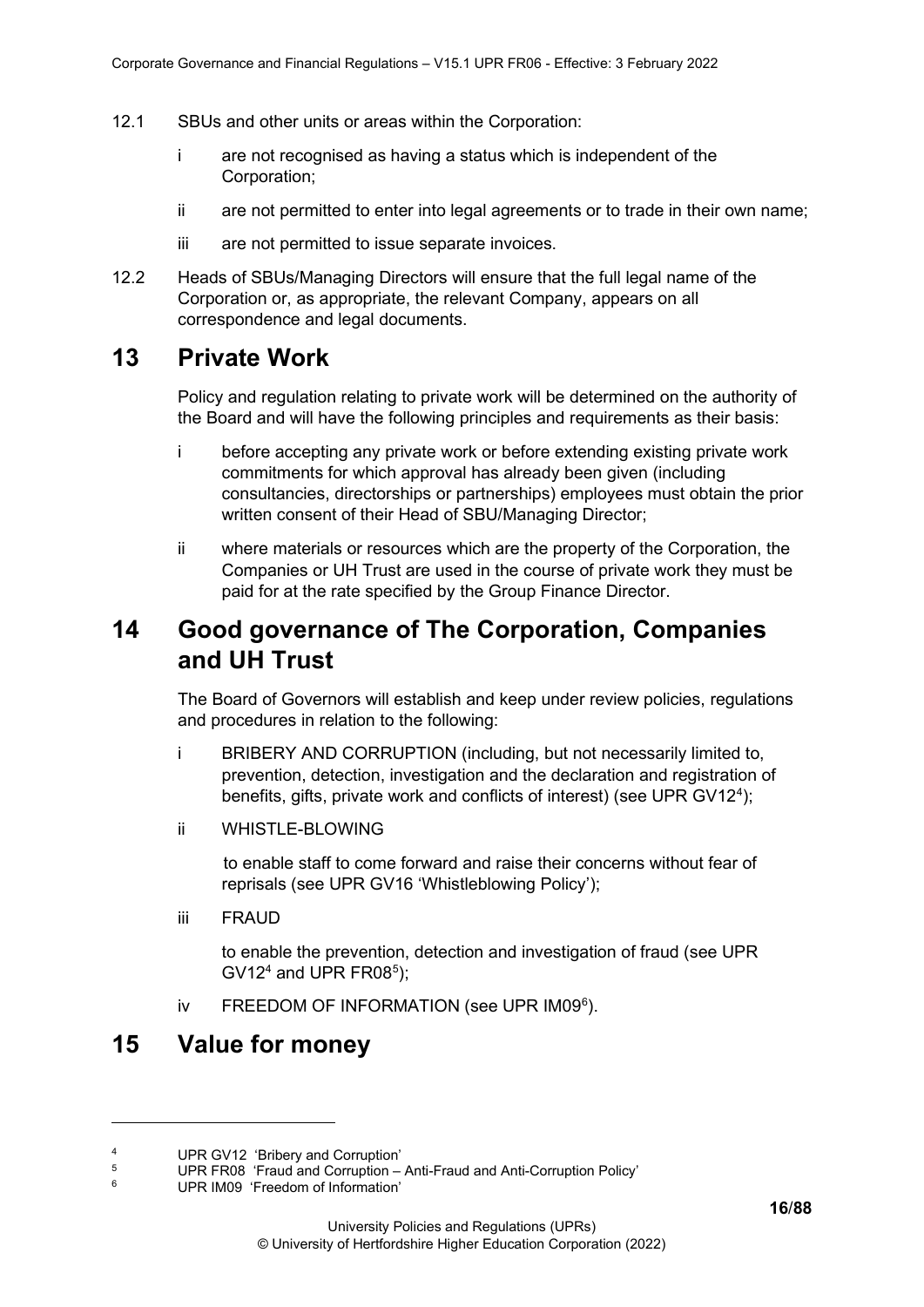12.1 SBUs and other units or areas within the Corporation:

i are not recognised as having a status which is independent of the Corporation;

ii are not permitted to enter into legal agreements or to trade in their own name;

iii are not permitted to issue separate invoices.

12.2 Heads of SBUs/Managing Directors will ensure that the full legal name of the Corporation or, as appropriate, the relevant Company, appears on all correspondence and legal documents.

# 13 Private Work

Policy and regulation relating to private work will be determined on the authority of the Board and will have the following principles and requirements as their basis:

i before accepting any private work or before extending existing private work commitments for which approval has already been given (including consultancies, directorships or partnerships) employees must obtain the prior written consent of their Head of SBU/Managing Director;

ii where materials or resources which are the property of the Corporation, the Companies or UH Trust are used in the course of private work they must be paid for at the rate specified by the Group Finance Director.

# 14 Good governance of The Corporation, Companies and UH Trust

The Board of Governors will establish and keep under review policies, regulations and procedures in relation to the following:

i BRIBERY AND CORRUPTION (including, but not necessarily limited to, prevention, detection, investigation and the declaration and registration of benefits, gifts, private work and conflicts of interest) (see UPR GV12[4]);

ii WHISTLE-BLOWING

to enable staff to come forward and raise their concerns without fear of reprisals (see UPR GV16 'Whistleblowing Policy');

iii FRAUD

to enable the prevention, detection and investigation of fraud (see UPR GV12[4] and UPR FR08[5]);

iv FREEDOM OF INFORMATION (see UPR IM09[6]).

# 15 Value for money

---

[4] UPR GV12 'Bribery and Corruption'

[5] UPR FR08 'Fraud and Corruption – Anti-Fraud and Anti-Corruption Policy'

[6] UPR IM09 'Freedom of Information'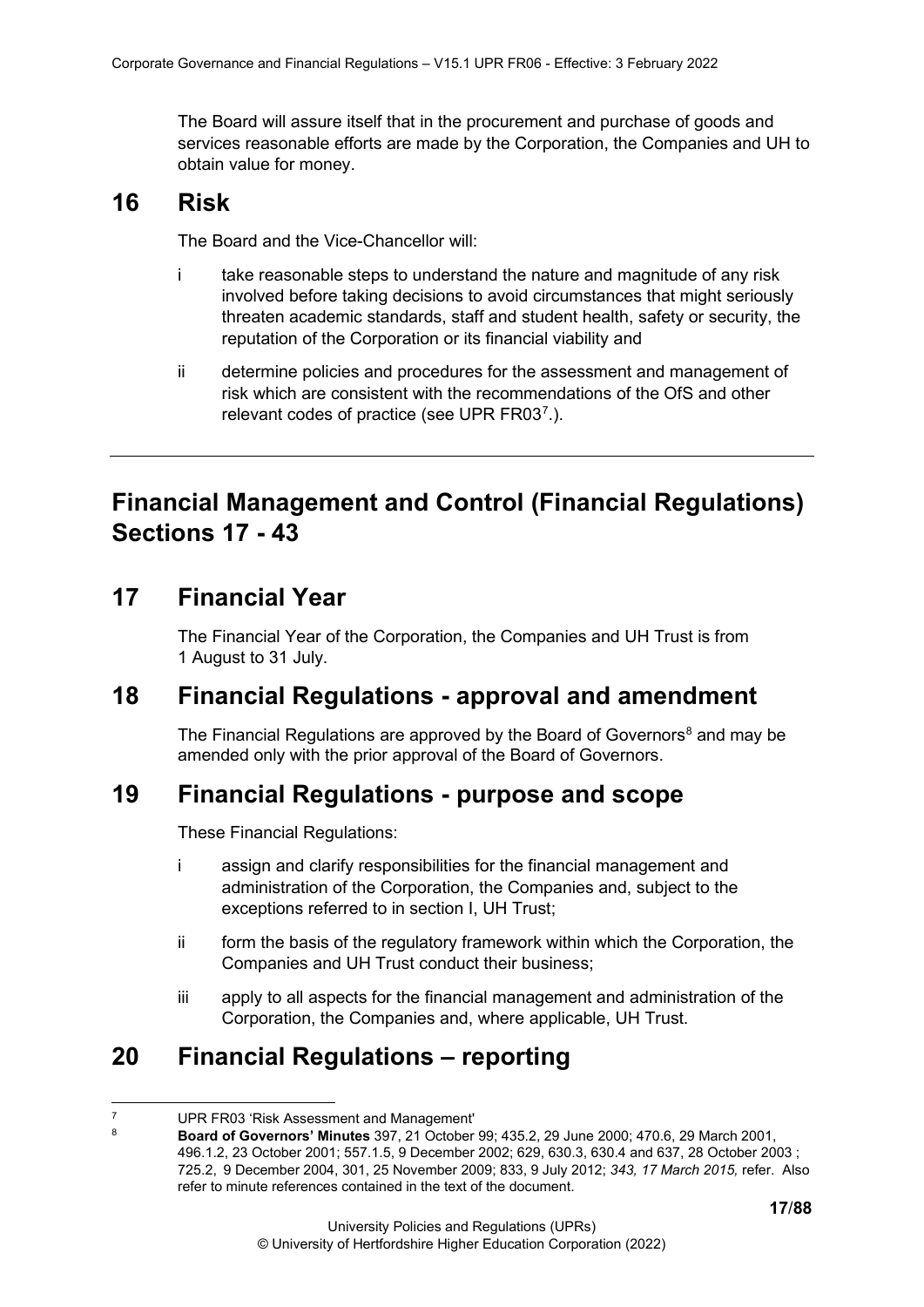The Board will assure itself that in the procurement and purchase of goods and services reasonable efforts are made by the Corporation, the Companies and UH to obtain value for money.

## 16 Risk

The Board and the Vice-Chancellor will:

i take reasonable steps to understand the nature and magnitude of any risk involved before taking decisions to avoid circumstances that might seriously threaten academic standards, staff and student health, safety or security, the reputation of the Corporation or its financial viability and

ii determine policies and procedures for the assessment and management of risk which are consistent with the recommendations of the OfS and other relevant codes of practice (see UPR FR03[7].).

---

# Financial Management and Control (Financial Regulations) Sections 17 - 43

## 17 Financial Year

The Financial Year of the Corporation, the Companies and UH Trust is from 1 August to 31 July.

## 18 Financial Regulations - approval and amendment

The Financial Regulations are approved by the Board of Governors[8] and may be amended only with the prior approval of the Board of Governors.

## 19 Financial Regulations - purpose and scope

These Financial Regulations:

i assign and clarify responsibilities for the financial management and administration of the Corporation, the Companies and, subject to the exceptions referred to in section I, UH Trust;

ii form the basis of the regulatory framework within which the Corporation, the Companies and UH Trust conduct their business;

iii apply to all aspects for the financial management and administration of the Corporation, the Companies and, where applicable, UH Trust.

## 20 Financial Regulations – reporting

---

[7] UPR FR03 'Risk Assessment and Management'

[8] **Board of Governors' Minutes** 397, 21 October 99; 435.2, 29 June 2000; 470.6, 29 March 2001, 496.1.2, 23 October 2001; 557.1.5, 9 December 2002; 629, 630.3, 630.4 and 637, 28 October 2003 ; 725.2, 9 December 2004, 301, 25 November 2009; 833, 9 July 2012; *343, 17 March 2015,* refer. Also refer to minute references contained in the text of the document.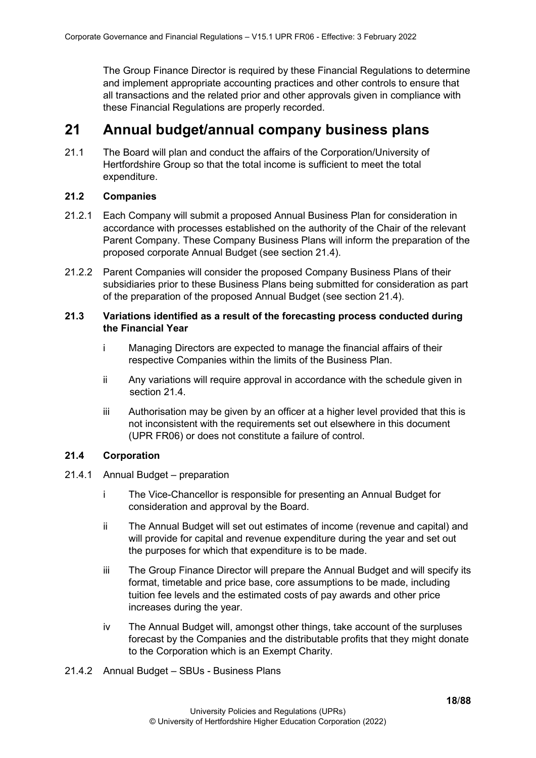The Group Finance Director is required by these Financial Regulations to determine and implement appropriate accounting practices and other controls to ensure that all transactions and the related prior and other approvals given in compliance with these Financial Regulations are properly recorded.

# 21 Annual budget/annual company business plans

21.1 The Board will plan and conduct the affairs of the Corporation/University of Hertfordshire Group so that the total income is sufficient to meet the total expenditure.

### 21.2 Companies

21.2.1 Each Company will submit a proposed Annual Business Plan for consideration in accordance with processes established on the authority of the Chair of the relevant Parent Company. These Company Business Plans will inform the preparation of the proposed corporate Annual Budget (see section 21.4).

21.2.2 Parent Companies will consider the proposed Company Business Plans of their subsidiaries prior to these Business Plans being submitted for consideration as part of the preparation of the proposed Annual Budget (see section 21.4).

### 21.3 Variations identified as a result of the forecasting process conducted during the Financial Year

i Managing Directors are expected to manage the financial affairs of their respective Companies within the limits of the Business Plan.

ii Any variations will require approval in accordance with the schedule given in section 21.4.

iii Authorisation may be given by an officer at a higher level provided that this is not inconsistent with the requirements set out elsewhere in this document (UPR FR06) or does not constitute a failure of control.

### 21.4 Corporation

21.4.1 Annual Budget – preparation

i The Vice-Chancellor is responsible for presenting an Annual Budget for consideration and approval by the Board.

ii The Annual Budget will set out estimates of income (revenue and capital) and will provide for capital and revenue expenditure during the year and set out the purposes for which that expenditure is to be made.

iii The Group Finance Director will prepare the Annual Budget and will specify its format, timetable and price base, core assumptions to be made, including tuition fee levels and the estimated costs of pay awards and other price increases during the year.

iv The Annual Budget will, amongst other things, take account of the surpluses forecast by the Companies and the distributable profits that they might donate to the Corporation which is an Exempt Charity.

21.4.2 Annual Budget – SBUs - Business Plans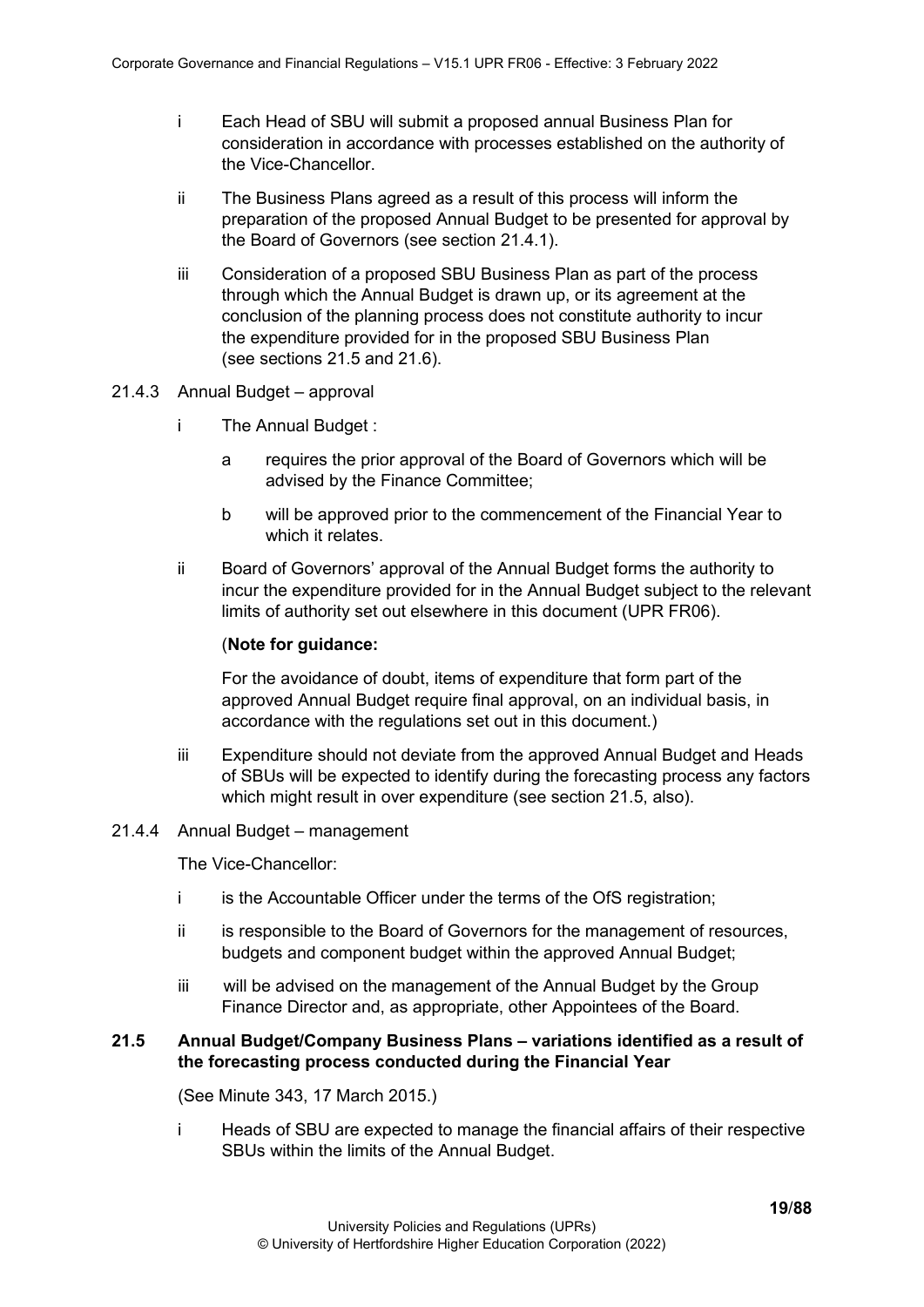i Each Head of SBU will submit a proposed annual Business Plan for consideration in accordance with processes established on the authority of the Vice-Chancellor.

ii The Business Plans agreed as a result of this process will inform the preparation of the proposed Annual Budget to be presented for approval by the Board of Governors (see section 21.4.1).

iii Consideration of a proposed SBU Business Plan as part of the process through which the Annual Budget is drawn up, or its agreement at the conclusion of the planning process does not constitute authority to incur the expenditure provided for in the proposed SBU Business Plan (see sections 21.5 and 21.6).

21.4.3 Annual Budget – approval

i The Annual Budget :

a requires the prior approval of the Board of Governors which will be advised by the Finance Committee;

b will be approved prior to the commencement of the Financial Year to which it relates.

ii Board of Governors' approval of the Annual Budget forms the authority to incur the expenditure provided for in the Annual Budget subject to the relevant limits of authority set out elsewhere in this document (UPR FR06).

(**Note for guidance:**

For the avoidance of doubt, items of expenditure that form part of the approved Annual Budget require final approval, on an individual basis, in accordance with the regulations set out in this document.)

iii Expenditure should not deviate from the approved Annual Budget and Heads of SBUs will be expected to identify during the forecasting process any factors which might result in over expenditure (see section 21.5, also).

21.4.4 Annual Budget – management

The Vice-Chancellor:

i is the Accountable Officer under the terms of the OfS registration;

ii is responsible to the Board of Governors for the management of resources, budgets and component budget within the approved Annual Budget;

iii will be advised on the management of the Annual Budget by the Group Finance Director and, as appropriate, other Appointees of the Board.

**21.5 Annual Budget/Company Business Plans – variations identified as a result of the forecasting process conducted during the Financial Year**

(See Minute 343, 17 March 2015.)

i Heads of SBU are expected to manage the financial affairs of their respective SBUs within the limits of the Annual Budget.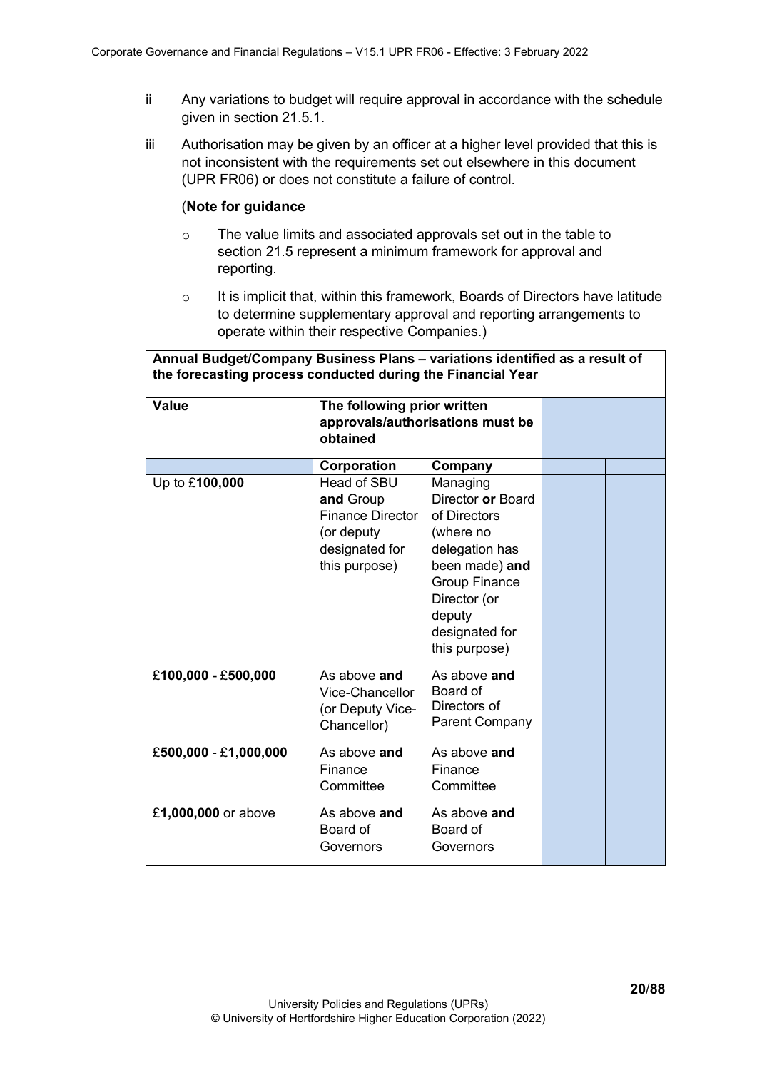ii Any variations to budget will require approval in accordance with the schedule given in section 21.5.1.

iii Authorisation may be given by an officer at a higher level provided that this is not inconsistent with the requirements set out elsewhere in this document (UPR FR06) or does not constitute a failure of control.

(**Note for guidance**

- The value limits and associated approvals set out in the table to section 21.5 represent a minimum framework for approval and reporting.
- It is implicit that, within this framework, Boards of Directors have latitude to determine supplementary approval and reporting arrangements to operate within their respective Companies.)

| **Annual Budget/Company Business Plans – variations identified as a result of the forecasting process conducted during the Financial Year** | | | | |
|---|---|---|---|---|
| **Value** | **The following prior written approvals/authorisations must be obtained** | | | |
| | **Corporation** | **Company** | | |
| Up to £**100,000** | Head of SBU **and** Group Finance Director (or deputy designated for this purpose) | Managing Director **or** Board of Directors (where no delegation has been made) **and** Group Finance Director (or deputy designated for this purpose) | | |
| £**100,000 -** £**500,000** | As above **and** Vice-Chancellor (or Deputy Vice-Chancellor) | As above **and** Board of Directors of Parent Company | | |
| £**500,000** - £**1,000,000** | As above **and** Finance Committee | As above **and** Finance Committee | | |
| £**1,000,000** or above | As above **and** Board of Governors | As above **and** Board of Governors | | |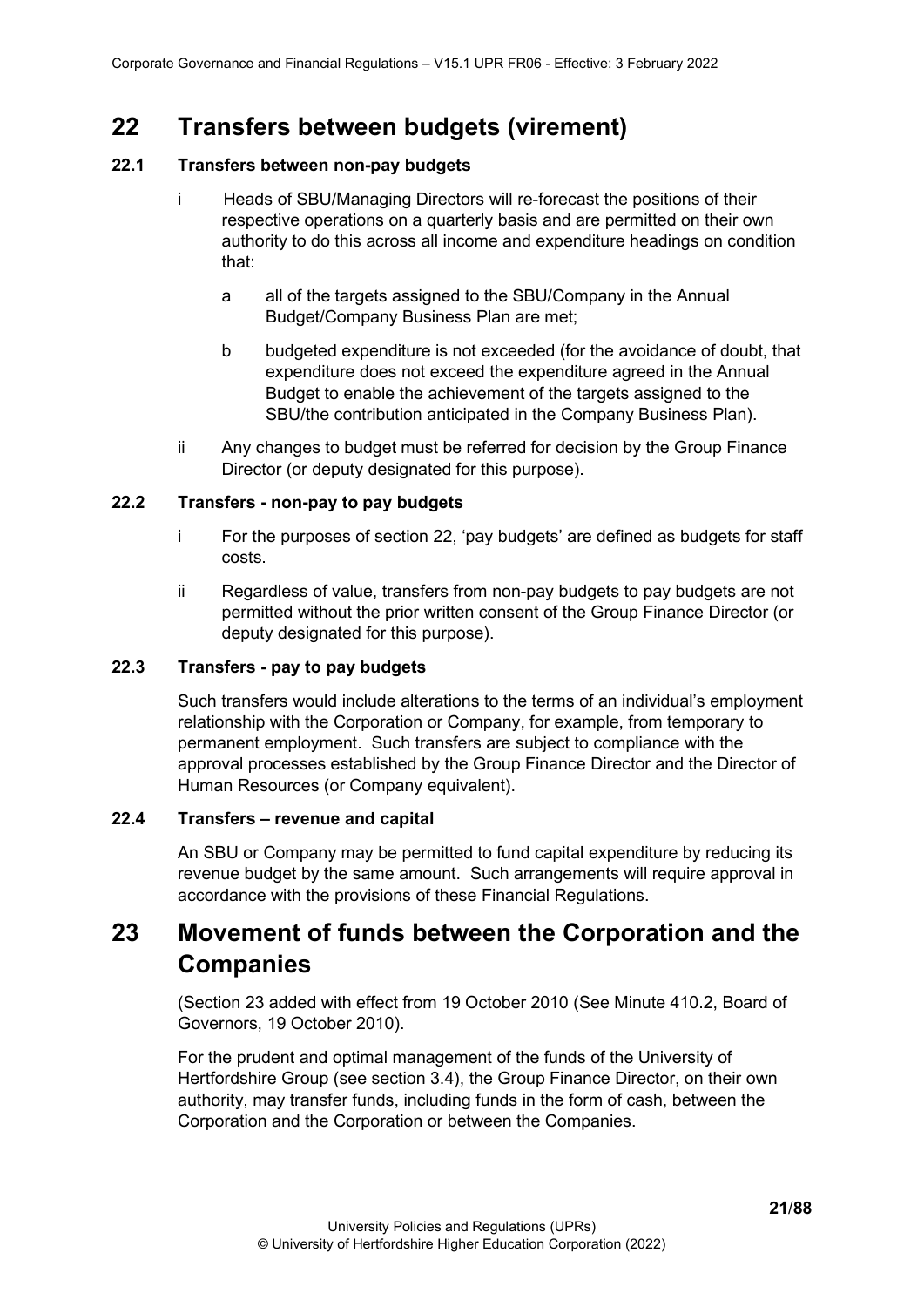# 22 Transfers between budgets (virement)

### 22.1 Transfers between non-pay budgets

i Heads of SBU/Managing Directors will re-forecast the positions of their respective operations on a quarterly basis and are permitted on their own authority to do this across all income and expenditure headings on condition that:

a all of the targets assigned to the SBU/Company in the Annual Budget/Company Business Plan are met;

b budgeted expenditure is not exceeded (for the avoidance of doubt, that expenditure does not exceed the expenditure agreed in the Annual Budget to enable the achievement of the targets assigned to the SBU/the contribution anticipated in the Company Business Plan).

ii Any changes to budget must be referred for decision by the Group Finance Director (or deputy designated for this purpose).

### 22.2 Transfers - non-pay to pay budgets

i For the purposes of section 22, 'pay budgets' are defined as budgets for staff costs.

ii Regardless of value, transfers from non-pay budgets to pay budgets are not permitted without the prior written consent of the Group Finance Director (or deputy designated for this purpose).

### 22.3 Transfers - pay to pay budgets

Such transfers would include alterations to the terms of an individual's employment relationship with the Corporation or Company, for example, from temporary to permanent employment. Such transfers are subject to compliance with the approval processes established by the Group Finance Director and the Director of Human Resources (or Company equivalent).

### 22.4 Transfers – revenue and capital

An SBU or Company may be permitted to fund capital expenditure by reducing its revenue budget by the same amount. Such arrangements will require approval in accordance with the provisions of these Financial Regulations.

# 23 Movement of funds between the Corporation and the Companies

(Section 23 added with effect from 19 October 2010 (See Minute 410.2, Board of Governors, 19 October 2010).

For the prudent and optimal management of the funds of the University of Hertfordshire Group (see section 3.4), the Group Finance Director, on their own authority, may transfer funds, including funds in the form of cash, between the Corporation and the Corporation or between the Companies.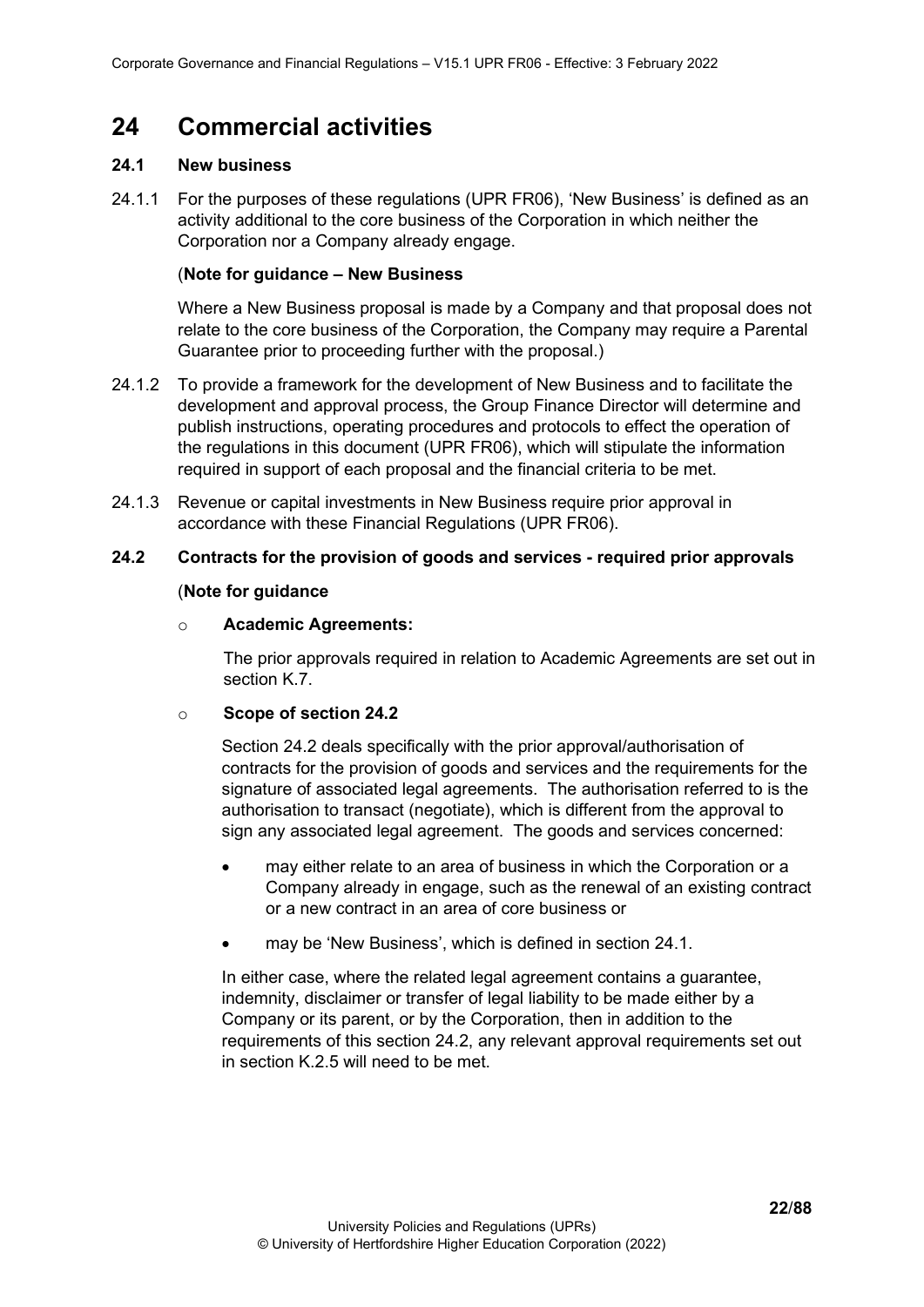# 24 Commercial activities

### 24.1 New business

24.1.1 For the purposes of these regulations (UPR FR06), 'New Business' is defined as an activity additional to the core business of the Corporation in which neither the Corporation nor a Company already engage.

(**Note for guidance – New Business**

Where a New Business proposal is made by a Company and that proposal does not relate to the core business of the Corporation, the Company may require a Parental Guarantee prior to proceeding further with the proposal.)

24.1.2 To provide a framework for the development of New Business and to facilitate the development and approval process, the Group Finance Director will determine and publish instructions, operating procedures and protocols to effect the operation of the regulations in this document (UPR FR06), which will stipulate the information required in support of each proposal and the financial criteria to be met.

24.1.3 Revenue or capital investments in New Business require prior approval in accordance with these Financial Regulations (UPR FR06).

### 24.2 Contracts for the provision of goods and services - required prior approvals

(**Note for guidance**

- **Academic Agreements:**

  The prior approvals required in relation to Academic Agreements are set out in section K.7.

- **Scope of section 24.2**

  Section 24.2 deals specifically with the prior approval/authorisation of contracts for the provision of goods and services and the requirements for the signature of associated legal agreements. The authorisation referred to is the authorisation to transact (negotiate), which is different from the approval to sign any associated legal agreement. The goods and services concerned:

  - may either relate to an area of business in which the Corporation or a Company already in engage, such as the renewal of an existing contract or a new contract in an area of core business or
  - may be 'New Business', which is defined in section 24.1.

  In either case, where the related legal agreement contains a guarantee, indemnity, disclaimer or transfer of legal liability to be made either by a Company or its parent, or by the Corporation, then in addition to the requirements of this section 24.2, any relevant approval requirements set out in section K.2.5 will need to be met.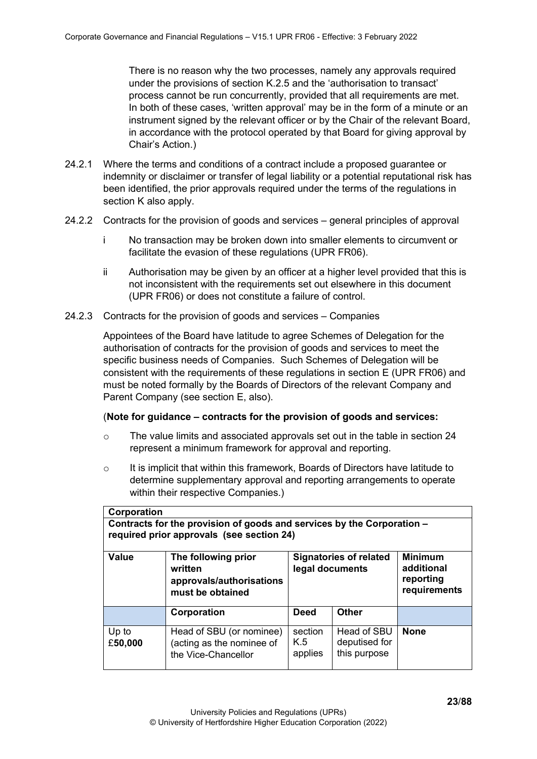There is no reason why the two processes, namely any approvals required under the provisions of section K.2.5 and the 'authorisation to transact' process cannot be run concurrently, provided that all requirements are met. In both of these cases, 'written approval' may be in the form of a minute or an instrument signed by the relevant officer or by the Chair of the relevant Board, in accordance with the protocol operated by that Board for giving approval by Chair's Action.)

24.2.1 Where the terms and conditions of a contract include a proposed guarantee or indemnity or disclaimer or transfer of legal liability or a potential reputational risk has been identified, the prior approvals required under the terms of the regulations in section K also apply.

24.2.2 Contracts for the provision of goods and services – general principles of approval

- i No transaction may be broken down into smaller elements to circumvent or facilitate the evasion of these regulations (UPR FR06).
- ii Authorisation may be given by an officer at a higher level provided that this is not inconsistent with the requirements set out elsewhere in this document (UPR FR06) or does not constitute a failure of control.

24.2.3 Contracts for the provision of goods and services – Companies

Appointees of the Board have latitude to agree Schemes of Delegation for the authorisation of contracts for the provision of goods and services to meet the specific business needs of Companies. Such Schemes of Delegation will be consistent with the requirements of these regulations in section E (UPR FR06) and must be noted formally by the Boards of Directors of the relevant Company and Parent Company (see section E, also).

(**Note for guidance – contracts for the provision of goods and services:**

- The value limits and associated approvals set out in the table in section 24 represent a minimum framework for approval and reporting.
- It is implicit that within this framework, Boards of Directors have latitude to determine supplementary approval and reporting arrangements to operate within their respective Companies.)

| **Corporation** | | | | |
|---|---|---|---|---|
| **Contracts for the provision of goods and services by the Corporation – required prior approvals (see section 24)** | | | | |
| **Value** | **The following prior written approvals/authorisations must be obtained** | **Signatories of related legal documents** | | **Minimum additional reporting requirements** |
| | **Corporation** | **Deed** | **Other** | |
| Up to £**50,000** | Head of SBU (or nominee) (acting as the nominee of the Vice-Chancellor | section K.5 applies | Head of SBU deputised for this purpose | **None** |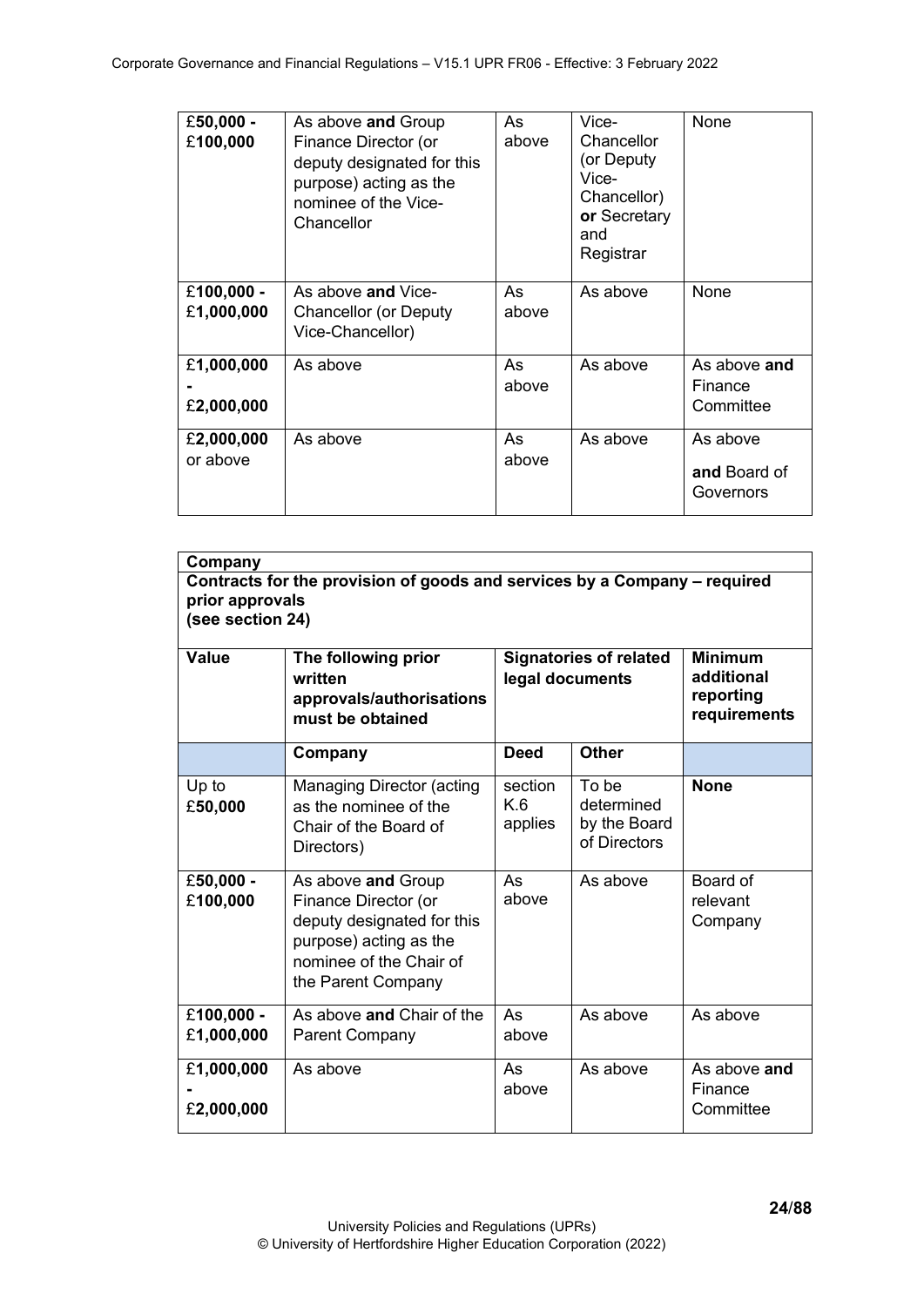| | | | | |
|---|---|---|---|---|
| £**50,000** - £**100,000** | As above **and** Group Finance Director (or deputy designated for this purpose) acting as the nominee of the Vice-Chancellor | As above | Vice-Chancellor (or Deputy Vice-Chancellor) **or** Secretary and Registrar | None |
| £**100,000** - £**1,000,000** | As above **and** Vice-Chancellor (or Deputy Vice-Chancellor) | As above | As above | None |
| £**1,000,000** - £**2,000,000** | As above | As above | As above | As above **and** Finance Committee |
| £**2,000,000** or above | As above | As above | As above | As above **and** Board of Governors |

**Company**

**Contracts for the provision of goods and services by a Company – required prior approvals (see section 24)**

| Value | The following prior written approvals/authorisations must be obtained | Signatories of related legal documents | | Minimum additional reporting requirements |
|---|---|---|---|---|
| | **Company** | **Deed** | **Other** | |
| Up to £**50,000** | Managing Director (acting as the nominee of the Chair of the Board of Directors) | section K.6 applies | To be determined by the Board of Directors | **None** |
| £**50,000** - £**100,000** | As above **and** Group Finance Director (or deputy designated for this purpose) acting as the nominee of the Chair of the Parent Company | As above | As above | Board of relevant Company |
| £**100,000** - £**1,000,000** | As above **and** Chair of the Parent Company | As above | As above | As above |
| £**1,000,000** - £**2,000,000** | As above | As above | As above | As above **and** Finance Committee |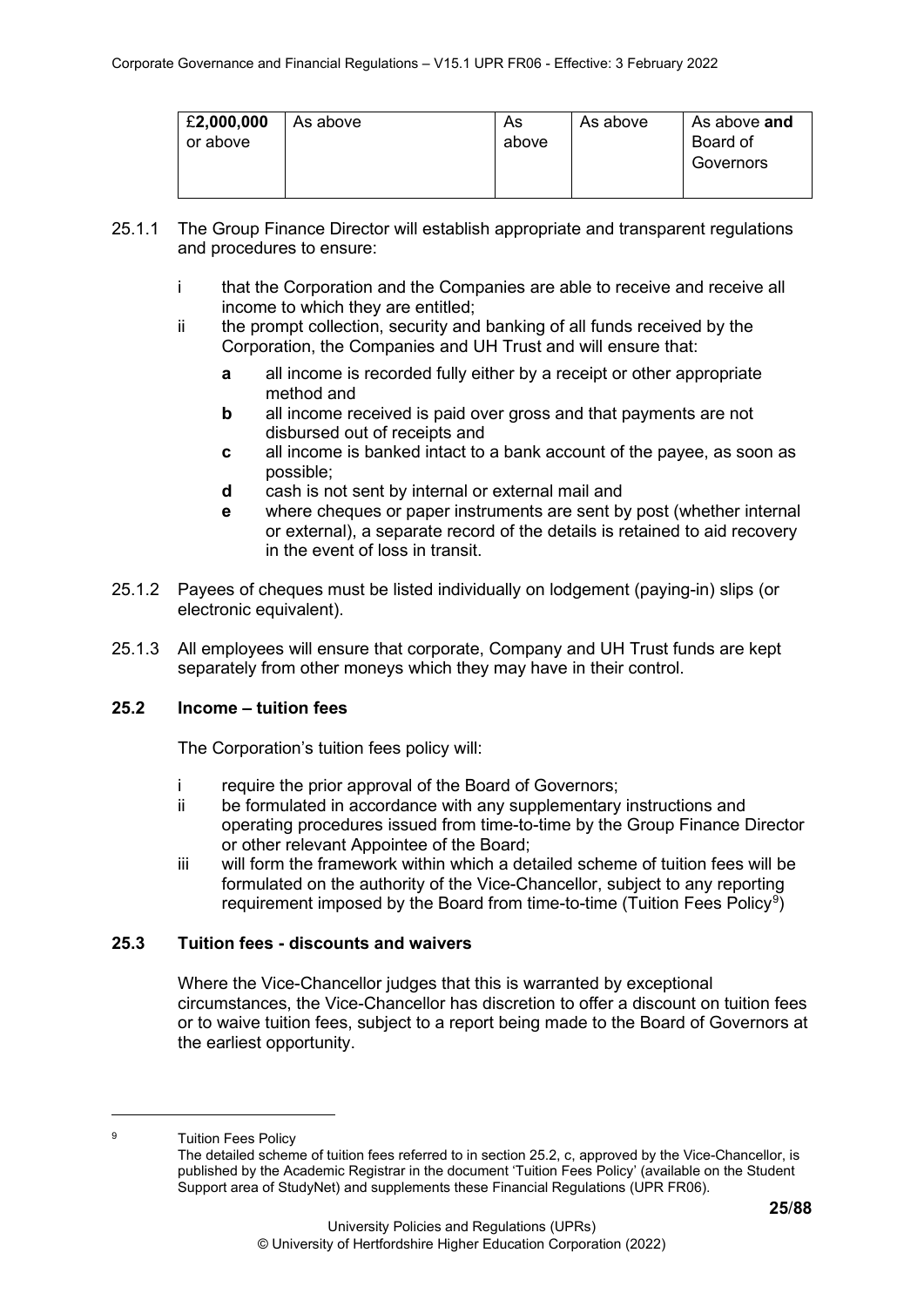| **£2,000,000** or above | As above | As above | As above | As above **and** Board of Governors |
|---|---|---|---|---|

25.1.1 The Group Finance Director will establish appropriate and transparent regulations and procedures to ensure:

- i that the Corporation and the Companies are able to receive and receive all income to which they are entitled;
- ii the prompt collection, security and banking of all funds received by the Corporation, the Companies and UH Trust and will ensure that:
  - **a** all income is recorded fully either by a receipt or other appropriate method and
  - **b** all income received is paid over gross and that payments are not disbursed out of receipts and
  - **c** all income is banked intact to a bank account of the payee, as soon as possible;
  - **d** cash is not sent by internal or external mail and
  - **e** where cheques or paper instruments are sent by post (whether internal or external), a separate record of the details is retained to aid recovery in the event of loss in transit.

25.1.2 Payees of cheques must be listed individually on lodgement (paying-in) slips (or electronic equivalent).

25.1.3 All employees will ensure that corporate, Company and UH Trust funds are kept separately from other moneys which they may have in their control.

### 25.2 Income – tuition fees

The Corporation's tuition fees policy will:

- i require the prior approval of the Board of Governors;
- ii be formulated in accordance with any supplementary instructions and operating procedures issued from time-to-time by the Group Finance Director or other relevant Appointee of the Board;
- iii will form the framework within which a detailed scheme of tuition fees will be formulated on the authority of the Vice-Chancellor, subject to any reporting requirement imposed by the Board from time-to-time (Tuition Fees Policy[9])

### 25.3 Tuition fees - discounts and waivers

Where the Vice-Chancellor judges that this is warranted by exceptional circumstances, the Vice-Chancellor has discretion to offer a discount on tuition fees or to waive tuition fees, subject to a report being made to the Board of Governors at the earliest opportunity.

---

[9] Tuition Fees Policy
The detailed scheme of tuition fees referred to in section 25.2, c, approved by the Vice-Chancellor, is published by the Academic Registrar in the document 'Tuition Fees Policy' (available on the Student Support area of StudyNet) and supplements these Financial Regulations (UPR FR06).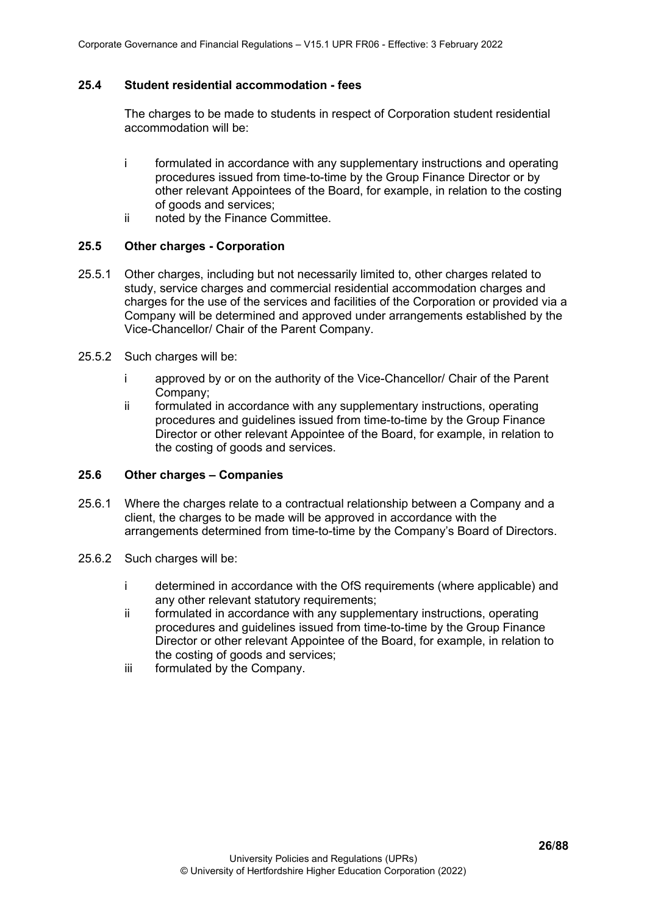### 25.4 Student residential accommodation - fees

The charges to be made to students in respect of Corporation student residential accommodation will be:

- i formulated in accordance with any supplementary instructions and operating procedures issued from time-to-time by the Group Finance Director or by other relevant Appointees of the Board, for example, in relation to the costing of goods and services;
- ii noted by the Finance Committee.

### 25.5 Other charges - Corporation

25.5.1 Other charges, including but not necessarily limited to, other charges related to study, service charges and commercial residential accommodation charges and charges for the use of the services and facilities of the Corporation or provided via a Company will be determined and approved under arrangements established by the Vice-Chancellor/ Chair of the Parent Company.

25.5.2 Such charges will be:

- i approved by or on the authority of the Vice-Chancellor/ Chair of the Parent Company;
- ii formulated in accordance with any supplementary instructions, operating procedures and guidelines issued from time-to-time by the Group Finance Director or other relevant Appointee of the Board, for example, in relation to the costing of goods and services.

### 25.6 Other charges – Companies

25.6.1 Where the charges relate to a contractual relationship between a Company and a client, the charges to be made will be approved in accordance with the arrangements determined from time-to-time by the Company's Board of Directors.

25.6.2 Such charges will be:

- i determined in accordance with the OfS requirements (where applicable) and any other relevant statutory requirements;
- ii formulated in accordance with any supplementary instructions, operating procedures and guidelines issued from time-to-time by the Group Finance Director or other relevant Appointee of the Board, for example, in relation to the costing of goods and services;
- iii formulated by the Company.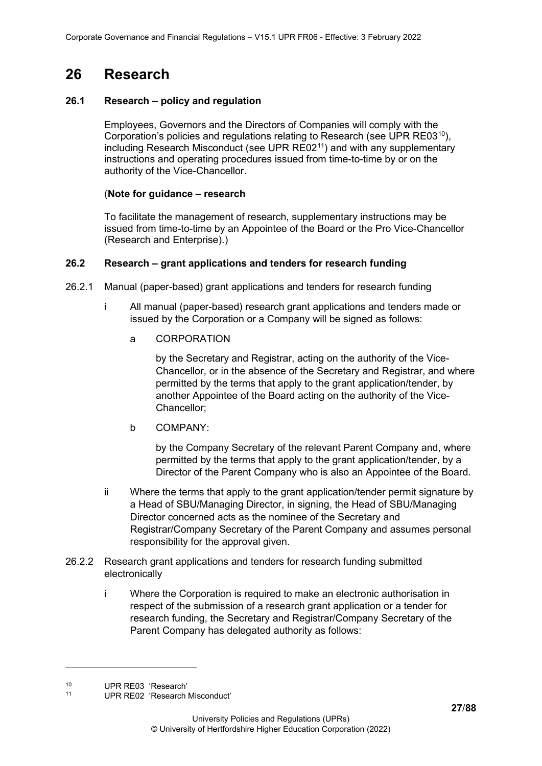# 26 Research

## 26.1 Research – policy and regulation

Employees, Governors and the Directors of Companies will comply with the Corporation's policies and regulations relating to Research (see UPR RE03[10]), including Research Misconduct (see UPR RE02[11]) and with any supplementary instructions and operating procedures issued from time-to-time by or on the authority of the Vice-Chancellor.

(**Note for guidance – research**

To facilitate the management of research, supplementary instructions may be issued from time-to-time by an Appointee of the Board or the Pro Vice-Chancellor (Research and Enterprise).)

## 26.2 Research – grant applications and tenders for research funding

26.2.1 Manual (paper-based) grant applications and tenders for research funding

i All manual (paper-based) research grant applications and tenders made or issued by the Corporation or a Company will be signed as follows:

a CORPORATION

by the Secretary and Registrar, acting on the authority of the Vice-Chancellor, or in the absence of the Secretary and Registrar, and where permitted by the terms that apply to the grant application/tender, by another Appointee of the Board acting on the authority of the Vice-Chancellor;

b COMPANY:

by the Company Secretary of the relevant Parent Company and, where permitted by the terms that apply to the grant application/tender, by a Director of the Parent Company who is also an Appointee of the Board.

ii Where the terms that apply to the grant application/tender permit signature by a Head of SBU/Managing Director, in signing, the Head of SBU/Managing Director concerned acts as the nominee of the Secretary and Registrar/Company Secretary of the Parent Company and assumes personal responsibility for the approval given.

26.2.2 Research grant applications and tenders for research funding submitted electronically

i Where the Corporation is required to make an electronic authorisation in respect of the submission of a research grant application or a tender for research funding, the Secretary and Registrar/Company Secretary of the Parent Company has delegated authority as follows:

---

[10] UPR RE03 'Research'

[11] UPR RE02 'Research Misconduct'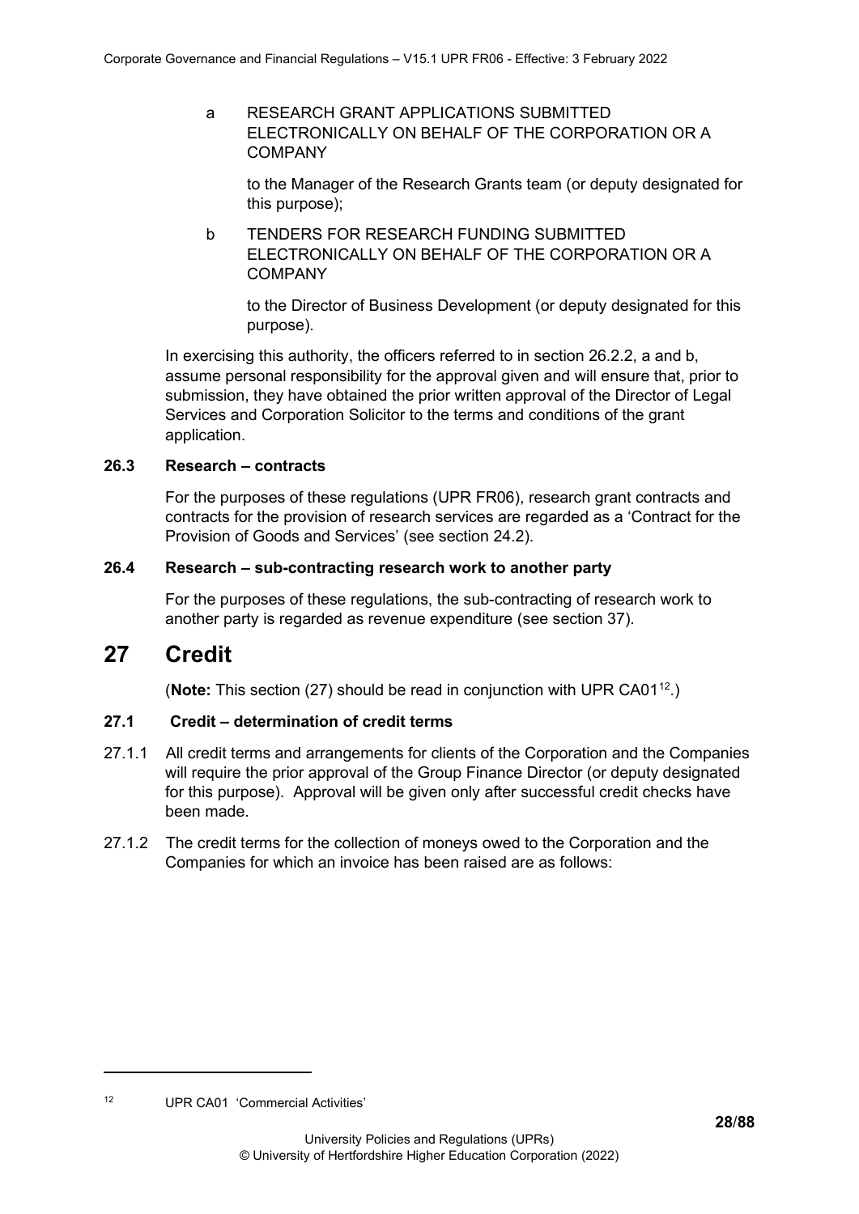a RESEARCH GRANT APPLICATIONS SUBMITTED ELECTRONICALLY ON BEHALF OF THE CORPORATION OR A COMPANY

to the Manager of the Research Grants team (or deputy designated for this purpose);

b TENDERS FOR RESEARCH FUNDING SUBMITTED ELECTRONICALLY ON BEHALF OF THE CORPORATION OR A COMPANY

to the Director of Business Development (or deputy designated for this purpose).

In exercising this authority, the officers referred to in section 26.2.2, a and b, assume personal responsibility for the approval given and will ensure that, prior to submission, they have obtained the prior written approval of the Director of Legal Services and Corporation Solicitor to the terms and conditions of the grant application.

### 26.3 Research – contracts

For the purposes of these regulations (UPR FR06), research grant contracts and contracts for the provision of research services are regarded as a 'Contract for the Provision of Goods and Services' (see section 24.2).

### 26.4 Research – sub-contracting research work to another party

For the purposes of these regulations, the sub-contracting of research work to another party is regarded as revenue expenditure (see section 37).

## 27 Credit

(**Note:** This section (27) should be read in conjunction with UPR CA01[12].)

### 27.1 Credit – determination of credit terms

27.1.1 All credit terms and arrangements for clients of the Corporation and the Companies will require the prior approval of the Group Finance Director (or deputy designated for this purpose). Approval will be given only after successful credit checks have been made.

27.1.2 The credit terms for the collection of moneys owed to the Corporation and the Companies for which an invoice has been raised are as follows:

[12] UPR CA01 'Commercial Activities'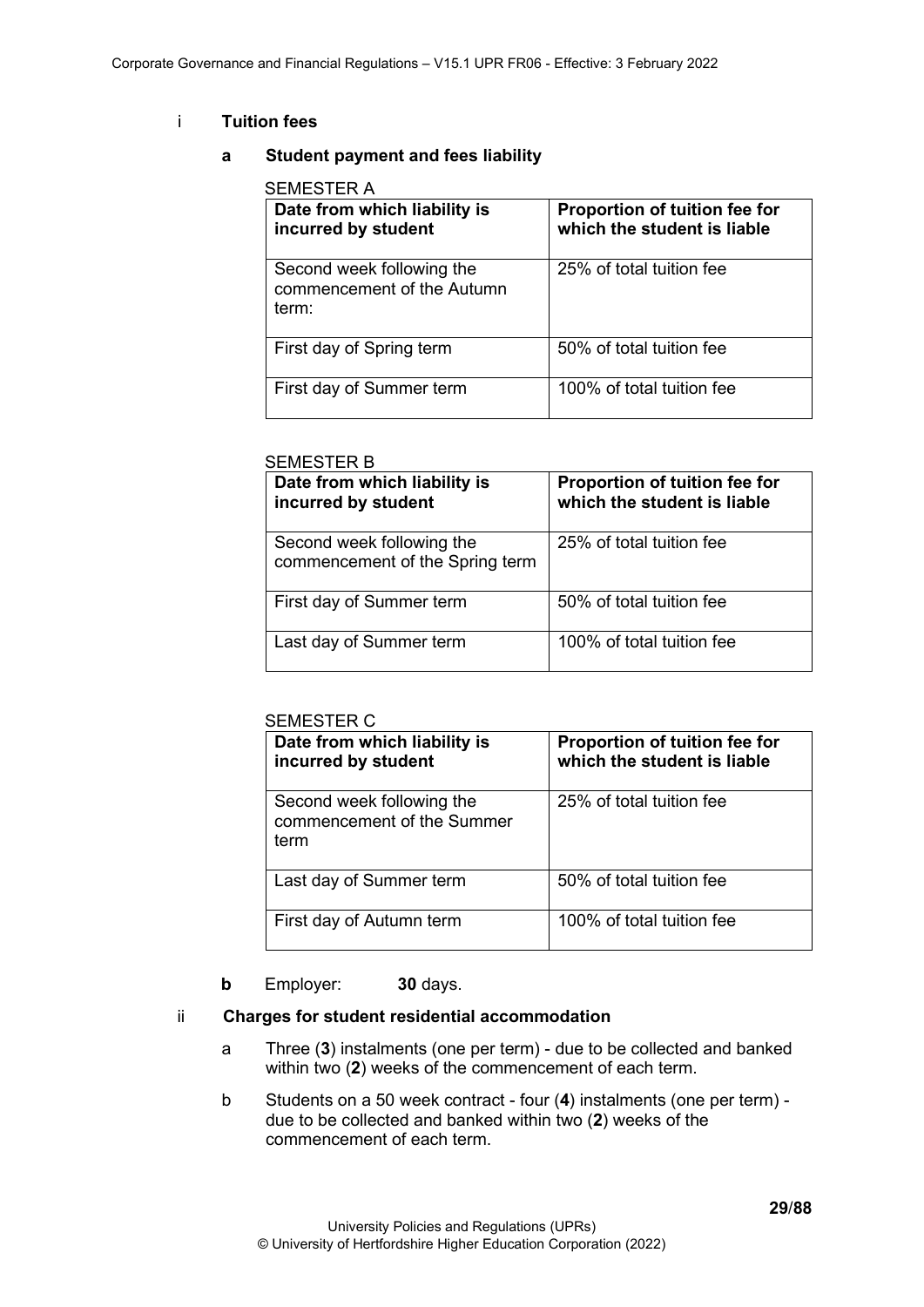i **Tuition fees**

**a Student payment and fees liability**

SEMESTER A

| Date from which liability is incurred by student | Proportion of tuition fee for which the student is liable |
|---|---|
| Second week following the commencement of the Autumn term: | 25% of total tuition fee |
| First day of Spring term | 50% of total tuition fee |
| First day of Summer term | 100% of total tuition fee |

SEMESTER B

| Date from which liability is incurred by student | Proportion of tuition fee for which the student is liable |
|---|---|
| Second week following the commencement of the Spring term | 25% of total tuition fee |
| First day of Summer term | 50% of total tuition fee |
| Last day of Summer term | 100% of total tuition fee |

SEMESTER C

| Date from which liability is incurred by student | Proportion of tuition fee for which the student is liable |
|---|---|
| Second week following the commencement of the Summer term | 25% of total tuition fee |
| Last day of Summer term | 50% of total tuition fee |
| First day of Autumn term | 100% of total tuition fee |

**b** Employer: **30** days.

ii **Charges for student residential accommodation**

a Three (**3**) instalments (one per term) - due to be collected and banked within two (**2**) weeks of the commencement of each term.

b Students on a 50 week contract - four (**4**) instalments (one per term) - due to be collected and banked within two (**2**) weeks of the commencement of each term.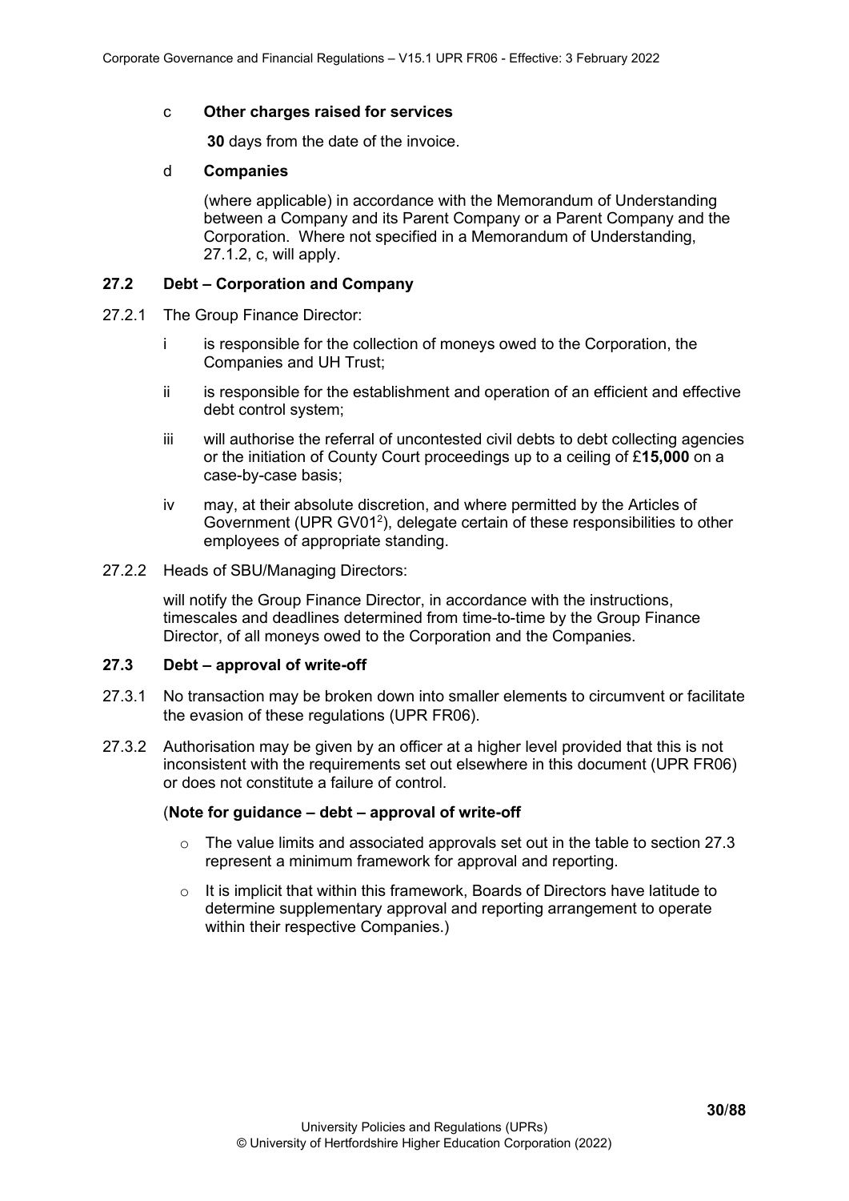c **Other charges raised for services**

**30** days from the date of the invoice.

d **Companies**

(where applicable) in accordance with the Memorandum of Understanding between a Company and its Parent Company or a Parent Company and the Corporation. Where not specified in a Memorandum of Understanding, 27.1.2, c, will apply.

### 27.2 Debt – Corporation and Company

27.2.1 The Group Finance Director:

- i is responsible for the collection of moneys owed to the Corporation, the Companies and UH Trust;
- ii is responsible for the establishment and operation of an efficient and effective debt control system;
- iii will authorise the referral of uncontested civil debts to debt collecting agencies or the initiation of County Court proceedings up to a ceiling of £**15,000** on a case-by-case basis;
- iv may, at their absolute discretion, and where permitted by the Articles of Government (UPR GV01[2]), delegate certain of these responsibilities to other employees of appropriate standing.

27.2.2 Heads of SBU/Managing Directors:

will notify the Group Finance Director, in accordance with the instructions, timescales and deadlines determined from time-to-time by the Group Finance Director, of all moneys owed to the Corporation and the Companies.

### 27.3 Debt – approval of write-off

27.3.1 No transaction may be broken down into smaller elements to circumvent or facilitate the evasion of these regulations (UPR FR06).

27.3.2 Authorisation may be given by an officer at a higher level provided that this is not inconsistent with the requirements set out elsewhere in this document (UPR FR06) or does not constitute a failure of control.

(**Note for guidance – debt – approval of write-off**

- The value limits and associated approvals set out in the table to section 27.3 represent a minimum framework for approval and reporting.
- It is implicit that within this framework, Boards of Directors have latitude to determine supplementary approval and reporting arrangement to operate within their respective Companies.)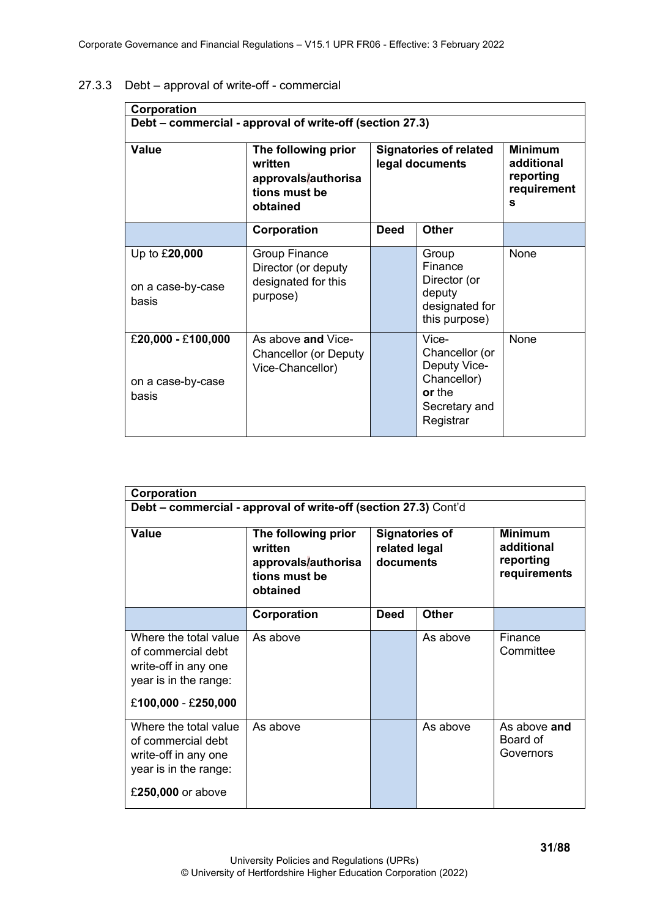27.3.3 Debt – approval of write-off - commercial

| **Corporation** | | | | |
|---|---|---|---|---|
| **Debt – commercial - approval of write-off (section 27.3)** | | | | |
| **Value** | **The following prior written approvals/authorisations must be obtained** | **Signatories of related legal documents** | | **Minimum additional reporting requirements** |
| | **Corporation** | **Deed** | **Other** | |
| Up to £**20,000** on a case-by-case basis | Group Finance Director (or deputy designated for this purpose) | | Group Finance Director (or deputy designated for this purpose) | None |
| £**20,000** - £**100,000** on a case-by-case basis | As above **and** Vice-Chancellor (or Deputy Vice-Chancellor) | | Vice-Chancellor (or Deputy Vice-Chancellor) **or** the Secretary and Registrar | None |

| **Corporation** | | | | |
|---|---|---|---|---|
| **Debt – commercial - approval of write-off (section 27.3)** Cont'd | | | | |
| **Value** | **The following prior written approvals/authorisations must be obtained** | **Signatories of related legal documents** | | **Minimum additional reporting requirements** |
| | **Corporation** | **Deed** | **Other** | |
| Where the total value of commercial debt write-off in any one year is in the range: £**100,000** - £**250,000** | As above | | As above | Finance Committee |
| Where the total value of commercial debt write-off in any one year is in the range: £**250,000** or above | As above | | As above | As above **and** Board of Governors |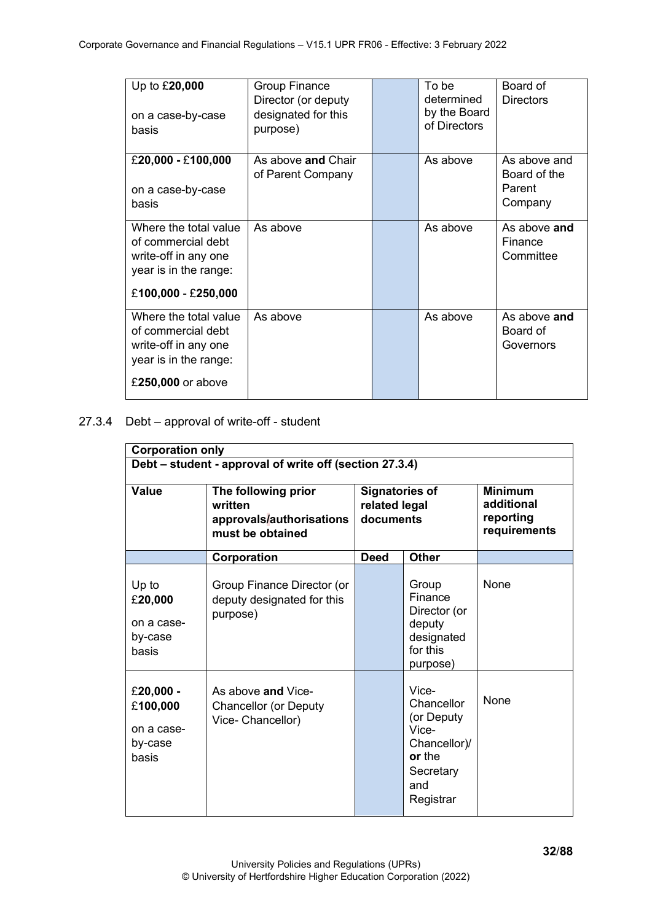| Up to £**20,000**<br><br>on a case-by-case basis | Group Finance Director (or deputy designated for this purpose) | | To be determined by the Board of Directors | Board of Directors |
|---|---|---|---|---|
| £**20,000** - £**100,000**<br><br>on a case-by-case basis | As above **and** Chair of Parent Company | | As above | As above and Board of the Parent Company |
| Where the total value of commercial debt write-off in any one year is in the range:<br><br>£**100,000** - £**250,000** | As above | | As above | As above **and** Finance Committee |
| Where the total value of commercial debt write-off in any one year is in the range:<br><br>£**250,000** or above | As above | | As above | As above **and** Board of Governors |

27.3.4 Debt – approval of write-off - student

| **Corporation only** | | | | |
|---|---|---|---|---|
| **Debt – student - approval of write off (section 27.3.4)** | | | | |
| **Value** | **The following prior written approvals/authorisations must be obtained** | **Signatories of related legal documents** | | **Minimum additional reporting requirements** |
| | **Corporation** | **Deed** | **Other** | |
| Up to £**20,000**<br><br>on a case-by-case basis | Group Finance Director (or deputy designated for this purpose) | | Group Finance Director (or deputy designated for this purpose) | None |
| £**20,000** - £**100,000**<br><br>on a case-by-case basis | As above **and** Vice-Chancellor (or Deputy Vice- Chancellor) | | Vice-Chancellor (or Deputy Vice-Chancellor)/ **or** the Secretary and Registrar | None |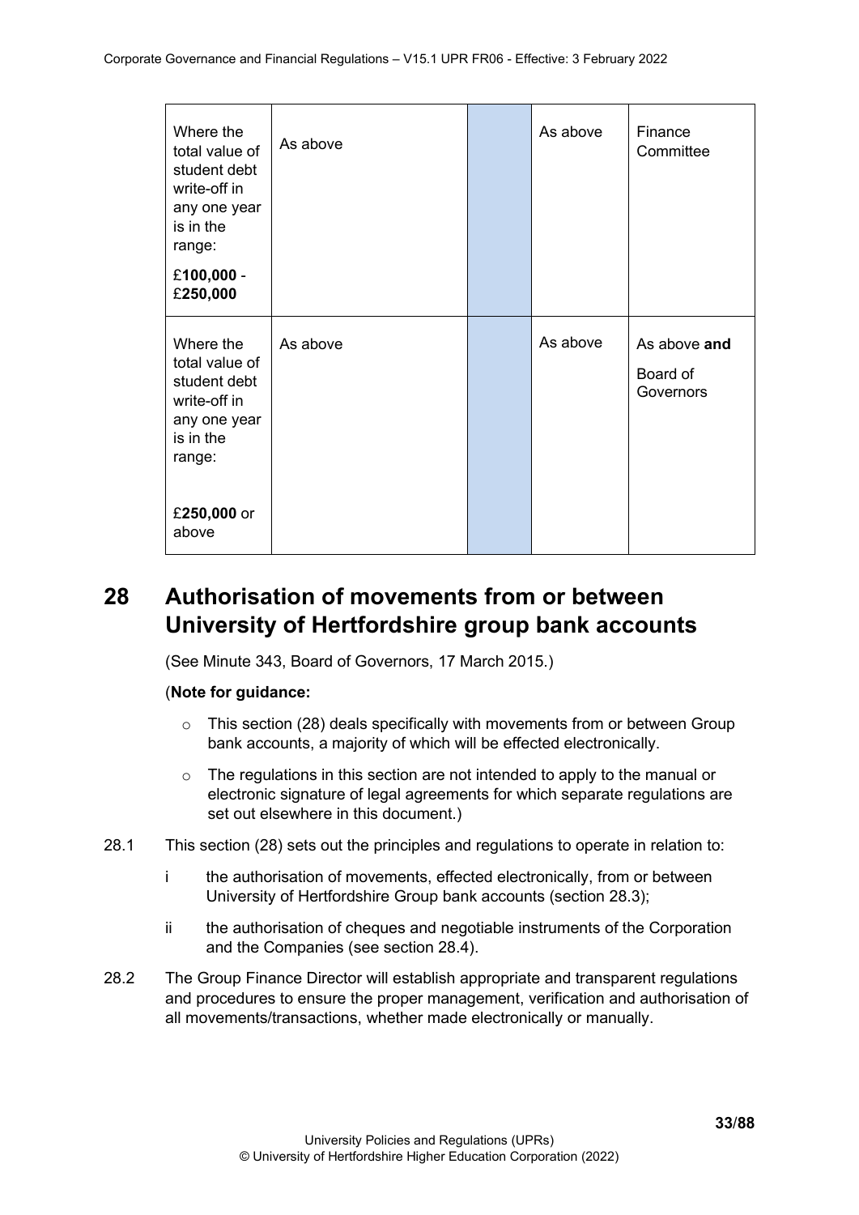| | | | | |
|---|---|---|---|---|
| Where the total value of student debt write-off in any one year is in the range: £**100,000** - £**250,000** | As above | | As above | Finance Committee |
| Where the total value of student debt write-off in any one year is in the range: £**250,000** or above | As above | | As above | As above **and** Board of Governors |

## 28 Authorisation of movements from or between University of Hertfordshire group bank accounts

(See Minute 343, Board of Governors, 17 March 2015.)

(**Note for guidance:**

- This section (28) deals specifically with movements from or between Group bank accounts, a majority of which will be effected electronically.
- The regulations in this section are not intended to apply to the manual or electronic signature of legal agreements for which separate regulations are set out elsewhere in this document.)

28.1 This section (28) sets out the principles and regulations to operate in relation to:

i the authorisation of movements, effected electronically, from or between University of Hertfordshire Group bank accounts (section 28.3);

ii the authorisation of cheques and negotiable instruments of the Corporation and the Companies (see section 28.4).

28.2 The Group Finance Director will establish appropriate and transparent regulations and procedures to ensure the proper management, verification and authorisation of all movements/transactions, whether made electronically or manually.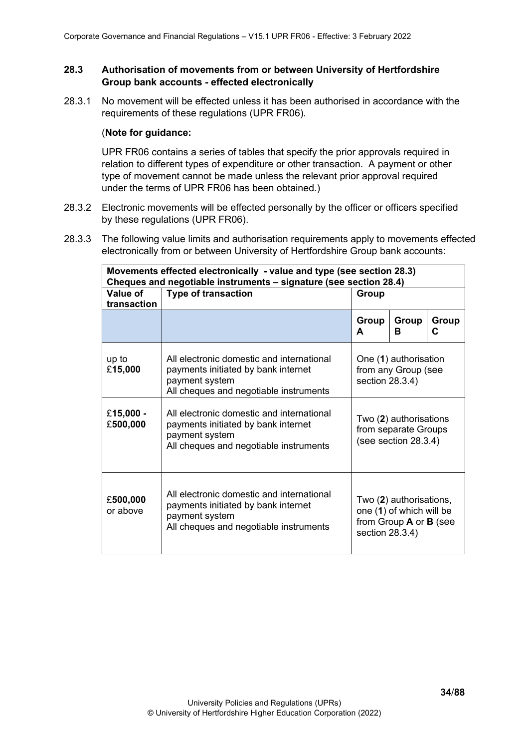### 28.3 Authorisation of movements from or between University of Hertfordshire Group bank accounts - effected electronically

28.3.1 No movement will be effected unless it has been authorised in accordance with the requirements of these regulations (UPR FR06).

(**Note for guidance:**

UPR FR06 contains a series of tables that specify the prior approvals required in relation to different types of expenditure or other transaction. A payment or other type of movement cannot be made unless the relevant prior approval required under the terms of UPR FR06 has been obtained.)

28.3.2 Electronic movements will be effected personally by the officer or officers specified by these regulations (UPR FR06).

28.3.3 The following value limits and authorisation requirements apply to movements effected electronically from or between University of Hertfordshire Group bank accounts:

| **Movements effected electronically - value and type (see section 28.3) Cheques and negotiable instruments – signature (see section 28.4)** | | | | |
|---|---|---|---|---|
| **Value of transaction** | **Type of transaction** | **Group** | | |
| | | **Group A** | **Group B** | **Group C** |
| up to £**15,000** | All electronic domestic and international payments initiated by bank internet payment system<br>All cheques and negotiable instruments | One (**1**) authorisation from any Group (see section 28.3.4) | | |
| £**15,000** - £**500,000** | All electronic domestic and international payments initiated by bank internet payment system<br>All cheques and negotiable instruments | Two (**2**) authorisations from separate Groups (see section 28.3.4) | | |
| £**500,000** or above | All electronic domestic and international payments initiated by bank internet payment system<br>All cheques and negotiable instruments | Two (**2**) authorisations, one (**1**) of which will be from Group **A** or **B** (see section 28.3.4) | | |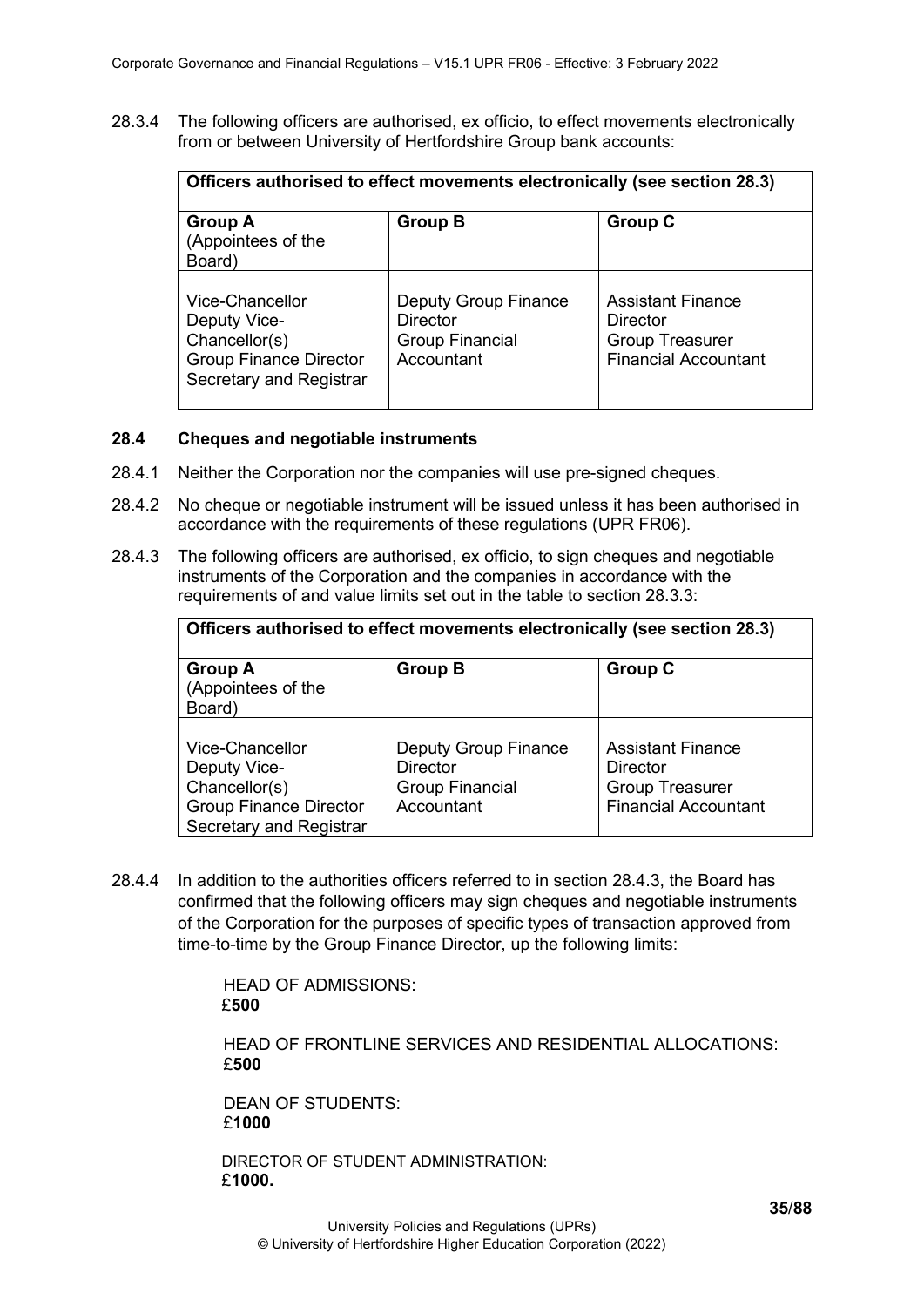28.3.4 The following officers are authorised, ex officio, to effect movements electronically from or between University of Hertfordshire Group bank accounts:

| Officers authorised to effect movements electronically (see section 28.3) | | |
|---|---|---|
| **Group A** (Appointees of the Board) | **Group B** | **Group C** |
| Vice-Chancellor<br>Deputy Vice-Chancellor(s)<br>Group Finance Director<br>Secretary and Registrar | Deputy Group Finance Director<br>Group Financial Accountant | Assistant Finance Director<br>Group Treasurer<br>Financial Accountant |

### 28.4 Cheques and negotiable instruments

28.4.1 Neither the Corporation nor the companies will use pre-signed cheques.

28.4.2 No cheque or negotiable instrument will be issued unless it has been authorised in accordance with the requirements of these regulations (UPR FR06).

28.4.3 The following officers are authorised, ex officio, to sign cheques and negotiable instruments of the Corporation and the companies in accordance with the requirements of and value limits set out in the table to section 28.3.3:

| Officers authorised to effect movements electronically (see section 28.3) | | |
|---|---|---|
| **Group A** (Appointees of the Board) | **Group B** | **Group C** |
| Vice-Chancellor<br>Deputy Vice-Chancellor(s)<br>Group Finance Director<br>Secretary and Registrar | Deputy Group Finance Director<br>Group Financial Accountant | Assistant Finance Director<br>Group Treasurer<br>Financial Accountant |

28.4.4 In addition to the authorities officers referred to in section 28.4.3, the Board has confirmed that the following officers may sign cheques and negotiable instruments of the Corporation for the purposes of specific types of transaction approved from time-to-time by the Group Finance Director, up the following limits:

HEAD OF ADMISSIONS:
£**500**

HEAD OF FRONTLINE SERVICES AND RESIDENTIAL ALLOCATIONS:
£**500**

DEAN OF STUDENTS:
£**1000**

DIRECTOR OF STUDENT ADMINISTRATION:
£**1000.**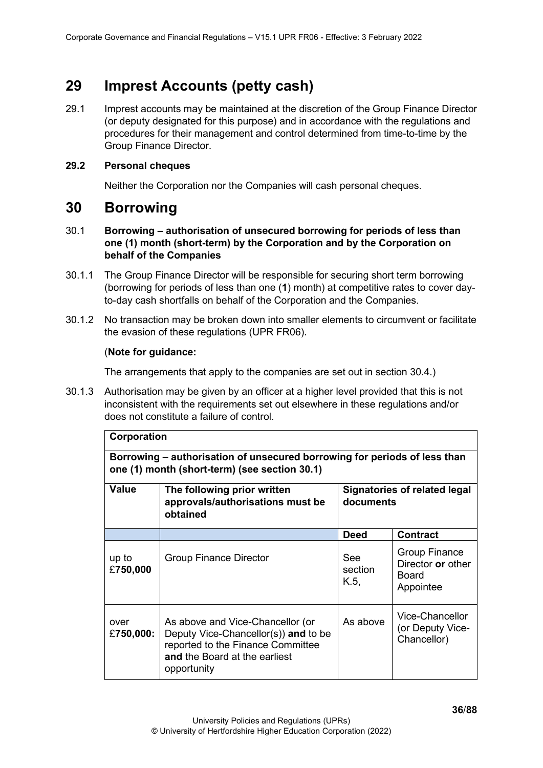## 29 Imprest Accounts (petty cash)

29.1 Imprest accounts may be maintained at the discretion of the Group Finance Director (or deputy designated for this purpose) and in accordance with the regulations and procedures for their management and control determined from time-to-time by the Group Finance Director.

**29.2 Personal cheques**

Neither the Corporation nor the Companies will cash personal cheques.

## 30 Borrowing

30.1 **Borrowing – authorisation of unsecured borrowing for periods of less than one (1) month (short-term) by the Corporation and by the Corporation on behalf of the Companies**

30.1.1 The Group Finance Director will be responsible for securing short term borrowing (borrowing for periods of less than one (**1**) month) at competitive rates to cover day-to-day cash shortfalls on behalf of the Corporation and the Companies.

30.1.2 No transaction may be broken down into smaller elements to circumvent or facilitate the evasion of these regulations (UPR FR06).

(**Note for guidance:**

The arrangements that apply to the companies are set out in section 30.4.)

30.1.3 Authorisation may be given by an officer at a higher level provided that this is not inconsistent with the requirements set out elsewhere in these regulations and/or does not constitute a failure of control.

| **Corporation** | | | |
|---|---|---|---|
| **Borrowing – authorisation of unsecured borrowing for periods of less than one (1) month (short-term) (see section 30.1)** | | | |
| **Value** | **The following prior written approvals/authorisations must be obtained** | **Signatories of related legal documents** | |
| | | **Deed** | **Contract** |
| up to £**750,000** | Group Finance Director | See section K.5, | Group Finance Director **or** other Board Appointee |
| over £**750,000:** | As above and Vice-Chancellor (or Deputy Vice-Chancellor(s)) **and** to be reported to the Finance Committee **and** the Board at the earliest opportunity | As above | Vice-Chancellor (or Deputy Vice-Chancellor) |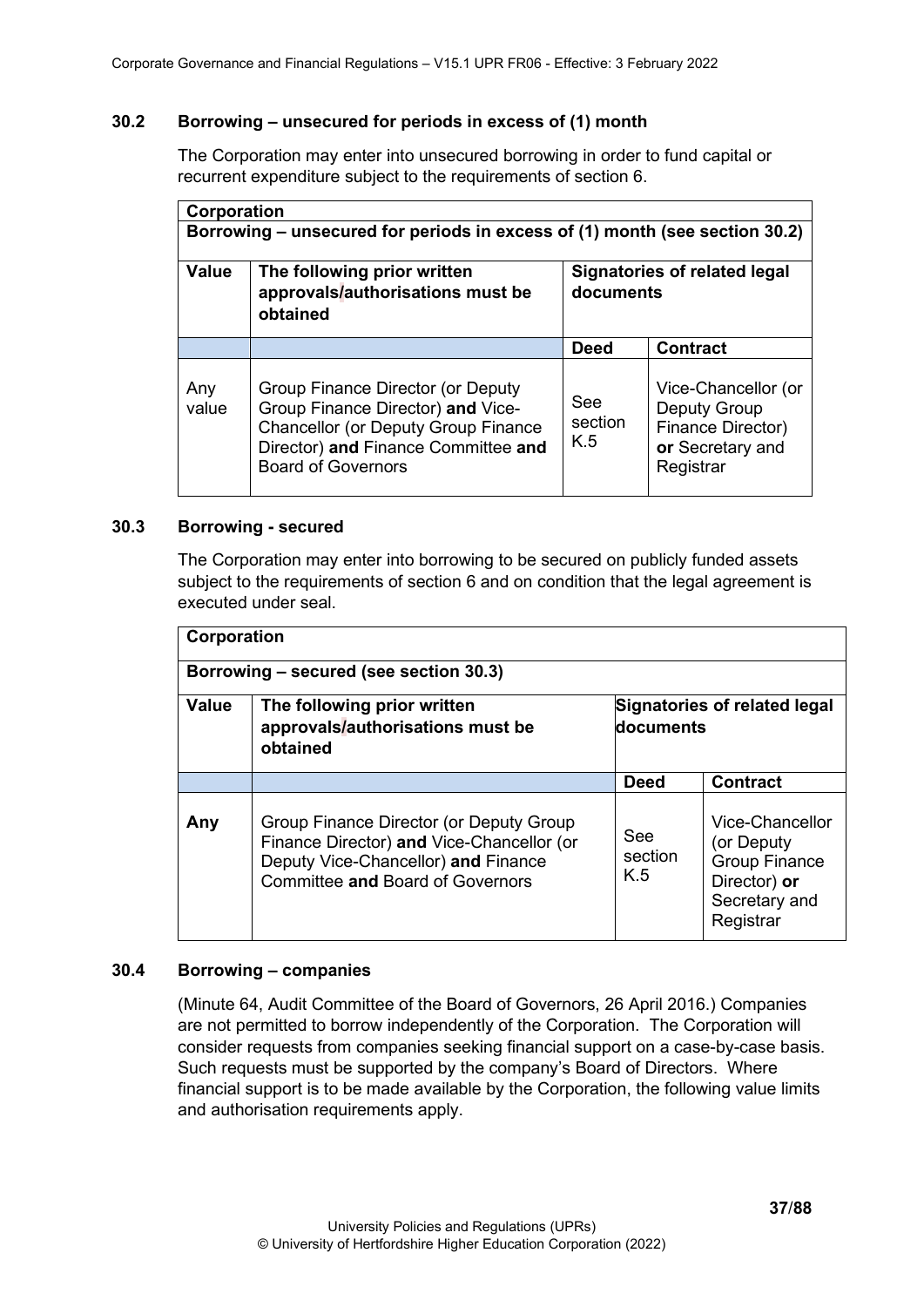### 30.2 Borrowing – unsecured for periods in excess of (1) month

The Corporation may enter into unsecured borrowing in order to fund capital or recurrent expenditure subject to the requirements of section 6.

| **Corporation**<br>**Borrowing – unsecured for periods in excess of (1) month (see section 30.2)** | | | |
|---|---|---|---|
| **Value** | **The following prior written approvals/authorisations must be obtained** | **Signatories of related legal documents** | |
| | | **Deed** | **Contract** |
| Any value | Group Finance Director (or Deputy Group Finance Director) **and** Vice-Chancellor (or Deputy Group Finance Director) **and** Finance Committee **and** Board of Governors | See section K.5 | Vice-Chancellor (or Deputy Group Finance Director) **or** Secretary and Registrar |

### 30.3 Borrowing - secured

The Corporation may enter into borrowing to be secured on publicly funded assets subject to the requirements of section 6 and on condition that the legal agreement is executed under seal.

| **Corporation**<br>**Borrowing – secured (see section 30.3)** | | | |
|---|---|---|---|
| **Value** | **The following prior written approvals/authorisations must be obtained** | **Signatories of related legal documents** | |
| | | **Deed** | **Contract** |
| **Any** | Group Finance Director (or Deputy Group Finance Director) **and** Vice-Chancellor (or Deputy Vice-Chancellor) **and** Finance Committee **and** Board of Governors | See section K.5 | Vice-Chancellor (or Deputy Group Finance Director) **or** Secretary and Registrar |

### 30.4 Borrowing – companies

(Minute 64, Audit Committee of the Board of Governors, 26 April 2016.) Companies are not permitted to borrow independently of the Corporation. The Corporation will consider requests from companies seeking financial support on a case-by-case basis. Such requests must be supported by the company's Board of Directors. Where financial support is to be made available by the Corporation, the following value limits and authorisation requirements apply.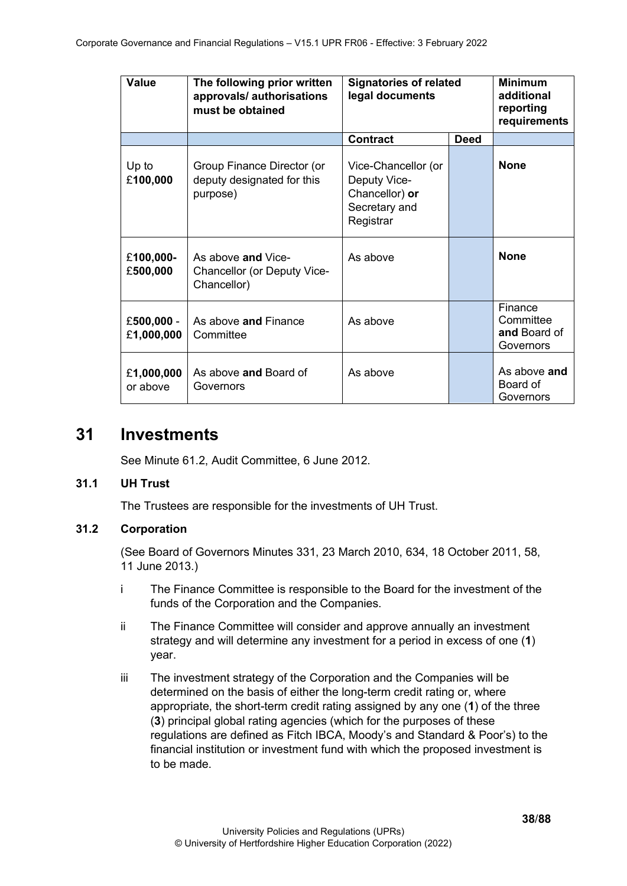| Value | The following prior written approvals/ authorisations must be obtained | Signatories of related legal documents | | Minimum additional reporting requirements |
|---|---|---|---|---|
| | | **Contract** | **Deed** | |
| Up to £**100,000** | Group Finance Director (or deputy designated for this purpose) | Vice-Chancellor (or Deputy Vice-Chancellor) **or** Secretary and Registrar | | **None** |
| £**100,000-** £**500,000** | As above **and** Vice-Chancellor (or Deputy Vice-Chancellor) | As above | | **None** |
| £**500,000** - £**1,000,000** | As above **and** Finance Committee | As above | | Finance Committee **and** Board of Governors |
| £**1,000,000** or above | As above **and** Board of Governors | As above | | As above **and** Board of Governors |

# 31 Investments

See Minute 61.2, Audit Committee, 6 June 2012.

## 31.1 UH Trust

The Trustees are responsible for the investments of UH Trust.

## 31.2 Corporation

(See Board of Governors Minutes 331, 23 March 2010, 634, 18 October 2011, 58, 11 June 2013.)

i The Finance Committee is responsible to the Board for the investment of the funds of the Corporation and the Companies.

ii The Finance Committee will consider and approve annually an investment strategy and will determine any investment for a period in excess of one (**1**) year.

iii The investment strategy of the Corporation and the Companies will be determined on the basis of either the long-term credit rating or, where appropriate, the short-term credit rating assigned by any one (**1**) of the three (**3**) principal global rating agencies (which for the purposes of these regulations are defined as Fitch IBCA, Moody's and Standard & Poor's) to the financial institution or investment fund with which the proposed investment is to be made.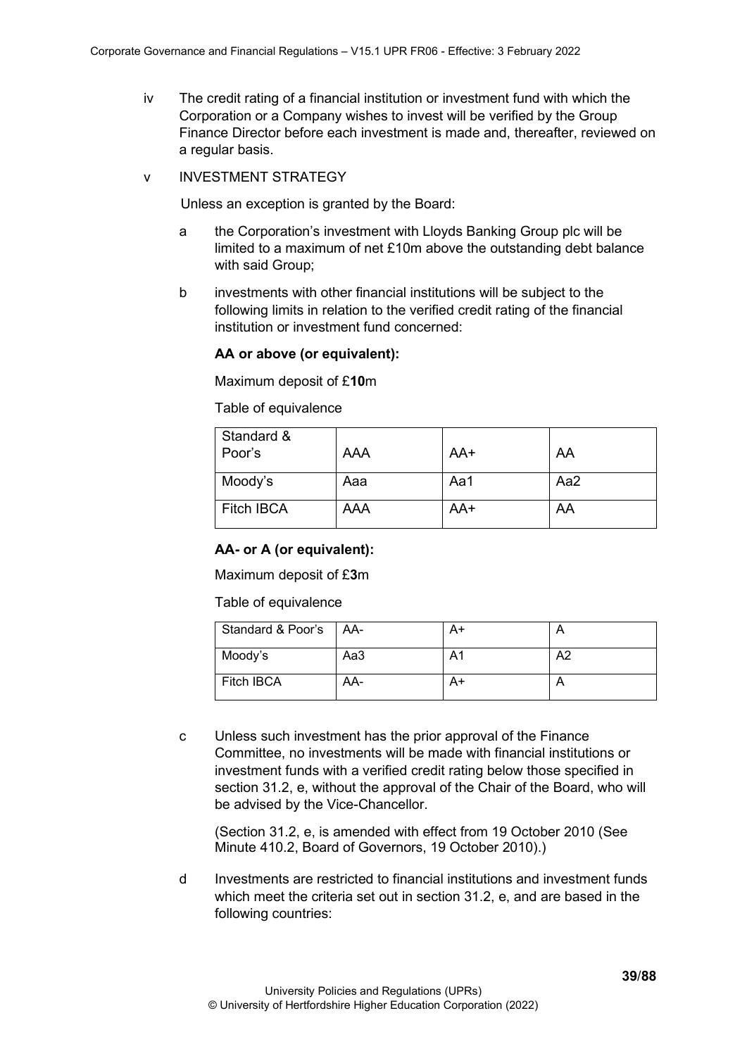iv The credit rating of a financial institution or investment fund with which the Corporation or a Company wishes to invest will be verified by the Group Finance Director before each investment is made and, thereafter, reviewed on a regular basis.

v INVESTMENT STRATEGY

Unless an exception is granted by the Board:

a the Corporation's investment with Lloyds Banking Group plc will be limited to a maximum of net £10m above the outstanding debt balance with said Group;

b investments with other financial institutions will be subject to the following limits in relation to the verified credit rating of the financial institution or investment fund concerned:

**AA or above (or equivalent):**

Maximum deposit of £**10**m

Table of equivalence

| Standard & Poor's | AAA | AA+ | AA |
|---|---|---|---|
| Moody's | Aaa | Aa1 | Aa2 |
| Fitch IBCA | AAA | AA+ | AA |

**AA- or A (or equivalent):**

Maximum deposit of £**3**m

Table of equivalence

| Standard & Poor's | AA- | A+ | A |
|---|---|---|---|
| Moody's | Aa3 | A1 | A2 |
| Fitch IBCA | AA- | A+ | A |

c Unless such investment has the prior approval of the Finance Committee, no investments will be made with financial institutions or investment funds with a verified credit rating below those specified in section 31.2, e, without the approval of the Chair of the Board, who will be advised by the Vice-Chancellor.

(Section 31.2, e, is amended with effect from 19 October 2010 (See Minute 410.2, Board of Governors, 19 October 2010).)

d Investments are restricted to financial institutions and investment funds which meet the criteria set out in section 31.2, e, and are based in the following countries: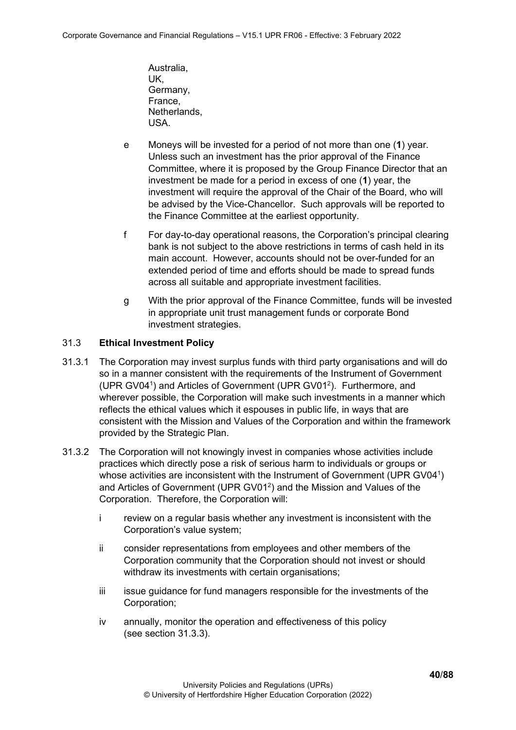Australia,
UK,
Germany,
France,
Netherlands,
USA.

- e Moneys will be invested for a period of not more than one (**1**) year. Unless such an investment has the prior approval of the Finance Committee, where it is proposed by the Group Finance Director that an investment be made for a period in excess of one (**1**) year, the investment will require the approval of the Chair of the Board, who will be advised by the Vice-Chancellor. Such approvals will be reported to the Finance Committee at the earliest opportunity.

- f For day-to-day operational reasons, the Corporation's principal clearing bank is not subject to the above restrictions in terms of cash held in its main account. However, accounts should not be over-funded for an extended period of time and efforts should be made to spread funds across all suitable and appropriate investment facilities.

- g With the prior approval of the Finance Committee, funds will be invested in appropriate unit trust management funds or corporate Bond investment strategies.

### 31.3 **Ethical Investment Policy**

31.3.1 The Corporation may invest surplus funds with third party organisations and will do so in a manner consistent with the requirements of the Instrument of Government (UPR GV04[1]) and Articles of Government (UPR GV01[2]). Furthermore, and wherever possible, the Corporation will make such investments in a manner which reflects the ethical values which it espouses in public life, in ways that are consistent with the Mission and Values of the Corporation and within the framework provided by the Strategic Plan.

31.3.2 The Corporation will not knowingly invest in companies whose activities include practices which directly pose a risk of serious harm to individuals or groups or whose activities are inconsistent with the Instrument of Government (UPR GV04[1]) and Articles of Government (UPR GV01[2]) and the Mission and Values of the Corporation. Therefore, the Corporation will:

- i review on a regular basis whether any investment is inconsistent with the Corporation's value system;

- ii consider representations from employees and other members of the Corporation community that the Corporation should not invest or should withdraw its investments with certain organisations;

- iii issue guidance for fund managers responsible for the investments of the Corporation;

- iv annually, monitor the operation and effectiveness of this policy (see section 31.3.3).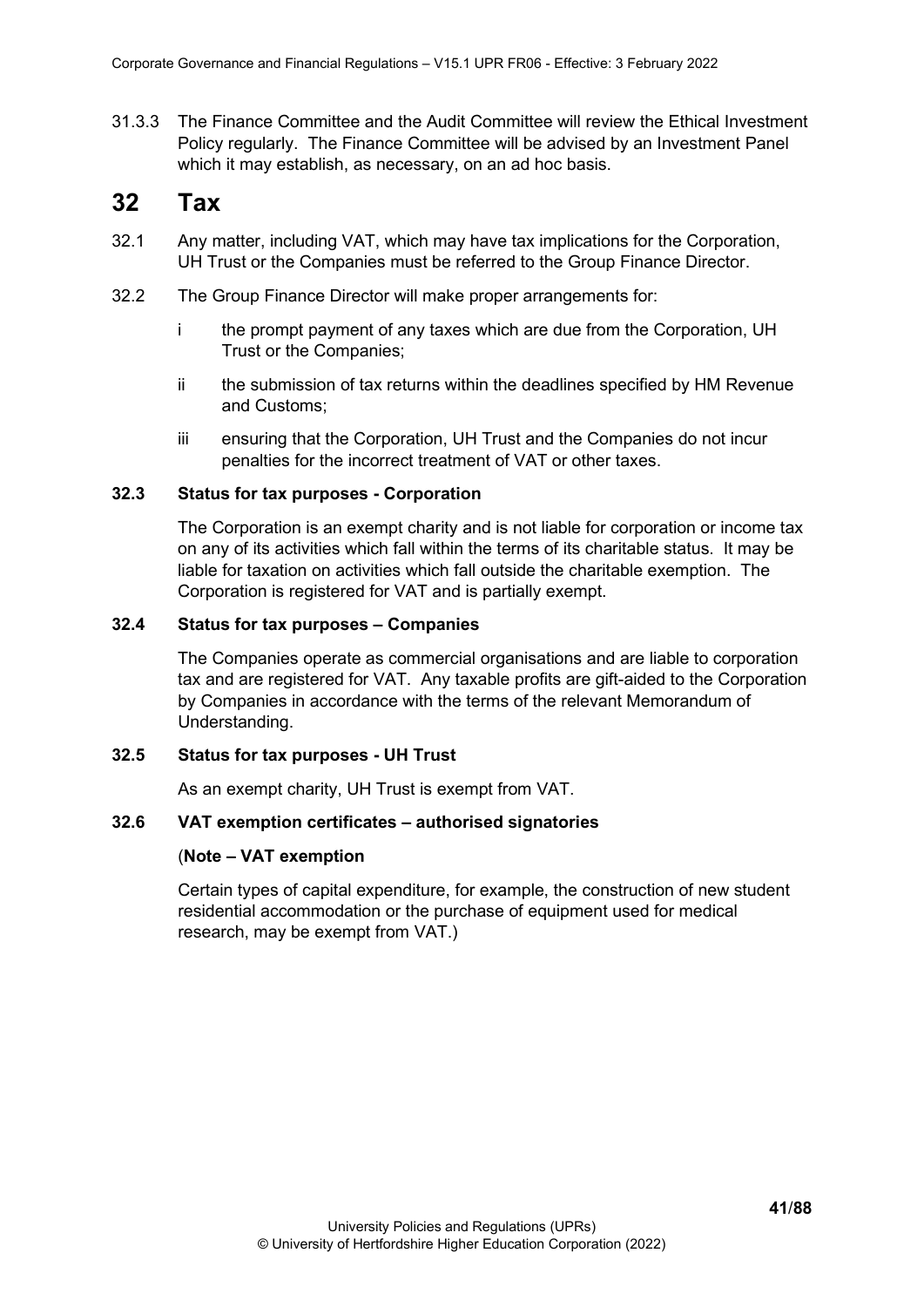31.3.3 The Finance Committee and the Audit Committee will review the Ethical Investment Policy regularly. The Finance Committee will be advised by an Investment Panel which it may establish, as necessary, on an ad hoc basis.

# 32 Tax

32.1 Any matter, including VAT, which may have tax implications for the Corporation, UH Trust or the Companies must be referred to the Group Finance Director.

32.2 The Group Finance Director will make proper arrangements for:

i the prompt payment of any taxes which are due from the Corporation, UH Trust or the Companies;

ii the submission of tax returns within the deadlines specified by HM Revenue and Customs;

iii ensuring that the Corporation, UH Trust and the Companies do not incur penalties for the incorrect treatment of VAT or other taxes.

**32.3 Status for tax purposes - Corporation**

The Corporation is an exempt charity and is not liable for corporation or income tax on any of its activities which fall within the terms of its charitable status. It may be liable for taxation on activities which fall outside the charitable exemption. The Corporation is registered for VAT and is partially exempt.

**32.4 Status for tax purposes – Companies**

The Companies operate as commercial organisations and are liable to corporation tax and are registered for VAT. Any taxable profits are gift-aided to the Corporation by Companies in accordance with the terms of the relevant Memorandum of Understanding.

**32.5 Status for tax purposes - UH Trust**

As an exempt charity, UH Trust is exempt from VAT.

**32.6 VAT exemption certificates – authorised signatories**

(**Note – VAT exemption**

Certain types of capital expenditure, for example, the construction of new student residential accommodation or the purchase of equipment used for medical research, may be exempt from VAT.)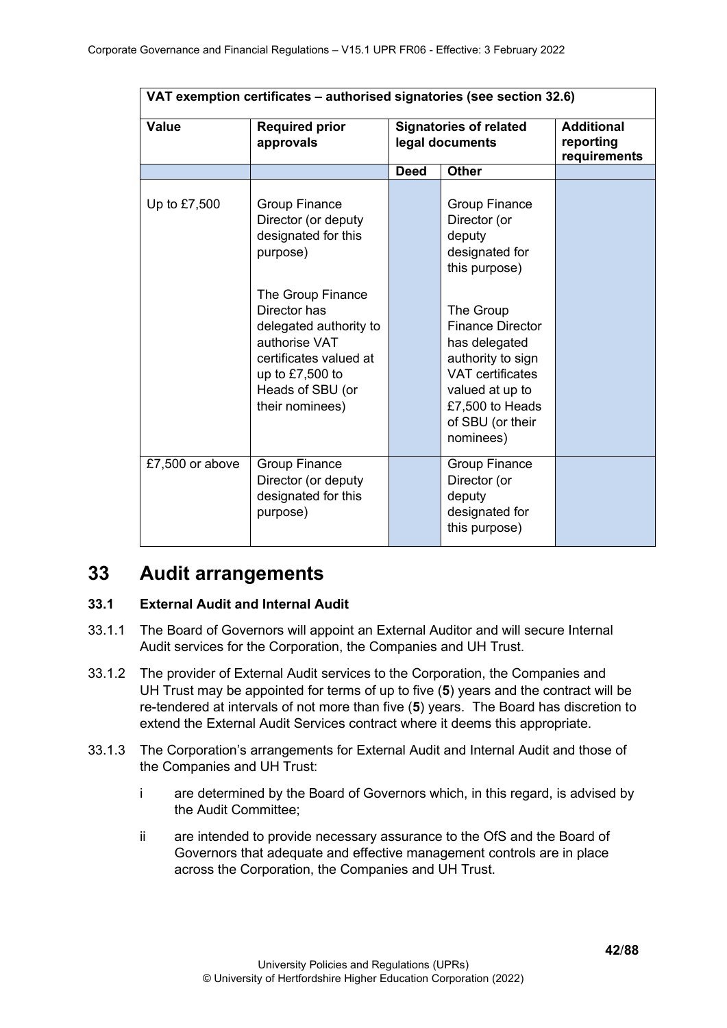| VAT exemption certificates – authorised signatories (see section 32.6) | | | | |
|---|---|---|---|---|
| **Value** | **Required prior approvals** | **Signatories of related legal documents** | | **Additional reporting requirements** |
| | | **Deed** | **Other** | |
| Up to £7,500 | Group Finance Director (or deputy designated for this purpose)<br><br>The Group Finance Director has delegated authority to authorise VAT certificates valued at up to £7,500 to Heads of SBU (or their nominees) | | Group Finance Director (or deputy designated for this purpose)<br><br>The Group Finance Director has delegated authority to sign VAT certificates valued at up to £7,500 to Heads of SBU (or their nominees) | |
| £7,500 or above | Group Finance Director (or deputy designated for this purpose) | | Group Finance Director (or deputy designated for this purpose) | |

# 33 Audit arrangements

### 33.1 External Audit and Internal Audit

33.1.1 The Board of Governors will appoint an External Auditor and will secure Internal Audit services for the Corporation, the Companies and UH Trust.

33.1.2 The provider of External Audit services to the Corporation, the Companies and UH Trust may be appointed for terms of up to five (**5**) years and the contract will be re-tendered at intervals of not more than five (**5**) years. The Board has discretion to extend the External Audit Services contract where it deems this appropriate.

33.1.3 The Corporation's arrangements for External Audit and Internal Audit and those of the Companies and UH Trust:

- i are determined by the Board of Governors which, in this regard, is advised by the Audit Committee;
- ii are intended to provide necessary assurance to the OfS and the Board of Governors that adequate and effective management controls are in place across the Corporation, the Companies and UH Trust.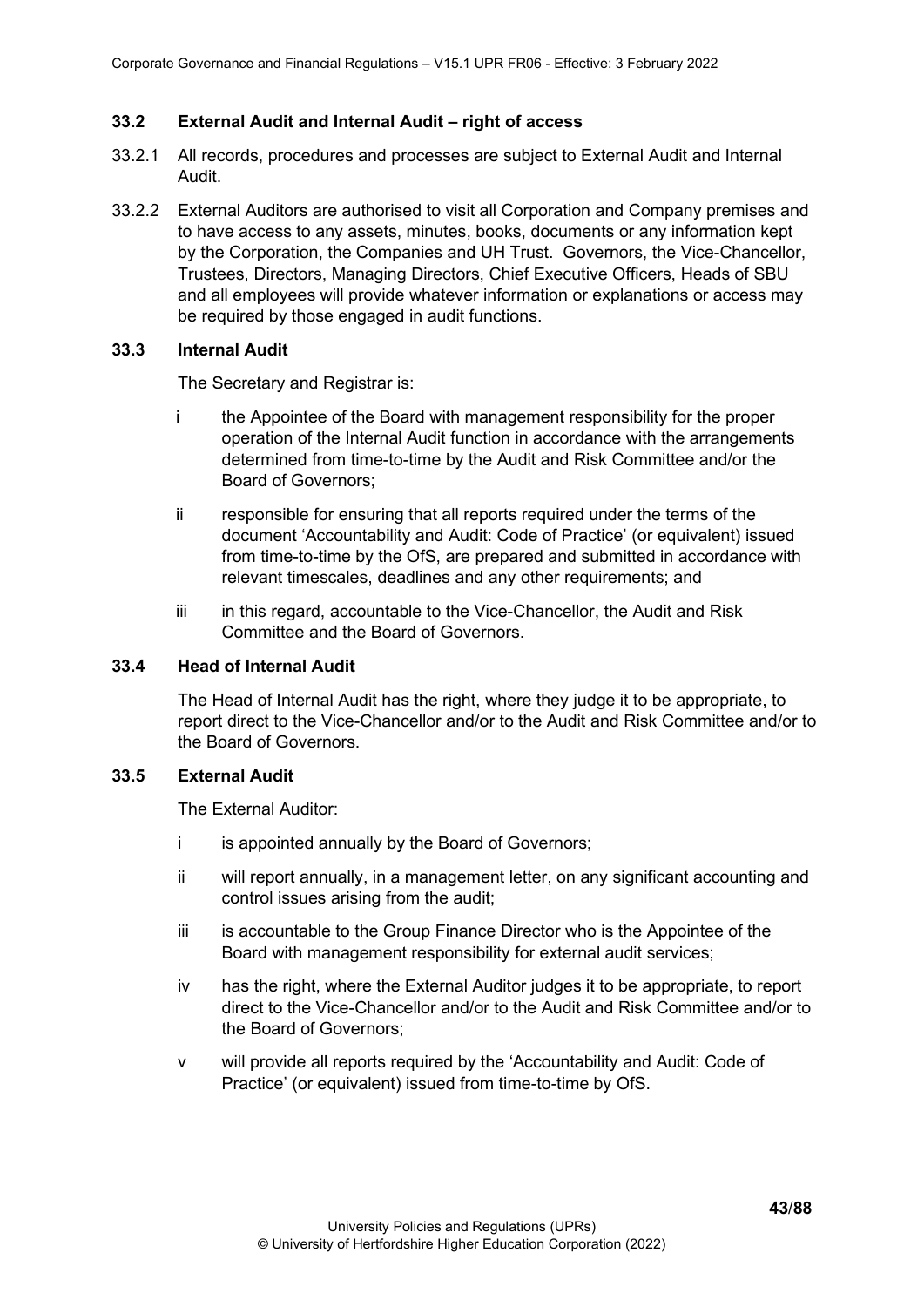### 33.2 External Audit and Internal Audit – right of access

33.2.1 All records, procedures and processes are subject to External Audit and Internal Audit.

33.2.2 External Auditors are authorised to visit all Corporation and Company premises and to have access to any assets, minutes, books, documents or any information kept by the Corporation, the Companies and UH Trust. Governors, the Vice-Chancellor, Trustees, Directors, Managing Directors, Chief Executive Officers, Heads of SBU and all employees will provide whatever information or explanations or access may be required by those engaged in audit functions.

### 33.3 Internal Audit

The Secretary and Registrar is:

i the Appointee of the Board with management responsibility for the proper operation of the Internal Audit function in accordance with the arrangements determined from time-to-time by the Audit and Risk Committee and/or the Board of Governors;

ii responsible for ensuring that all reports required under the terms of the document 'Accountability and Audit: Code of Practice' (or equivalent) issued from time-to-time by the OfS, are prepared and submitted in accordance with relevant timescales, deadlines and any other requirements; and

iii in this regard, accountable to the Vice-Chancellor, the Audit and Risk Committee and the Board of Governors.

### 33.4 Head of Internal Audit

The Head of Internal Audit has the right, where they judge it to be appropriate, to report direct to the Vice-Chancellor and/or to the Audit and Risk Committee and/or to the Board of Governors.

### 33.5 External Audit

The External Auditor:

i is appointed annually by the Board of Governors;

ii will report annually, in a management letter, on any significant accounting and control issues arising from the audit;

iii is accountable to the Group Finance Director who is the Appointee of the Board with management responsibility for external audit services;

iv has the right, where the External Auditor judges it to be appropriate, to report direct to the Vice-Chancellor and/or to the Audit and Risk Committee and/or to the Board of Governors;

v will provide all reports required by the 'Accountability and Audit: Code of Practice' (or equivalent) issued from time-to-time by OfS.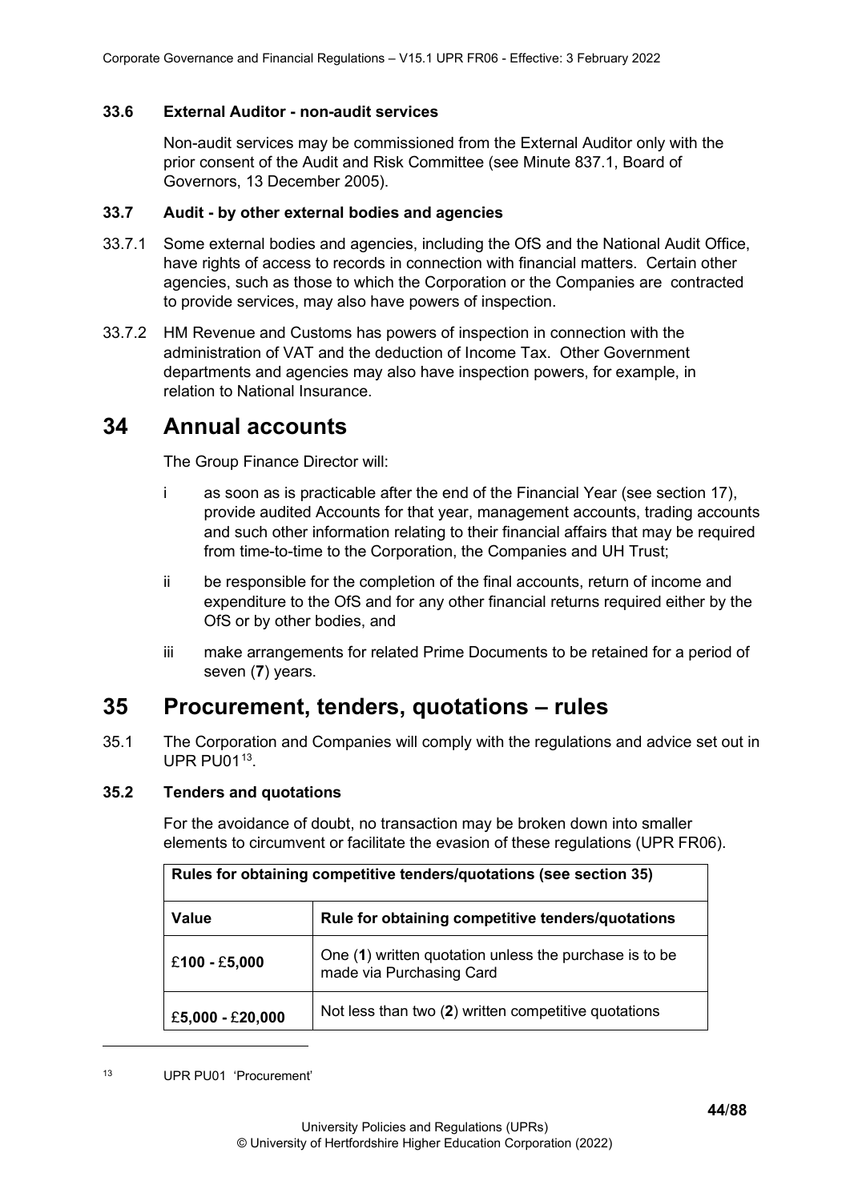### 33.6 External Auditor - non-audit services

Non-audit services may be commissioned from the External Auditor only with the prior consent of the Audit and Risk Committee (see Minute 837.1, Board of Governors, 13 December 2005).

### 33.7 Audit - by other external bodies and agencies

33.7.1 Some external bodies and agencies, including the OfS and the National Audit Office, have rights of access to records in connection with financial matters. Certain other agencies, such as those to which the Corporation or the Companies are contracted to provide services, may also have powers of inspection.

33.7.2 HM Revenue and Customs has powers of inspection in connection with the administration of VAT and the deduction of Income Tax. Other Government departments and agencies may also have inspection powers, for example, in relation to National Insurance.

# 34 Annual accounts

The Group Finance Director will:

i as soon as is practicable after the end of the Financial Year (see section 17), provide audited Accounts for that year, management accounts, trading accounts and such other information relating to their financial affairs that may be required from time-to-time to the Corporation, the Companies and UH Trust;

ii be responsible for the completion of the final accounts, return of income and expenditure to the OfS and for any other financial returns required either by the OfS or by other bodies, and

iii make arrangements for related Prime Documents to be retained for a period of seven (**7**) years.

# 35 Procurement, tenders, quotations – rules

35.1 The Corporation and Companies will comply with the regulations and advice set out in UPR PU01[13].

### 35.2 Tenders and quotations

For the avoidance of doubt, no transaction may be broken down into smaller elements to circumvent or facilitate the evasion of these regulations (UPR FR06).

| **Rules for obtaining competitive tenders/quotations (see section 35)** | |
|---|---|
| **Value** | **Rule for obtaining competitive tenders/quotations** |
| £**100** - £**5,000** | One (**1**) written quotation unless the purchase is to be made via Purchasing Card |
| £**5,000** - £**20,000** | Not less than two (**2**) written competitive quotations |

[13] UPR PU01 'Procurement'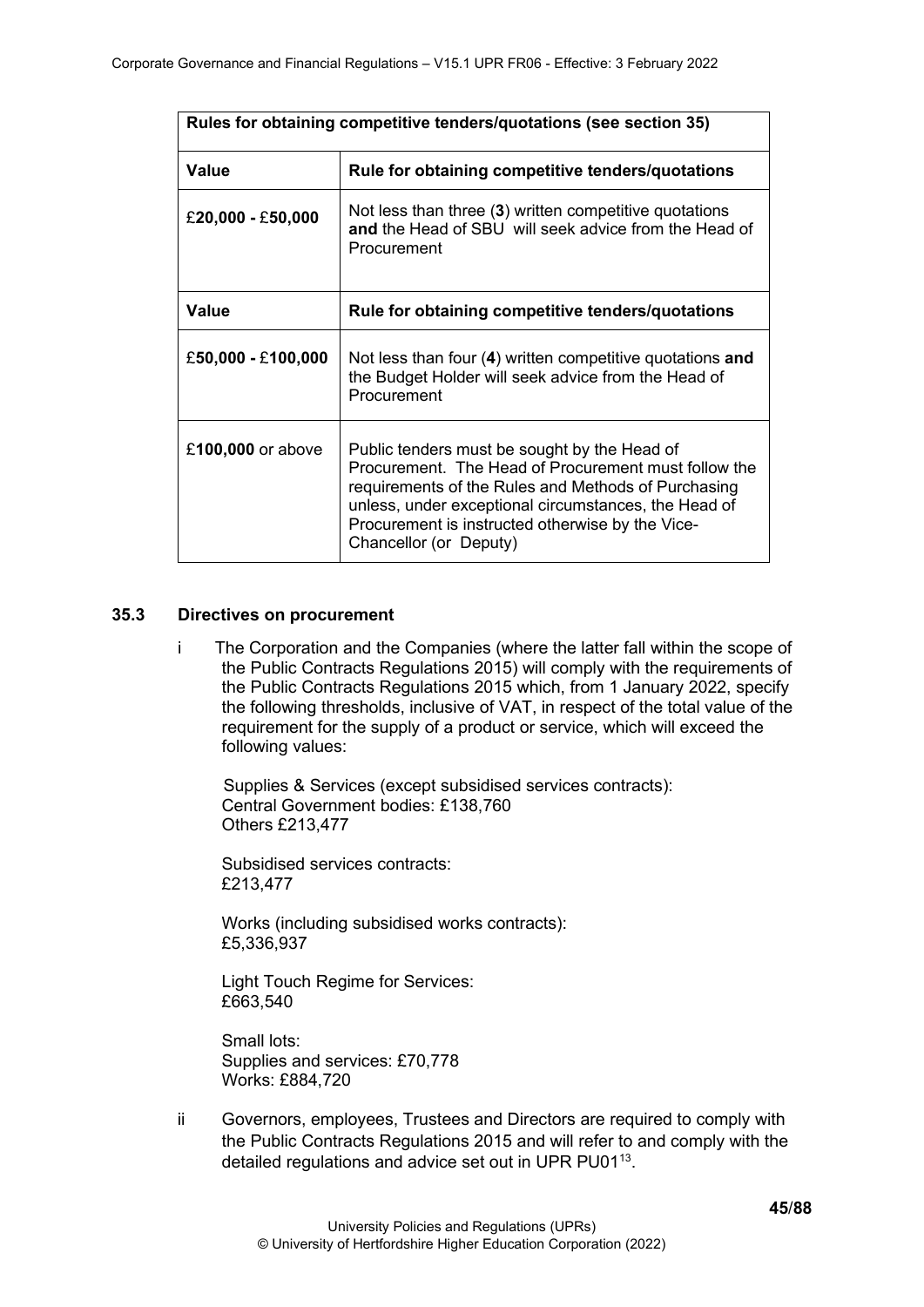| Rules for obtaining competitive tenders/quotations (see section 35) | |
|---|---|
| **Value** | **Rule for obtaining competitive tenders/quotations** |
| £**20,000** - £**50,000** | Not less than three (**3**) written competitive quotations **and** the Head of SBU will seek advice from the Head of Procurement |
| **Value** | **Rule for obtaining competitive tenders/quotations** |
| £**50,000** - £**100,000** | Not less than four (**4**) written competitive quotations **and** the Budget Holder will seek advice from the Head of Procurement |
| £**100,000** or above | Public tenders must be sought by the Head of Procurement. The Head of Procurement must follow the requirements of the Rules and Methods of Purchasing unless, under exceptional circumstances, the Head of Procurement is instructed otherwise by the Vice-Chancellor (or Deputy) |

### 35.3 Directives on procurement

i The Corporation and the Companies (where the latter fall within the scope of the Public Contracts Regulations 2015) will comply with the requirements of the Public Contracts Regulations 2015 which, from 1 January 2022, specify the following thresholds, inclusive of VAT, in respect of the total value of the requirement for the supply of a product or service, which will exceed the following values:

Supplies & Services (except subsidised services contracts):
Central Government bodies: £138,760
Others £213,477

Subsidised services contracts:
£213,477

Works (including subsidised works contracts):
£5,336,937

Light Touch Regime for Services:
£663,540

Small lots:
Supplies and services: £70,778
Works: £884,720

ii Governors, employees, Trustees and Directors are required to comply with the Public Contracts Regulations 2015 and will refer to and comply with the detailed regulations and advice set out in UPR PU01[13].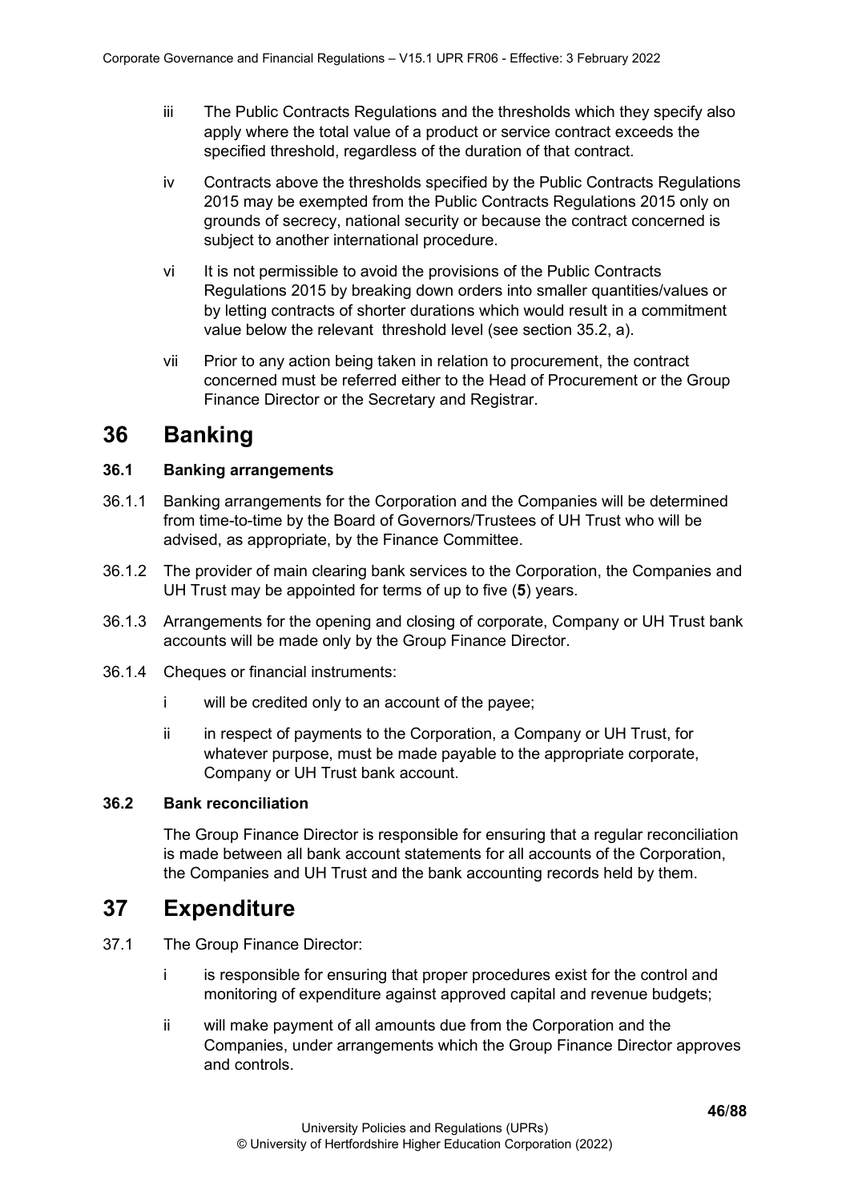iii The Public Contracts Regulations and the thresholds which they specify also apply where the total value of a product or service contract exceeds the specified threshold, regardless of the duration of that contract.

iv Contracts above the thresholds specified by the Public Contracts Regulations 2015 may be exempted from the Public Contracts Regulations 2015 only on grounds of secrecy, national security or because the contract concerned is subject to another international procedure.

vi It is not permissible to avoid the provisions of the Public Contracts Regulations 2015 by breaking down orders into smaller quantities/values or by letting contracts of shorter durations which would result in a commitment value below the relevant threshold level (see section 35.2, a).

vii Prior to any action being taken in relation to procurement, the contract concerned must be referred either to the Head of Procurement or the Group Finance Director or the Secretary and Registrar.

# 36 Banking

### 36.1 Banking arrangements

36.1.1 Banking arrangements for the Corporation and the Companies will be determined from time-to-time by the Board of Governors/Trustees of UH Trust who will be advised, as appropriate, by the Finance Committee.

36.1.2 The provider of main clearing bank services to the Corporation, the Companies and UH Trust may be appointed for terms of up to five (**5**) years.

36.1.3 Arrangements for the opening and closing of corporate, Company or UH Trust bank accounts will be made only by the Group Finance Director.

36.1.4 Cheques or financial instruments:

i will be credited only to an account of the payee;

ii in respect of payments to the Corporation, a Company or UH Trust, for whatever purpose, must be made payable to the appropriate corporate, Company or UH Trust bank account.

### 36.2 Bank reconciliation

The Group Finance Director is responsible for ensuring that a regular reconciliation is made between all bank account statements for all accounts of the Corporation, the Companies and UH Trust and the bank accounting records held by them.

# 37 Expenditure

37.1 The Group Finance Director:

i is responsible for ensuring that proper procedures exist for the control and monitoring of expenditure against approved capital and revenue budgets;

ii will make payment of all amounts due from the Corporation and the Companies, under arrangements which the Group Finance Director approves and controls.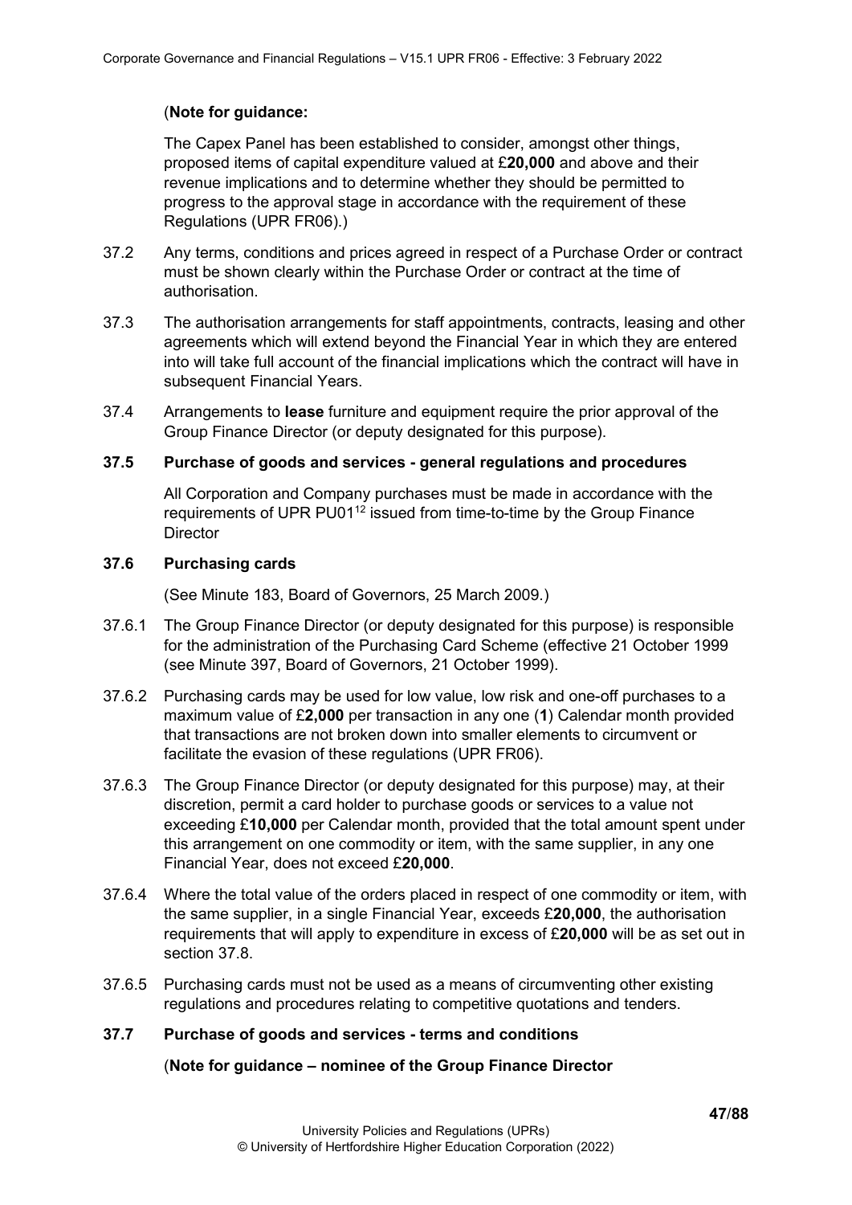(**Note for guidance:**

The Capex Panel has been established to consider, amongst other things, proposed items of capital expenditure valued at £**20,000** and above and their revenue implications and to determine whether they should be permitted to progress to the approval stage in accordance with the requirement of these Regulations (UPR FR06).)

37.2 Any terms, conditions and prices agreed in respect of a Purchase Order or contract must be shown clearly within the Purchase Order or contract at the time of authorisation.

37.3 The authorisation arrangements for staff appointments, contracts, leasing and other agreements which will extend beyond the Financial Year in which they are entered into will take full account of the financial implications which the contract will have in subsequent Financial Years.

37.4 Arrangements to **lease** furniture and equipment require the prior approval of the Group Finance Director (or deputy designated for this purpose).

**37.5 Purchase of goods and services - general regulations and procedures**

All Corporation and Company purchases must be made in accordance with the requirements of UPR PU01[12] issued from time-to-time by the Group Finance Director

**37.6 Purchasing cards**

(See Minute 183, Board of Governors, 25 March 2009.)

37.6.1 The Group Finance Director (or deputy designated for this purpose) is responsible for the administration of the Purchasing Card Scheme (effective 21 October 1999 (see Minute 397, Board of Governors, 21 October 1999).

37.6.2 Purchasing cards may be used for low value, low risk and one-off purchases to a maximum value of £**2,000** per transaction in any one (**1**) Calendar month provided that transactions are not broken down into smaller elements to circumvent or facilitate the evasion of these regulations (UPR FR06).

37.6.3 The Group Finance Director (or deputy designated for this purpose) may, at their discretion, permit a card holder to purchase goods or services to a value not exceeding £**10,000** per Calendar month, provided that the total amount spent under this arrangement on one commodity or item, with the same supplier, in any one Financial Year, does not exceed £**20,000**.

37.6.4 Where the total value of the orders placed in respect of one commodity or item, with the same supplier, in a single Financial Year, exceeds £**20,000**, the authorisation requirements that will apply to expenditure in excess of £**20,000** will be as set out in section 37.8.

37.6.5 Purchasing cards must not be used as a means of circumventing other existing regulations and procedures relating to competitive quotations and tenders.

**37.7 Purchase of goods and services - terms and conditions**

(**Note for guidance – nominee of the Group Finance Director**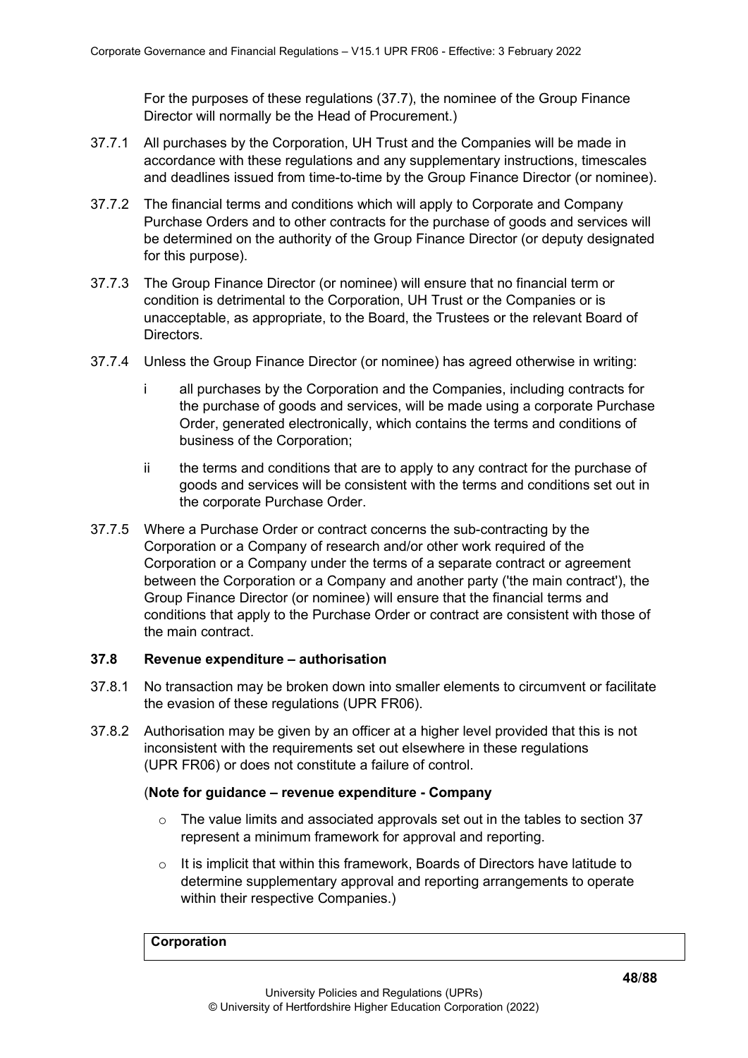For the purposes of these regulations (37.7), the nominee of the Group Finance Director will normally be the Head of Procurement.)

37.7.1 All purchases by the Corporation, UH Trust and the Companies will be made in accordance with these regulations and any supplementary instructions, timescales and deadlines issued from time-to-time by the Group Finance Director (or nominee).

37.7.2 The financial terms and conditions which will apply to Corporate and Company Purchase Orders and to other contracts for the purchase of goods and services will be determined on the authority of the Group Finance Director (or deputy designated for this purpose).

37.7.3 The Group Finance Director (or nominee) will ensure that no financial term or condition is detrimental to the Corporation, UH Trust or the Companies or is unacceptable, as appropriate, to the Board, the Trustees or the relevant Board of Directors.

37.7.4 Unless the Group Finance Director (or nominee) has agreed otherwise in writing:

i all purchases by the Corporation and the Companies, including contracts for the purchase of goods and services, will be made using a corporate Purchase Order, generated electronically, which contains the terms and conditions of business of the Corporation;

ii the terms and conditions that are to apply to any contract for the purchase of goods and services will be consistent with the terms and conditions set out in the corporate Purchase Order.

37.7.5 Where a Purchase Order or contract concerns the sub-contracting by the Corporation or a Company of research and/or other work required of the Corporation or a Company under the terms of a separate contract or agreement between the Corporation or a Company and another party ('the main contract'), the Group Finance Director (or nominee) will ensure that the financial terms and conditions that apply to the Purchase Order or contract are consistent with those of the main contract.

### 37.8 Revenue expenditure – authorisation

37.8.1 No transaction may be broken down into smaller elements to circumvent or facilitate the evasion of these regulations (UPR FR06).

37.8.2 Authorisation may be given by an officer at a higher level provided that this is not inconsistent with the requirements set out elsewhere in these regulations (UPR FR06) or does not constitute a failure of control.

(**Note for guidance – revenue expenditure - Company**

- The value limits and associated approvals set out in the tables to section 37 represent a minimum framework for approval and reporting.
- It is implicit that within this framework, Boards of Directors have latitude to determine supplementary approval and reporting arrangements to operate within their respective Companies.)

| **Corporation** |
|---|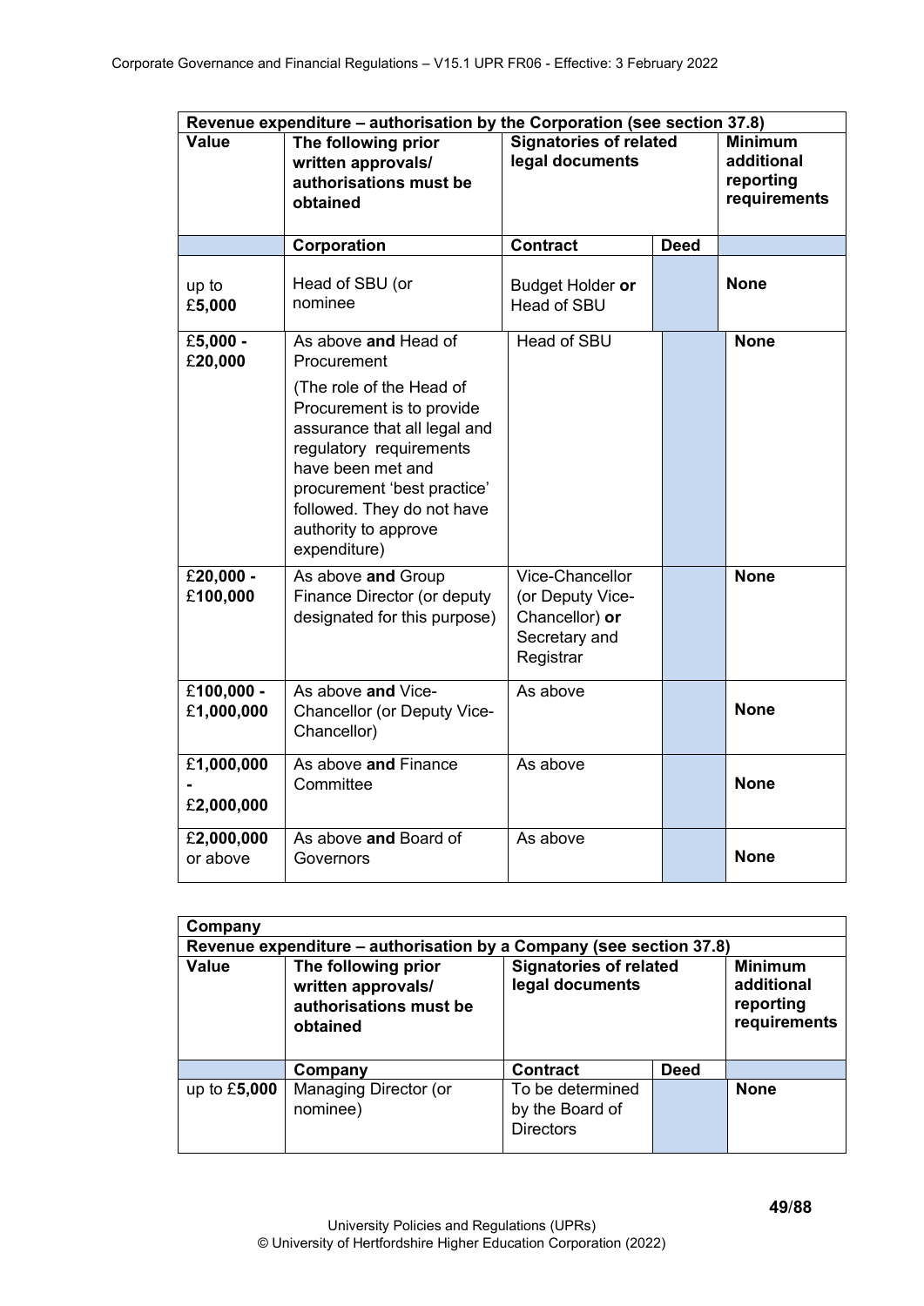| Revenue expenditure – authorisation by the Corporation (see section 37.8) | | | | |
|---|---|---|---|---|
| **Value** | **The following prior written approvals/ authorisations must be obtained** | **Signatories of related legal documents** | | **Minimum additional reporting requirements** |
| | **Corporation** | **Contract** | **Deed** | |
| up to £**5,000** | Head of SBU (or nominee | Budget Holder **or** Head of SBU | | **None** |
| £**5,000** - £**20,000** | As above **and** Head of Procurement (The role of the Head of Procurement is to provide assurance that all legal and regulatory requirements have been met and procurement 'best practice' followed. They do not have authority to approve expenditure) | Head of SBU | | **None** |
| £**20,000** - £**100,000** | As above **and** Group Finance Director (or deputy designated for this purpose) | Vice-Chancellor (or Deputy Vice-Chancellor) **or** Secretary and Registrar | | **None** |
| £**100,000** - £**1,000,000** | As above **and** Vice-Chancellor (or Deputy Vice-Chancellor) | As above | | **None** |
| £**1,000,000** - £**2,000,000** | As above **and** Finance Committee | As above | | **None** |
| £**2,000,000** or above | As above **and** Board of Governors | As above | | **None** |

| Company | | | | |
|---|---|---|---|---|
| **Revenue expenditure – authorisation by a Company (see section 37.8)** | | | | |
| **Value** | **The following prior written approvals/ authorisations must be obtained** | **Signatories of related legal documents** | | **Minimum additional reporting requirements** |
| | **Company** | **Contract** | **Deed** | |
| up to £**5,000** | Managing Director (or nominee) | To be determined by the Board of Directors | | **None** |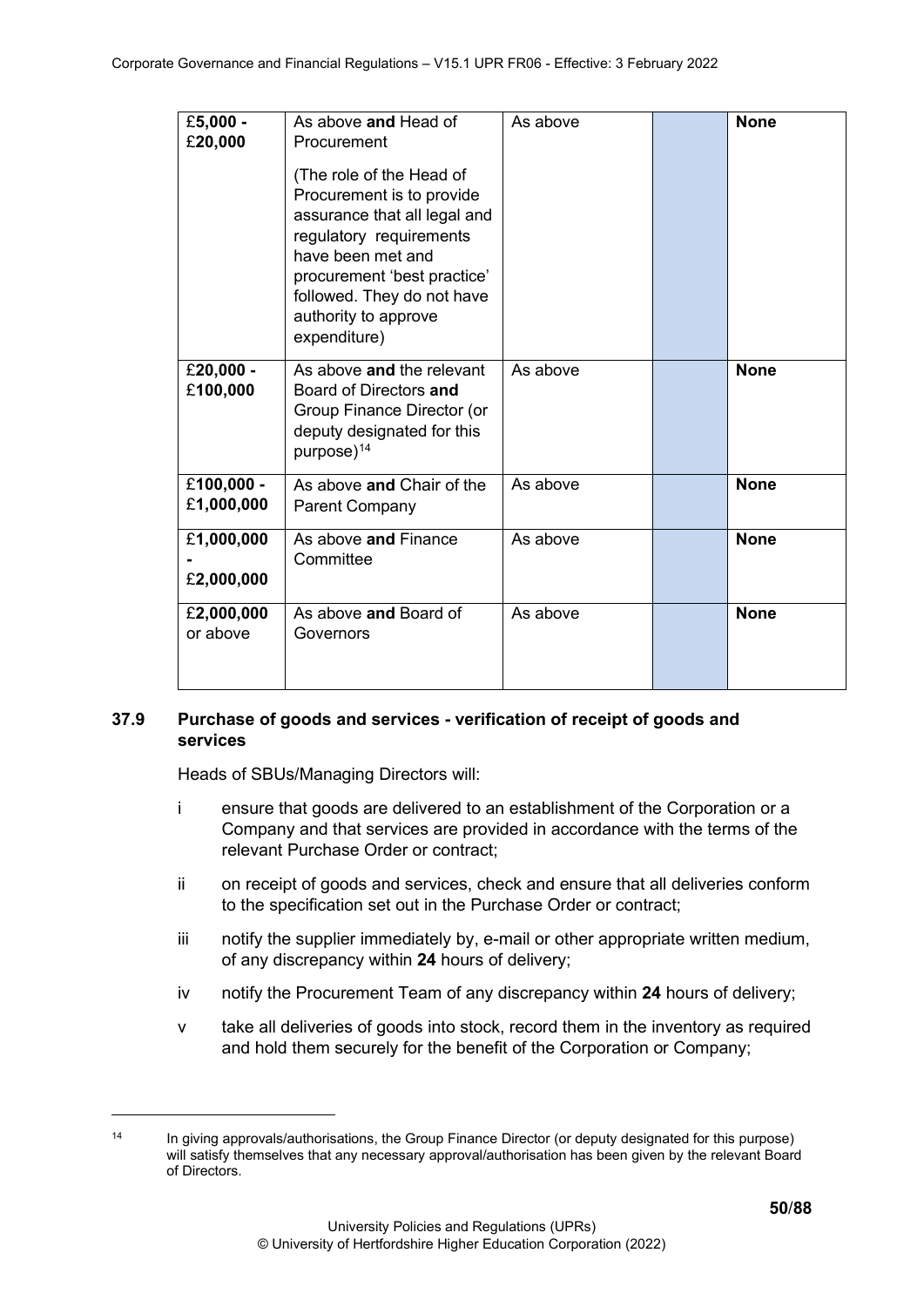| £**5,000** - £**20,000** | As above **and** Head of Procurement<br><br>(The role of the Head of Procurement is to provide assurance that all legal and regulatory requirements have been met and procurement 'best practice' followed. They do not have authority to approve expenditure) | As above | | **None** |
|---|---|---|---|---|
| £**20,000** - £**100,000** | As above **and** the relevant Board of Directors **and** Group Finance Director (or deputy designated for this purpose)[14] | As above | | **None** |
| £**100,000** - £**1,000,000** | As above **and** Chair of the Parent Company | As above | | **None** |
| £**1,000,000** - £**2,000,000** | As above **and** Finance Committee | As above | | **None** |
| £**2,000,000** or above | As above **and** Board of Governors | As above | | **None** |

### 37.9 Purchase of goods and services - verification of receipt of goods and services

Heads of SBUs/Managing Directors will:

i ensure that goods are delivered to an establishment of the Corporation or a Company and that services are provided in accordance with the terms of the relevant Purchase Order or contract;

ii on receipt of goods and services, check and ensure that all deliveries conform to the specification set out in the Purchase Order or contract;

iii notify the supplier immediately by, e-mail or other appropriate written medium, of any discrepancy within **24** hours of delivery;

iv notify the Procurement Team of any discrepancy within **24** hours of delivery;

v take all deliveries of goods into stock, record them in the inventory as required and hold them securely for the benefit of the Corporation or Company;

---

[14] In giving approvals/authorisations, the Group Finance Director (or deputy designated for this purpose) will satisfy themselves that any necessary approval/authorisation has been given by the relevant Board of Directors.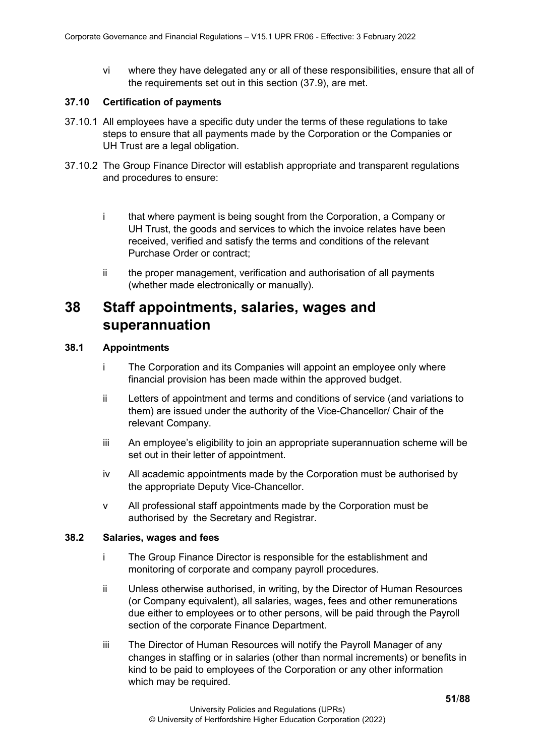vi where they have delegated any or all of these responsibilities, ensure that all of the requirements set out in this section (37.9), are met.

### 37.10 Certification of payments

37.10.1 All employees have a specific duty under the terms of these regulations to take steps to ensure that all payments made by the Corporation or the Companies or UH Trust are a legal obligation.

37.10.2 The Group Finance Director will establish appropriate and transparent regulations and procedures to ensure:

i that where payment is being sought from the Corporation, a Company or UH Trust, the goods and services to which the invoice relates have been received, verified and satisfy the terms and conditions of the relevant Purchase Order or contract;

ii the proper management, verification and authorisation of all payments (whether made electronically or manually).

# 38 Staff appointments, salaries, wages and superannuation

### 38.1 Appointments

i The Corporation and its Companies will appoint an employee only where financial provision has been made within the approved budget.

ii Letters of appointment and terms and conditions of service (and variations to them) are issued under the authority of the Vice-Chancellor/ Chair of the relevant Company.

iii An employee's eligibility to join an appropriate superannuation scheme will be set out in their letter of appointment.

iv All academic appointments made by the Corporation must be authorised by the appropriate Deputy Vice-Chancellor.

v All professional staff appointments made by the Corporation must be authorised by the Secretary and Registrar.

### 38.2 Salaries, wages and fees

i The Group Finance Director is responsible for the establishment and monitoring of corporate and company payroll procedures.

ii Unless otherwise authorised, in writing, by the Director of Human Resources (or Company equivalent), all salaries, wages, fees and other remunerations due either to employees or to other persons, will be paid through the Payroll section of the corporate Finance Department.

iii The Director of Human Resources will notify the Payroll Manager of any changes in staffing or in salaries (other than normal increments) or benefits in kind to be paid to employees of the Corporation or any other information which may be required.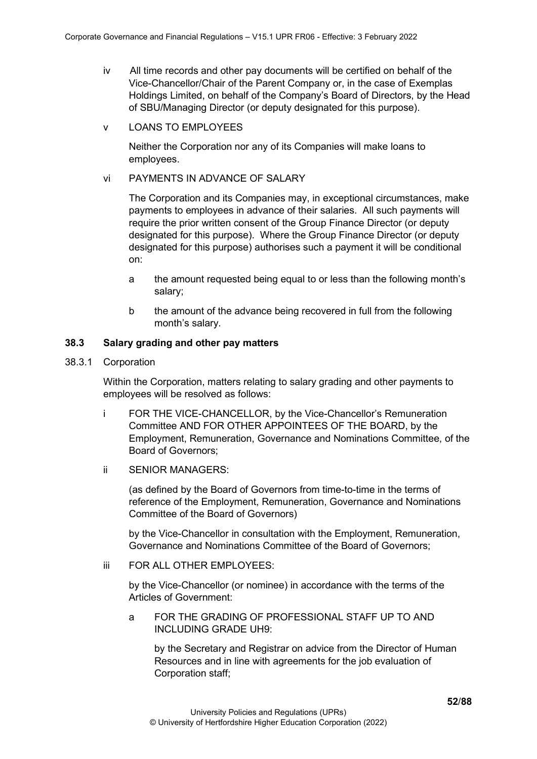iv All time records and other pay documents will be certified on behalf of the Vice-Chancellor/Chair of the Parent Company or, in the case of Exemplas Holdings Limited, on behalf of the Company's Board of Directors, by the Head of SBU/Managing Director (or deputy designated for this purpose).

v LOANS TO EMPLOYEES

Neither the Corporation nor any of its Companies will make loans to employees.

vi PAYMENTS IN ADVANCE OF SALARY

The Corporation and its Companies may, in exceptional circumstances, make payments to employees in advance of their salaries. All such payments will require the prior written consent of the Group Finance Director (or deputy designated for this purpose). Where the Group Finance Director (or deputy designated for this purpose) authorises such a payment it will be conditional on:

a the amount requested being equal to or less than the following month's salary;

b the amount of the advance being recovered in full from the following month's salary.

**38.3 Salary grading and other pay matters**

38.3.1 Corporation

Within the Corporation, matters relating to salary grading and other payments to employees will be resolved as follows:

i FOR THE VICE-CHANCELLOR, by the Vice-Chancellor's Remuneration Committee AND FOR OTHER APPOINTEES OF THE BOARD, by the Employment, Remuneration, Governance and Nominations Committee, of the Board of Governors;

ii SENIOR MANAGERS:

(as defined by the Board of Governors from time-to-time in the terms of reference of the Employment, Remuneration, Governance and Nominations Committee of the Board of Governors)

by the Vice-Chancellor in consultation with the Employment, Remuneration, Governance and Nominations Committee of the Board of Governors;

iii FOR ALL OTHER EMPLOYEES:

by the Vice-Chancellor (or nominee) in accordance with the terms of the Articles of Government:

a FOR THE GRADING OF PROFESSIONAL STAFF UP TO AND INCLUDING GRADE UH9:

by the Secretary and Registrar on advice from the Director of Human Resources and in line with agreements for the job evaluation of Corporation staff;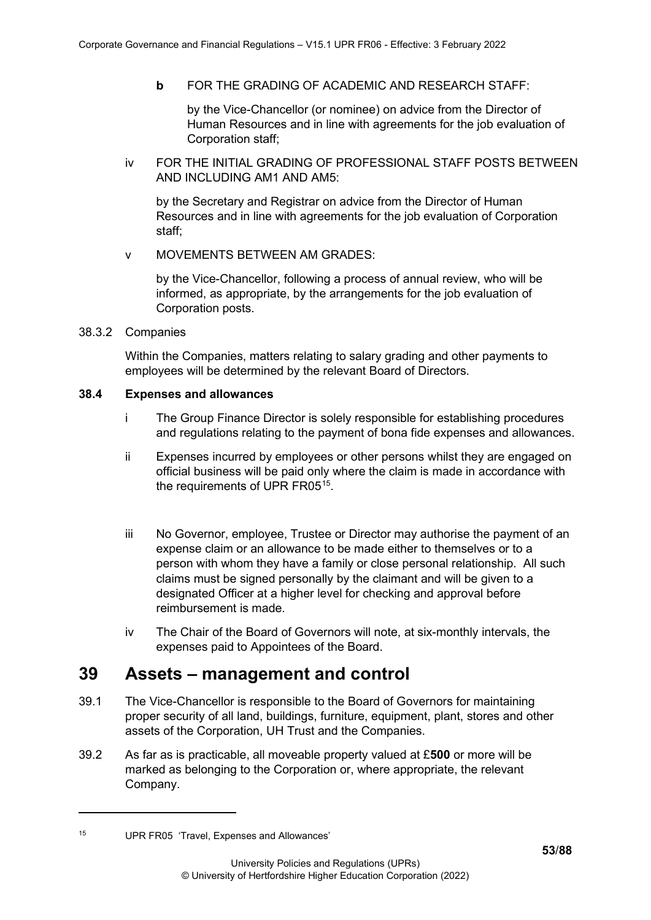**b** FOR THE GRADING OF ACADEMIC AND RESEARCH STAFF:

by the Vice-Chancellor (or nominee) on advice from the Director of Human Resources and in line with agreements for the job evaluation of Corporation staff;

iv FOR THE INITIAL GRADING OF PROFESSIONAL STAFF POSTS BETWEEN AND INCLUDING AM1 AND AM5:

by the Secretary and Registrar on advice from the Director of Human Resources and in line with agreements for the job evaluation of Corporation staff;

v MOVEMENTS BETWEEN AM GRADES:

by the Vice-Chancellor, following a process of annual review, who will be informed, as appropriate, by the arrangements for the job evaluation of Corporation posts.

38.3.2 Companies

Within the Companies, matters relating to salary grading and other payments to employees will be determined by the relevant Board of Directors.

**38.4 Expenses and allowances**

i The Group Finance Director is solely responsible for establishing procedures and regulations relating to the payment of bona fide expenses and allowances.

ii Expenses incurred by employees or other persons whilst they are engaged on official business will be paid only where the claim is made in accordance with the requirements of UPR FR05[15].

iii No Governor, employee, Trustee or Director may authorise the payment of an expense claim or an allowance to be made either to themselves or to a person with whom they have a family or close personal relationship. All such claims must be signed personally by the claimant and will be given to a designated Officer at a higher level for checking and approval before reimbursement is made.

iv The Chair of the Board of Governors will note, at six-monthly intervals, the expenses paid to Appointees of the Board.

# 39 Assets – management and control

39.1 The Vice-Chancellor is responsible to the Board of Governors for maintaining proper security of all land, buildings, furniture, equipment, plant, stores and other assets of the Corporation, UH Trust and the Companies.

39.2 As far as is practicable, all moveable property valued at £**500** or more will be marked as belonging to the Corporation or, where appropriate, the relevant Company.

---

[15] UPR FR05 'Travel, Expenses and Allowances'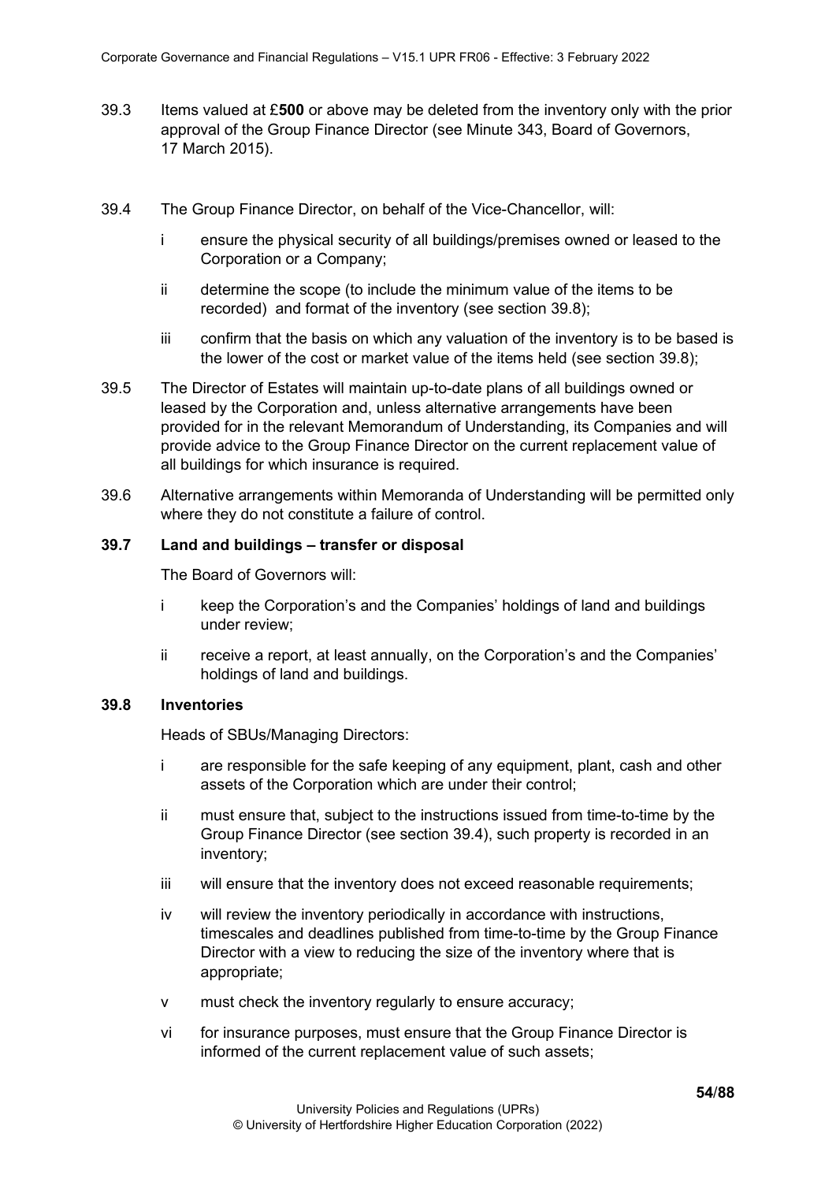39.3 Items valued at £**500** or above may be deleted from the inventory only with the prior approval of the Group Finance Director (see Minute 343, Board of Governors, 17 March 2015).

39.4 The Group Finance Director, on behalf of the Vice-Chancellor, will:

- i ensure the physical security of all buildings/premises owned or leased to the Corporation or a Company;
- ii determine the scope (to include the minimum value of the items to be recorded) and format of the inventory (see section 39.8);
- iii confirm that the basis on which any valuation of the inventory is to be based is the lower of the cost or market value of the items held (see section 39.8);

39.5 The Director of Estates will maintain up-to-date plans of all buildings owned or leased by the Corporation and, unless alternative arrangements have been provided for in the relevant Memorandum of Understanding, its Companies and will provide advice to the Group Finance Director on the current replacement value of all buildings for which insurance is required.

39.6 Alternative arrangements within Memoranda of Understanding will be permitted only where they do not constitute a failure of control.

**39.7 Land and buildings – transfer or disposal**

The Board of Governors will:

- i keep the Corporation's and the Companies' holdings of land and buildings under review;
- ii receive a report, at least annually, on the Corporation's and the Companies' holdings of land and buildings.

**39.8 Inventories**

Heads of SBUs/Managing Directors:

- i are responsible for the safe keeping of any equipment, plant, cash and other assets of the Corporation which are under their control;
- ii must ensure that, subject to the instructions issued from time-to-time by the Group Finance Director (see section 39.4), such property is recorded in an inventory;
- iii will ensure that the inventory does not exceed reasonable requirements;
- iv will review the inventory periodically in accordance with instructions, timescales and deadlines published from time-to-time by the Group Finance Director with a view to reducing the size of the inventory where that is appropriate;
- v must check the inventory regularly to ensure accuracy;
- vi for insurance purposes, must ensure that the Group Finance Director is informed of the current replacement value of such assets;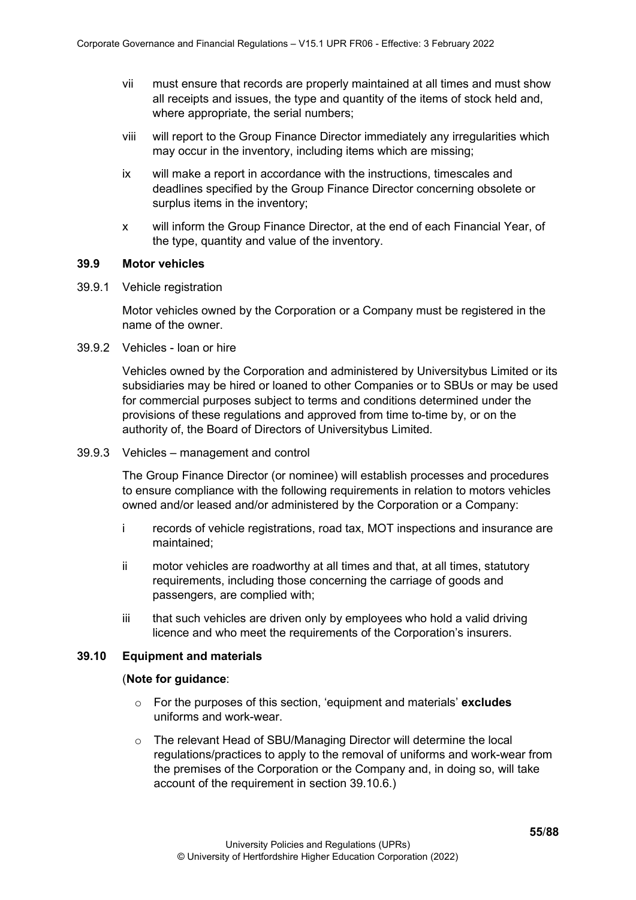vii must ensure that records are properly maintained at all times and must show all receipts and issues, the type and quantity of the items of stock held and, where appropriate, the serial numbers;

viii will report to the Group Finance Director immediately any irregularities which may occur in the inventory, including items which are missing;

ix will make a report in accordance with the instructions, timescales and deadlines specified by the Group Finance Director concerning obsolete or surplus items in the inventory;

x will inform the Group Finance Director, at the end of each Financial Year, of the type, quantity and value of the inventory.

### 39.9 Motor vehicles

39.9.1 Vehicle registration

Motor vehicles owned by the Corporation or a Company must be registered in the name of the owner.

39.9.2 Vehicles - loan or hire

Vehicles owned by the Corporation and administered by Universitybus Limited or its subsidiaries may be hired or loaned to other Companies or to SBUs or may be used for commercial purposes subject to terms and conditions determined under the provisions of these regulations and approved from time to-time by, or on the authority of, the Board of Directors of Universitybus Limited.

39.9.3 Vehicles – management and control

The Group Finance Director (or nominee) will establish processes and procedures to ensure compliance with the following requirements in relation to motors vehicles owned and/or leased and/or administered by the Corporation or a Company:

i records of vehicle registrations, road tax, MOT inspections and insurance are maintained;

ii motor vehicles are roadworthy at all times and that, at all times, statutory requirements, including those concerning the carriage of goods and passengers, are complied with;

iii that such vehicles are driven only by employees who hold a valid driving licence and who meet the requirements of the Corporation's insurers.

### 39.10 Equipment and materials

(**Note for guidance**:

- For the purposes of this section, 'equipment and materials' **excludes** uniforms and work-wear.
- The relevant Head of SBU/Managing Director will determine the local regulations/practices to apply to the removal of uniforms and work-wear from the premises of the Corporation or the Company and, in doing so, will take account of the requirement in section 39.10.6.)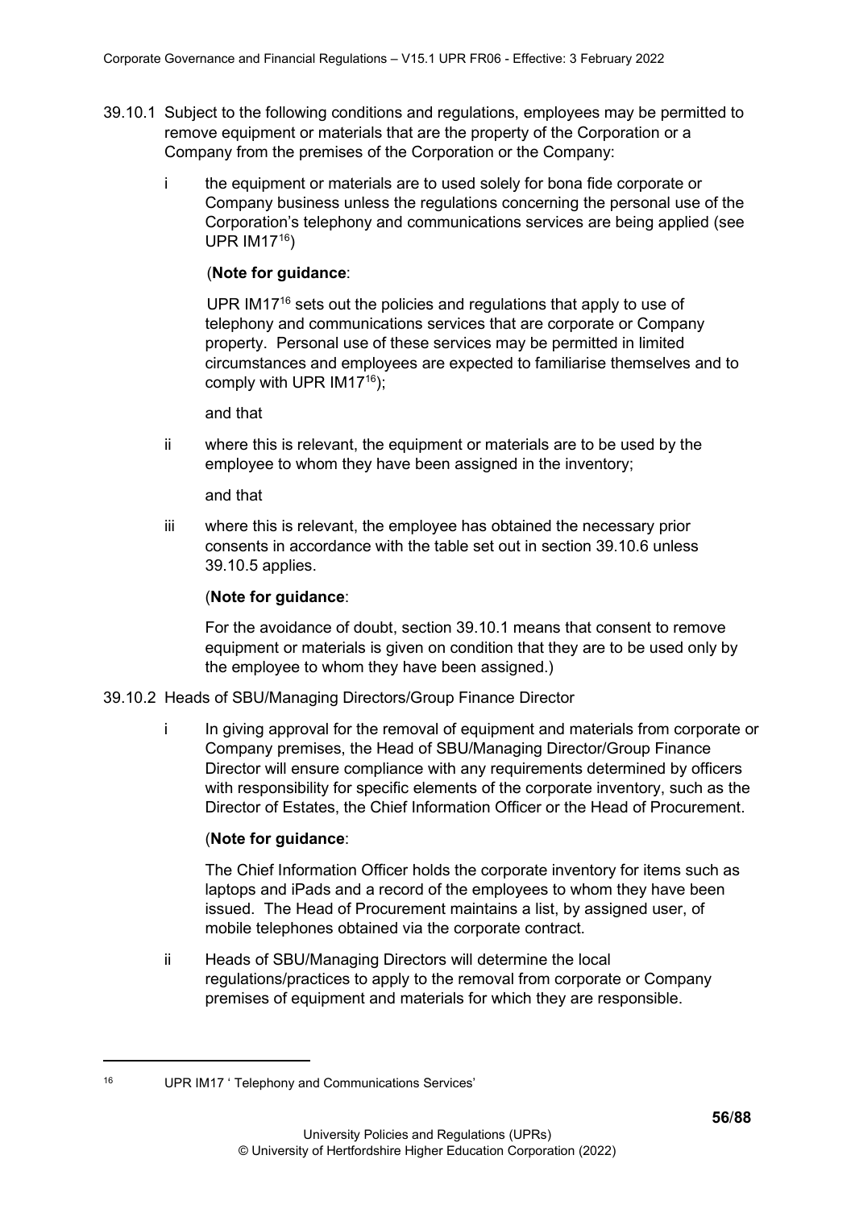39.10.1 Subject to the following conditions and regulations, employees may be permitted to remove equipment or materials that are the property of the Corporation or a Company from the premises of the Corporation or the Company:

i the equipment or materials are to used solely for bona fide corporate or Company business unless the regulations concerning the personal use of the Corporation's telephony and communications services are being applied (see UPR IM17[16])

(**Note for guidance**:

UPR IM17[16] sets out the policies and regulations that apply to use of telephony and communications services that are corporate or Company property. Personal use of these services may be permitted in limited circumstances and employees are expected to familiarise themselves and to comply with UPR IM17[16]);

and that

ii where this is relevant, the equipment or materials are to be used by the employee to whom they have been assigned in the inventory;

and that

iii where this is relevant, the employee has obtained the necessary prior consents in accordance with the table set out in section 39.10.6 unless 39.10.5 applies.

(**Note for guidance**:

For the avoidance of doubt, section 39.10.1 means that consent to remove equipment or materials is given on condition that they are to be used only by the employee to whom they have been assigned.)

39.10.2 Heads of SBU/Managing Directors/Group Finance Director

i In giving approval for the removal of equipment and materials from corporate or Company premises, the Head of SBU/Managing Director/Group Finance Director will ensure compliance with any requirements determined by officers with responsibility for specific elements of the corporate inventory, such as the Director of Estates, the Chief Information Officer or the Head of Procurement.

(**Note for guidance**:

The Chief Information Officer holds the corporate inventory for items such as laptops and iPads and a record of the employees to whom they have been issued. The Head of Procurement maintains a list, by assigned user, of mobile telephones obtained via the corporate contract.

ii Heads of SBU/Managing Directors will determine the local regulations/practices to apply to the removal from corporate or Company premises of equipment and materials for which they are responsible.

---

[16] UPR IM17 ' Telephony and Communications Services'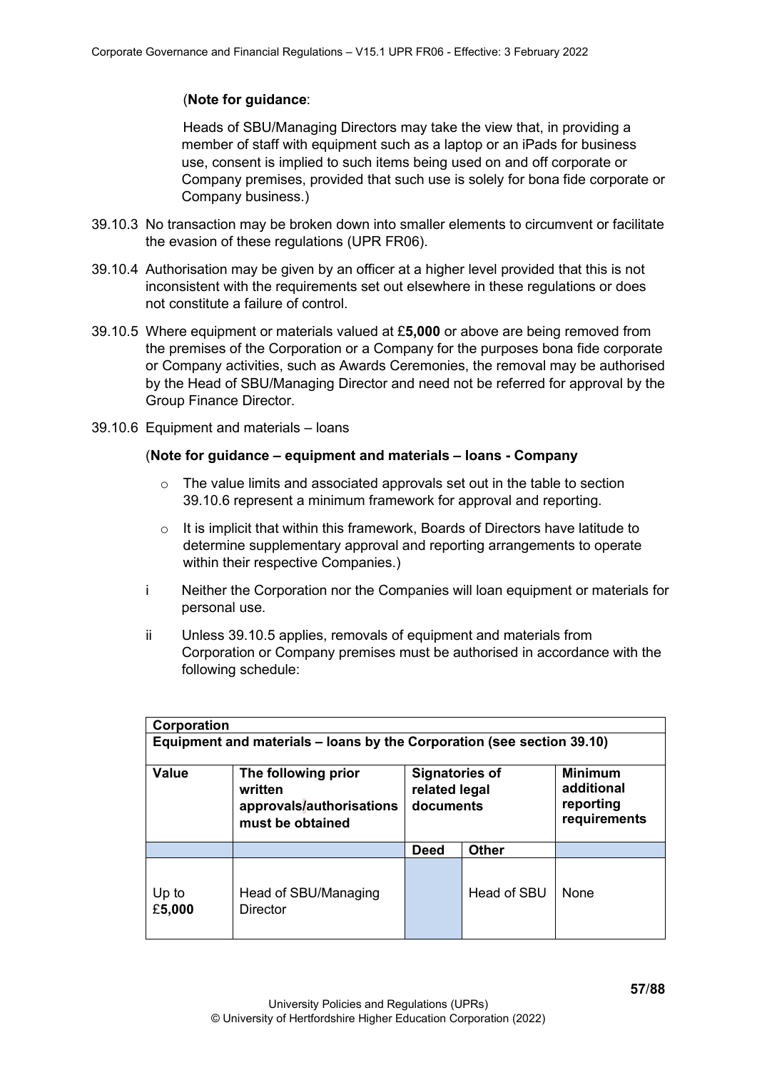(**Note for guidance**:

Heads of SBU/Managing Directors may take the view that, in providing a member of staff with equipment such as a laptop or an iPads for business use, consent is implied to such items being used on and off corporate or Company premises, provided that such use is solely for bona fide corporate or Company business.)

39.10.3 No transaction may be broken down into smaller elements to circumvent or facilitate the evasion of these regulations (UPR FR06).

39.10.4 Authorisation may be given by an officer at a higher level provided that this is not inconsistent with the requirements set out elsewhere in these regulations or does not constitute a failure of control.

39.10.5 Where equipment or materials valued at £**5,000** or above are being removed from the premises of the Corporation or a Company for the purposes bona fide corporate or Company activities, such as Awards Ceremonies, the removal may be authorised by the Head of SBU/Managing Director and need not be referred for approval by the Group Finance Director.

39.10.6 Equipment and materials – loans

(**Note for guidance – equipment and materials – loans - Company**

- The value limits and associated approvals set out in the table to section 39.10.6 represent a minimum framework for approval and reporting.
- It is implicit that within this framework, Boards of Directors have latitude to determine supplementary approval and reporting arrangements to operate within their respective Companies.)

i Neither the Corporation nor the Companies will loan equipment or materials for personal use.

ii Unless 39.10.5 applies, removals of equipment and materials from Corporation or Company premises must be authorised in accordance with the following schedule:

| **Corporation** | | | | |
|---|---|---|---|---|
| **Equipment and materials – loans by the Corporation (see section 39.10)** | | | | |
| **Value** | **The following prior written approvals/authorisations must be obtained** | **Signatories of related legal documents** | | **Minimum additional reporting requirements** |
| | | **Deed** | **Other** | |
| Up to £**5,000** | Head of SBU/Managing Director | | Head of SBU | None |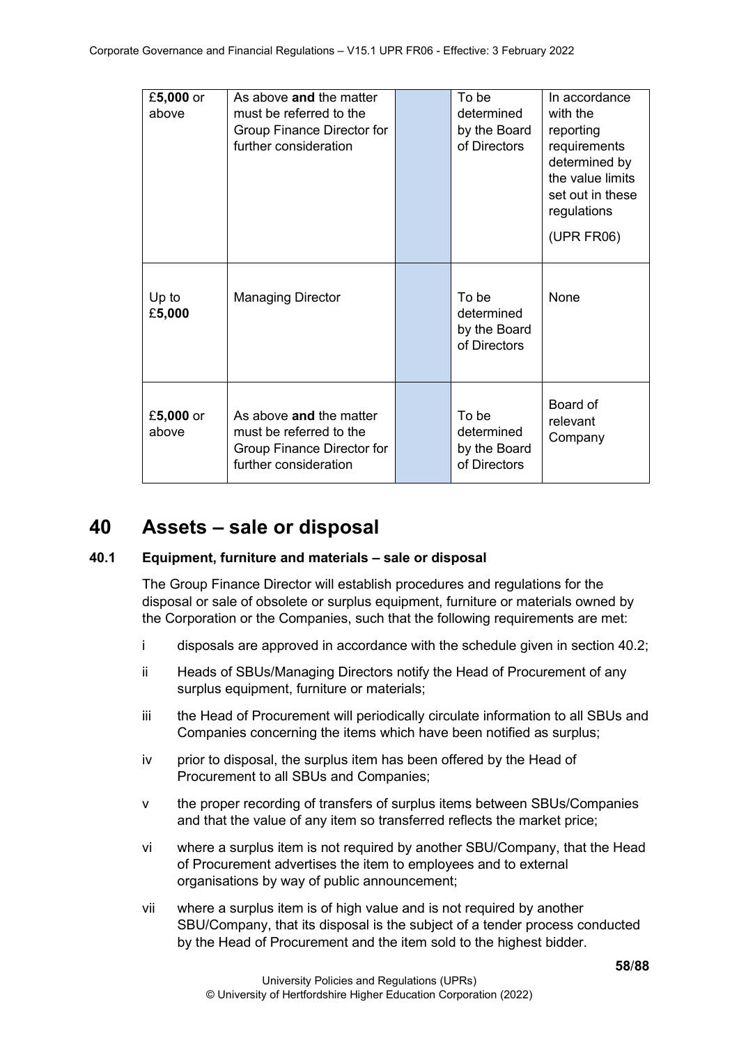| | | | | |
|---|---|---|---|---|
| £**5,000** or above | As above **and** the matter must be referred to the Group Finance Director for further consideration | | To be determined by the Board of Directors | In accordance with the reporting requirements determined by the value limits set out in these regulations (UPR FR06) |
| Up to £**5,000** | Managing Director | | To be determined by the Board of Directors | None |
| £**5,000** or above | As above **and** the matter must be referred to the Group Finance Director for further consideration | | To be determined by the Board of Directors | Board of relevant Company |

# 40 Assets – sale or disposal

### 40.1 Equipment, furniture and materials – sale or disposal

The Group Finance Director will establish procedures and regulations for the disposal or sale of obsolete or surplus equipment, furniture or materials owned by the Corporation or the Companies, such that the following requirements are met:

i disposals are approved in accordance with the schedule given in section 40.2;

ii Heads of SBUs/Managing Directors notify the Head of Procurement of any surplus equipment, furniture or materials;

iii the Head of Procurement will periodically circulate information to all SBUs and Companies concerning the items which have been notified as surplus;

iv prior to disposal, the surplus item has been offered by the Head of Procurement to all SBUs and Companies;

v the proper recording of transfers of surplus items between SBUs/Companies and that the value of any item so transferred reflects the market price;

vi where a surplus item is not required by another SBU/Company, that the Head of Procurement advertises the item to employees and to external organisations by way of public announcement;

vii where a surplus item is of high value and is not required by another SBU/Company, that its disposal is the subject of a tender process conducted by the Head of Procurement and the item sold to the highest bidder.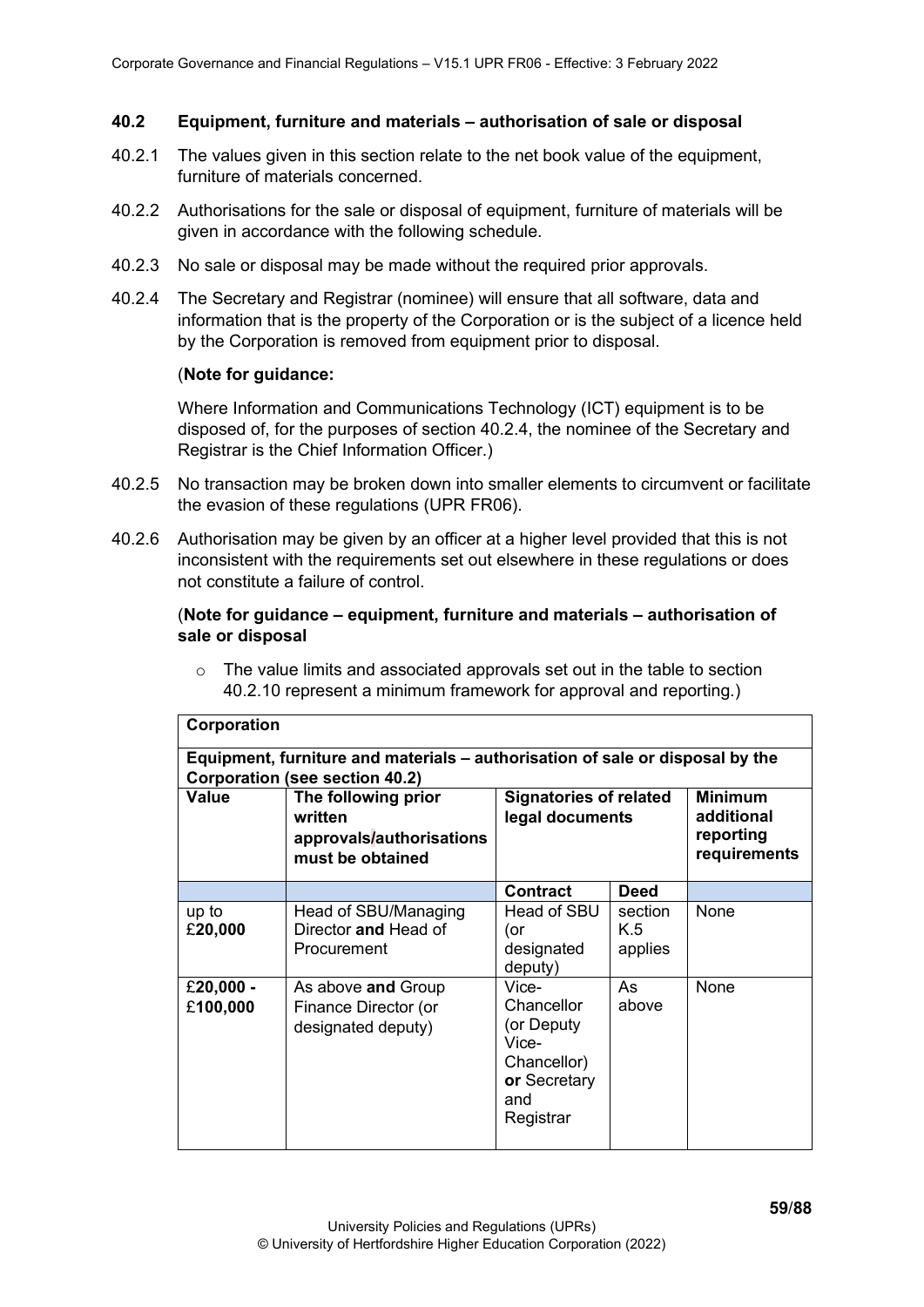### 40.2 Equipment, furniture and materials – authorisation of sale or disposal

40.2.1 The values given in this section relate to the net book value of the equipment, furniture of materials concerned.

40.2.2 Authorisations for the sale or disposal of equipment, furniture of materials will be given in accordance with the following schedule.

40.2.3 No sale or disposal may be made without the required prior approvals.

40.2.4 The Secretary and Registrar (nominee) will ensure that all software, data and information that is the property of the Corporation or is the subject of a licence held by the Corporation is removed from equipment prior to disposal.

(**Note for guidance:**

Where Information and Communications Technology (ICT) equipment is to be disposed of, for the purposes of section 40.2.4, the nominee of the Secretary and Registrar is the Chief Information Officer.)

40.2.5 No transaction may be broken down into smaller elements to circumvent or facilitate the evasion of these regulations (UPR FR06).

40.2.6 Authorisation may be given by an officer at a higher level provided that this is not inconsistent with the requirements set out elsewhere in these regulations or does not constitute a failure of control.

(**Note for guidance – equipment, furniture and materials – authorisation of sale or disposal**

- The value limits and associated approvals set out in the table to section 40.2.10 represent a minimum framework for approval and reporting.)

| **Corporation** | | | | |
|---|---|---|---|---|
| **Equipment, furniture and materials – authorisation of sale or disposal by the Corporation (see section 40.2)** | | | | |
| **Value** | **The following prior written approvals/authorisations must be obtained** | **Signatories of related legal documents** | | **Minimum additional reporting requirements** |
| | | **Contract** | **Deed** | |
| up to £**20,000** | Head of SBU/Managing Director **and** Head of Procurement | Head of SBU (or designated deputy) | section K.5 applies | None |
| £**20,000** - £**100,000** | As above **and** Group Finance Director (or designated deputy) | Vice-Chancellor (or Deputy Vice-Chancellor) **or** Secretary and Registrar | As above | None |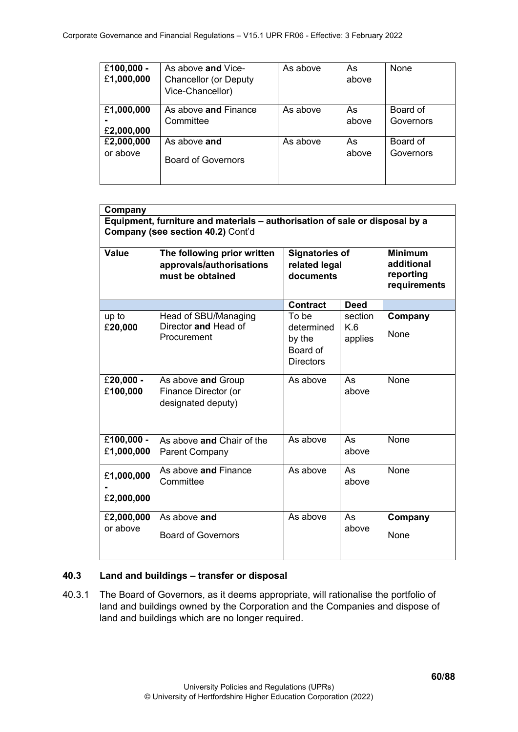| £**100,000 -** £**1,000,000** | As above **and** Vice-Chancellor (or Deputy Vice-Chancellor) | As above | As above | None |
|---|---|---|---|---|
| £**1,000,000 -** £**2,000,000** | As above **and** Finance Committee | As above | As above | Board of Governors |
| £**2,000,000** or above | As above **and** Board of Governors | As above | As above | Board of Governors |

| **Company** | | | | |
|---|---|---|---|---|
| **Equipment, furniture and materials – authorisation of sale or disposal by a Company (see section 40.2)** Cont'd | | | | |
| **Value** | **The following prior written approvals/authorisations must be obtained** | **Signatories of related legal documents** | | **Minimum additional reporting requirements** |
| | | **Contract** | **Deed** | |
| up to £**20,000** | Head of SBU/Managing Director **and** Head of Procurement | To be determined by the Board of Directors | section K.6 applies | **Company** None |
| £**20,000 -** £**100,000** | As above **and** Group Finance Director (or designated deputy) | As above | As above | None |
| £**100,000 -** £**1,000,000** | As above **and** Chair of the Parent Company | As above | As above | None |
| £**1,000,000 -** £**2,000,000** | As above **and** Finance Committee | As above | As above | None |
| £**2,000,000** or above | As above **and** Board of Governors | As above | As above | **Company** None |

### 40.3 Land and buildings – transfer or disposal

40.3.1 The Board of Governors, as it deems appropriate, will rationalise the portfolio of land and buildings owned by the Corporation and the Companies and dispose of land and buildings which are no longer required.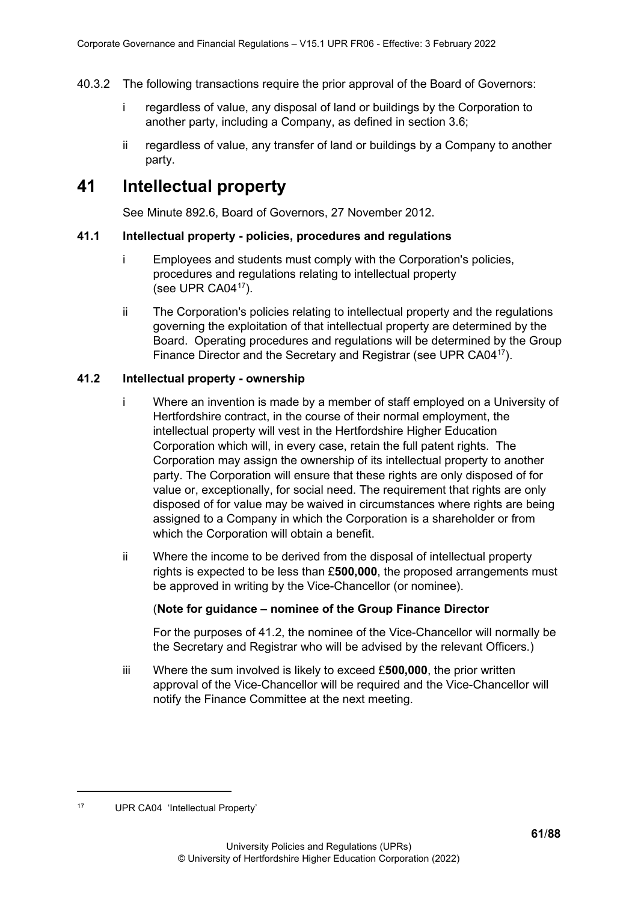40.3.2 The following transactions require the prior approval of the Board of Governors:

i regardless of value, any disposal of land or buildings by the Corporation to another party, including a Company, as defined in section 3.6;

ii regardless of value, any transfer of land or buildings by a Company to another party.

# 41 Intellectual property

See Minute 892.6, Board of Governors, 27 November 2012.

### 41.1 Intellectual property - policies, procedures and regulations

i Employees and students must comply with the Corporation's policies, procedures and regulations relating to intellectual property (see UPR CA04[17]).

ii The Corporation's policies relating to intellectual property and the regulations governing the exploitation of that intellectual property are determined by the Board. Operating procedures and regulations will be determined by the Group Finance Director and the Secretary and Registrar (see UPR CA04[17]).

### 41.2 Intellectual property - ownership

i Where an invention is made by a member of staff employed on a University of Hertfordshire contract, in the course of their normal employment, the intellectual property will vest in the Hertfordshire Higher Education Corporation which will, in every case, retain the full patent rights. The Corporation may assign the ownership of its intellectual property to another party. The Corporation will ensure that these rights are only disposed of for value or, exceptionally, for social need. The requirement that rights are only disposed of for value may be waived in circumstances where rights are being assigned to a Company in which the Corporation is a shareholder or from which the Corporation will obtain a benefit.

ii Where the income to be derived from the disposal of intellectual property rights is expected to be less than £**500,000**, the proposed arrangements must be approved in writing by the Vice-Chancellor (or nominee).

(**Note for guidance – nominee of the Group Finance Director**

For the purposes of 41.2, the nominee of the Vice-Chancellor will normally be the Secretary and Registrar who will be advised by the relevant Officers.)

iii Where the sum involved is likely to exceed £**500,000**, the prior written approval of the Vice-Chancellor will be required and the Vice-Chancellor will notify the Finance Committee at the next meeting.

---

[17] UPR CA04 'Intellectual Property'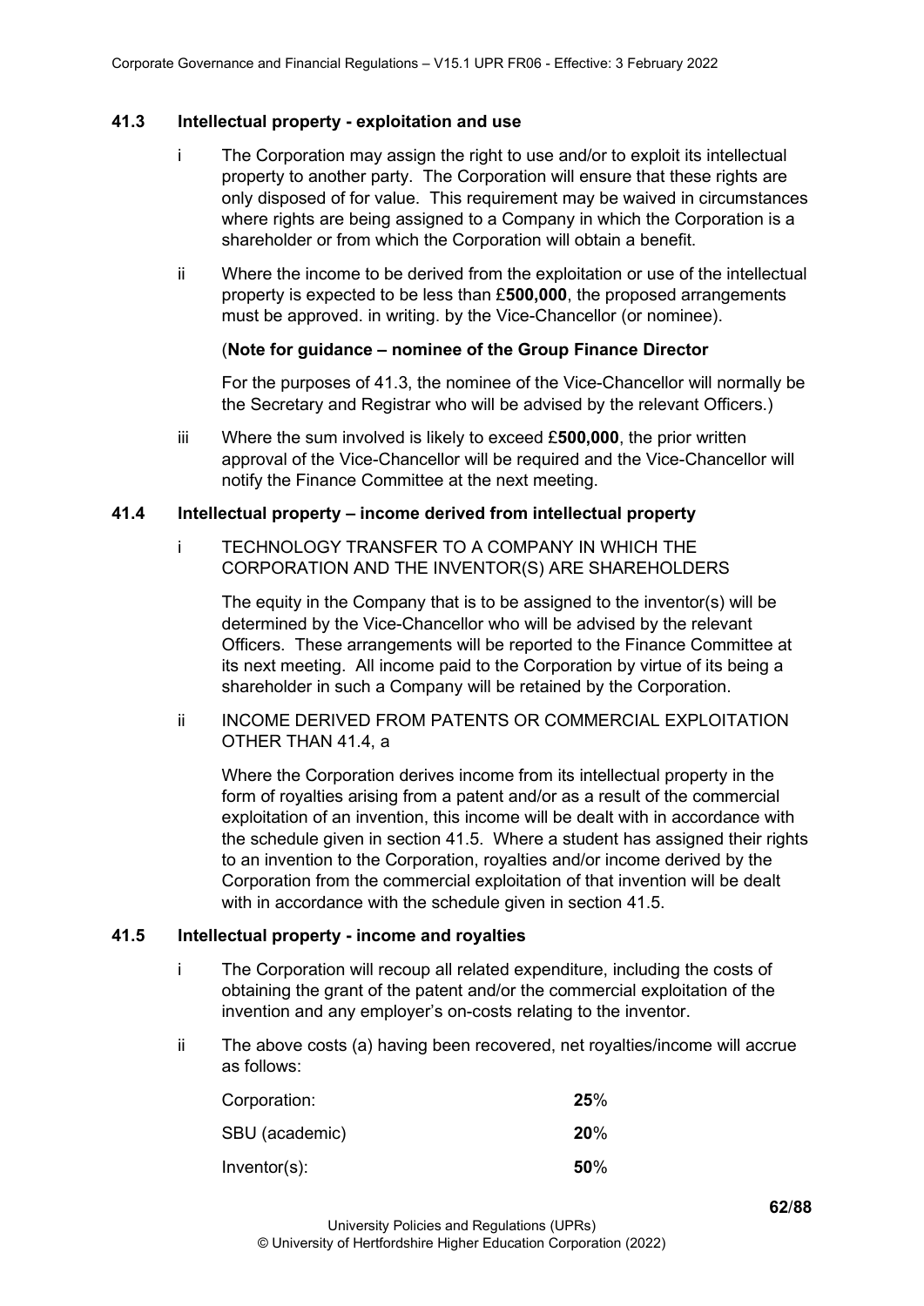### 41.3 Intellectual property - exploitation and use

i The Corporation may assign the right to use and/or to exploit its intellectual property to another party. The Corporation will ensure that these rights are only disposed of for value. This requirement may be waived in circumstances where rights are being assigned to a Company in which the Corporation is a shareholder or from which the Corporation will obtain a benefit.

ii Where the income to be derived from the exploitation or use of the intellectual property is expected to be less than £**500,000**, the proposed arrangements must be approved. in writing. by the Vice-Chancellor (or nominee).

(**Note for guidance – nominee of the Group Finance Director**

For the purposes of 41.3, the nominee of the Vice-Chancellor will normally be the Secretary and Registrar who will be advised by the relevant Officers.)

iii Where the sum involved is likely to exceed £**500,000**, the prior written approval of the Vice-Chancellor will be required and the Vice-Chancellor will notify the Finance Committee at the next meeting.

### 41.4 Intellectual property – income derived from intellectual property

i TECHNOLOGY TRANSFER TO A COMPANY IN WHICH THE CORPORATION AND THE INVENTOR(S) ARE SHAREHOLDERS

The equity in the Company that is to be assigned to the inventor(s) will be determined by the Vice-Chancellor who will be advised by the relevant Officers. These arrangements will be reported to the Finance Committee at its next meeting. All income paid to the Corporation by virtue of its being a shareholder in such a Company will be retained by the Corporation.

ii INCOME DERIVED FROM PATENTS OR COMMERCIAL EXPLOITATION OTHER THAN 41.4, a

Where the Corporation derives income from its intellectual property in the form of royalties arising from a patent and/or as a result of the commercial exploitation of an invention, this income will be dealt with in accordance with the schedule given in section 41.5. Where a student has assigned their rights to an invention to the Corporation, royalties and/or income derived by the Corporation from the commercial exploitation of that invention will be dealt with in accordance with the schedule given in section 41.5.

### 41.5 Intellectual property - income and royalties

i The Corporation will recoup all related expenditure, including the costs of obtaining the grant of the patent and/or the commercial exploitation of the invention and any employer's on-costs relating to the inventor.

ii The above costs (a) having been recovered, net royalties/income will accrue as follows:

| | |
|---|---|
| Corporation: | **25**% |
| SBU (academic) | **20**% |
| Inventor(s): | **50**% |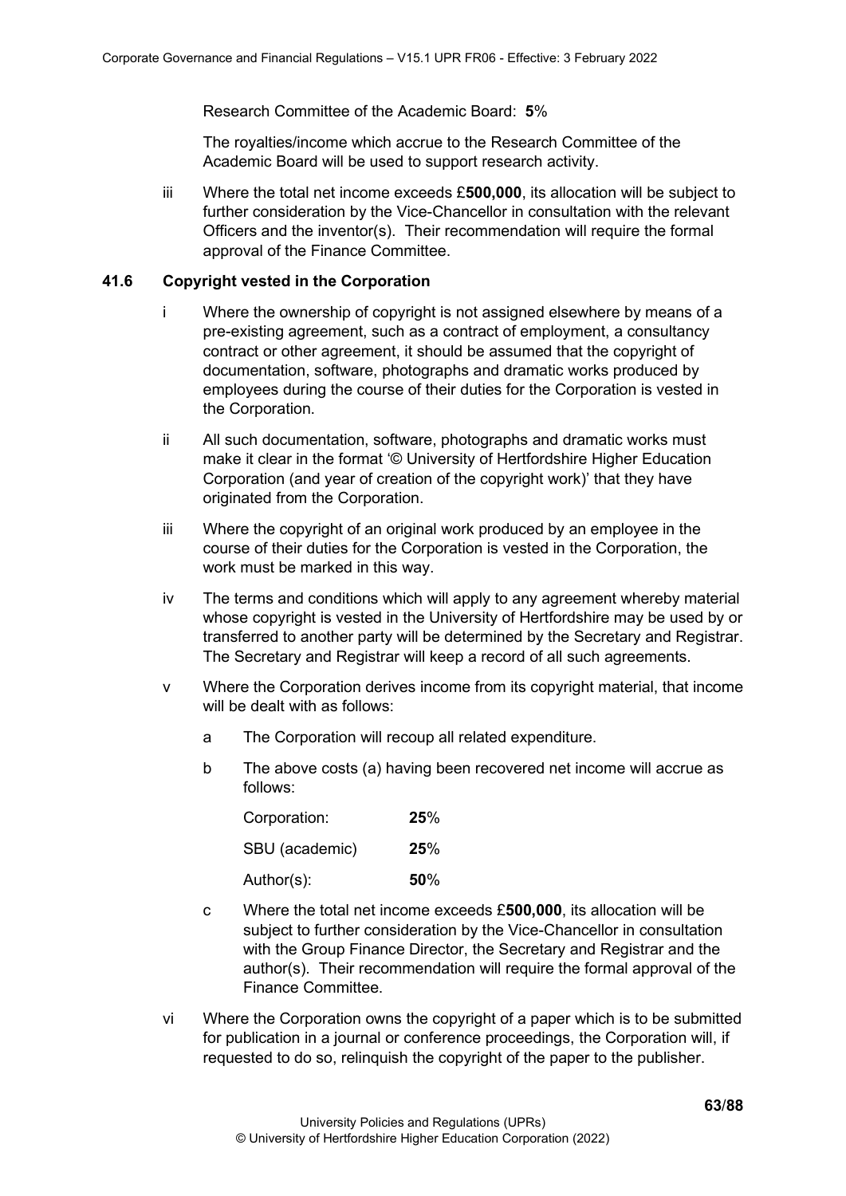Research Committee of the Academic Board: **5**%

The royalties/income which accrue to the Research Committee of the Academic Board will be used to support research activity.

iii Where the total net income exceeds £**500,000**, its allocation will be subject to further consideration by the Vice-Chancellor in consultation with the relevant Officers and the inventor(s). Their recommendation will require the formal approval of the Finance Committee.

### 41.6 Copyright vested in the Corporation

i Where the ownership of copyright is not assigned elsewhere by means of a pre-existing agreement, such as a contract of employment, a consultancy contract or other agreement, it should be assumed that the copyright of documentation, software, photographs and dramatic works produced by employees during the course of their duties for the Corporation is vested in the Corporation.

ii All such documentation, software, photographs and dramatic works must make it clear in the format '© University of Hertfordshire Higher Education Corporation (and year of creation of the copyright work)' that they have originated from the Corporation.

iii Where the copyright of an original work produced by an employee in the course of their duties for the Corporation is vested in the Corporation, the work must be marked in this way.

iv The terms and conditions which will apply to any agreement whereby material whose copyright is vested in the University of Hertfordshire may be used by or transferred to another party will be determined by the Secretary and Registrar. The Secretary and Registrar will keep a record of all such agreements.

v Where the Corporation derives income from its copyright material, that income will be dealt with as follows:

a The Corporation will recoup all related expenditure.

b The above costs (a) having been recovered net income will accrue as follows:

| | |
|---|---|
| Corporation: | **25**% |
| SBU (academic) | **25**% |
| Author(s): | **50**% |

c Where the total net income exceeds £**500,000**, its allocation will be subject to further consideration by the Vice-Chancellor in consultation with the Group Finance Director, the Secretary and Registrar and the author(s). Their recommendation will require the formal approval of the Finance Committee.

vi Where the Corporation owns the copyright of a paper which is to be submitted for publication in a journal or conference proceedings, the Corporation will, if requested to do so, relinquish the copyright of the paper to the publisher.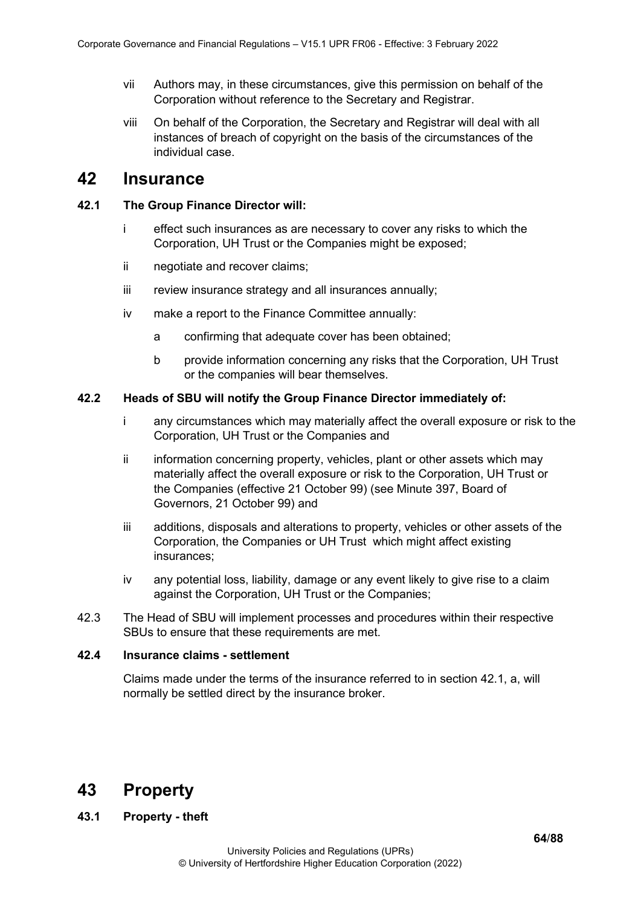vii Authors may, in these circumstances, give this permission on behalf of the Corporation without reference to the Secretary and Registrar.

viii On behalf of the Corporation, the Secretary and Registrar will deal with all instances of breach of copyright on the basis of the circumstances of the individual case.

# 42 Insurance

### 42.1 The Group Finance Director will:

i effect such insurances as are necessary to cover any risks to which the Corporation, UH Trust or the Companies might be exposed;

ii negotiate and recover claims;

iii review insurance strategy and all insurances annually;

iv make a report to the Finance Committee annually:

a confirming that adequate cover has been obtained;

b provide information concerning any risks that the Corporation, UH Trust or the companies will bear themselves.

### 42.2 Heads of SBU will notify the Group Finance Director immediately of:

i any circumstances which may materially affect the overall exposure or risk to the Corporation, UH Trust or the Companies and

ii information concerning property, vehicles, plant or other assets which may materially affect the overall exposure or risk to the Corporation, UH Trust or the Companies (effective 21 October 99) (see Minute 397, Board of Governors, 21 October 99) and

iii additions, disposals and alterations to property, vehicles or other assets of the Corporation, the Companies or UH Trust which might affect existing insurances;

iv any potential loss, liability, damage or any event likely to give rise to a claim against the Corporation, UH Trust or the Companies;

42.3 The Head of SBU will implement processes and procedures within their respective SBUs to ensure that these requirements are met.

### 42.4 Insurance claims - settlement

Claims made under the terms of the insurance referred to in section 42.1, a, will normally be settled direct by the insurance broker.

# 43 Property

### 43.1 Property - theft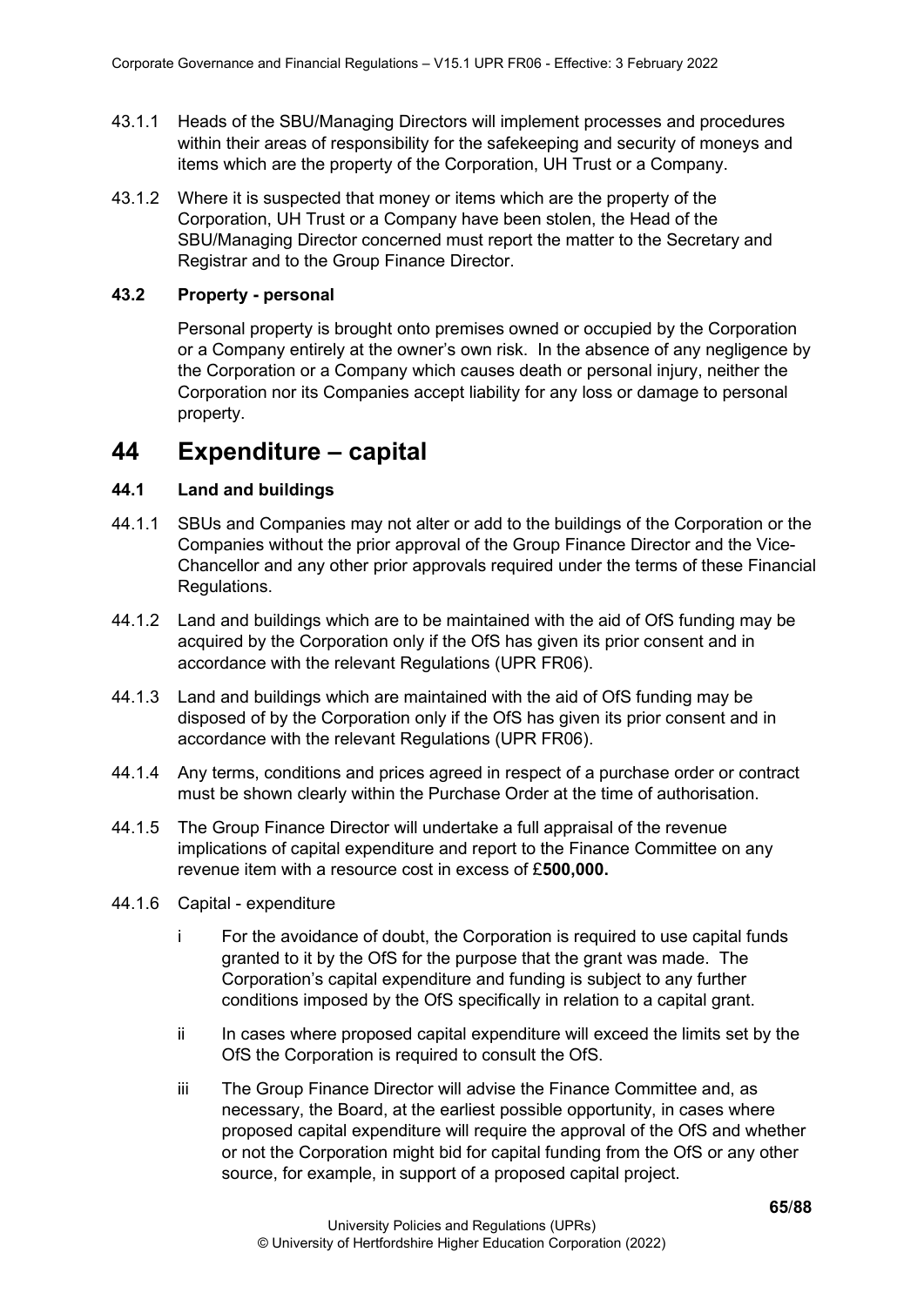43.1.1 Heads of the SBU/Managing Directors will implement processes and procedures within their areas of responsibility for the safekeeping and security of moneys and items which are the property of the Corporation, UH Trust or a Company.

43.1.2 Where it is suspected that money or items which are the property of the Corporation, UH Trust or a Company have been stolen, the Head of the SBU/Managing Director concerned must report the matter to the Secretary and Registrar and to the Group Finance Director.

### 43.2 Property - personal

Personal property is brought onto premises owned or occupied by the Corporation or a Company entirely at the owner's own risk. In the absence of any negligence by the Corporation or a Company which causes death or personal injury, neither the Corporation nor its Companies accept liability for any loss or damage to personal property.

## 44 Expenditure – capital

### 44.1 Land and buildings

44.1.1 SBUs and Companies may not alter or add to the buildings of the Corporation or the Companies without the prior approval of the Group Finance Director and the Vice-Chancellor and any other prior approvals required under the terms of these Financial Regulations.

44.1.2 Land and buildings which are to be maintained with the aid of OfS funding may be acquired by the Corporation only if the OfS has given its prior consent and in accordance with the relevant Regulations (UPR FR06).

44.1.3 Land and buildings which are maintained with the aid of OfS funding may be disposed of by the Corporation only if the OfS has given its prior consent and in accordance with the relevant Regulations (UPR FR06).

44.1.4 Any terms, conditions and prices agreed in respect of a purchase order or contract must be shown clearly within the Purchase Order at the time of authorisation.

44.1.5 The Group Finance Director will undertake a full appraisal of the revenue implications of capital expenditure and report to the Finance Committee on any revenue item with a resource cost in excess of £**500,000.**

44.1.6 Capital - expenditure

i For the avoidance of doubt, the Corporation is required to use capital funds granted to it by the OfS for the purpose that the grant was made. The Corporation's capital expenditure and funding is subject to any further conditions imposed by the OfS specifically in relation to a capital grant.

ii In cases where proposed capital expenditure will exceed the limits set by the OfS the Corporation is required to consult the OfS.

iii The Group Finance Director will advise the Finance Committee and, as necessary, the Board, at the earliest possible opportunity, in cases where proposed capital expenditure will require the approval of the OfS and whether or not the Corporation might bid for capital funding from the OfS or any other source, for example, in support of a proposed capital project.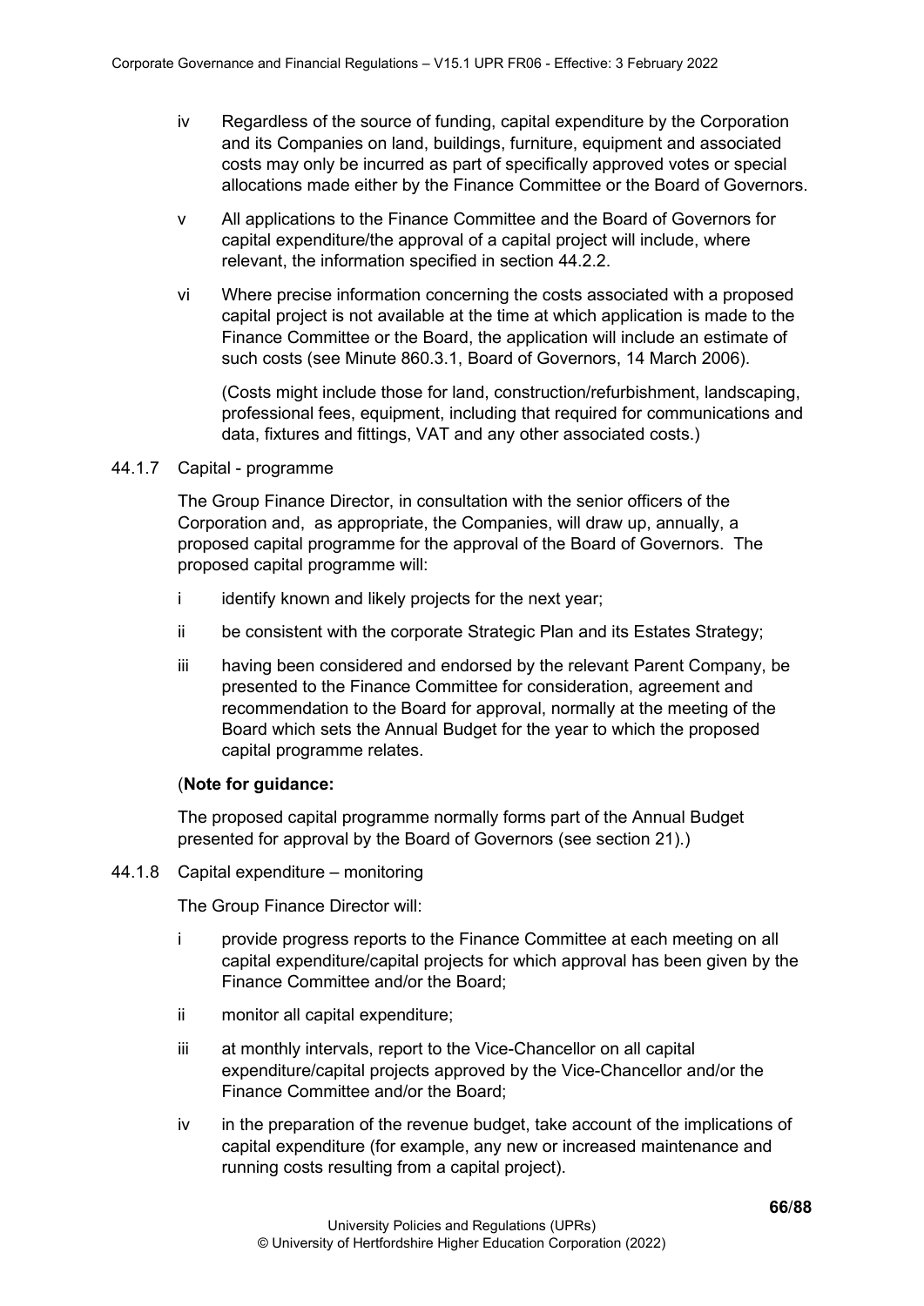iv Regardless of the source of funding, capital expenditure by the Corporation and its Companies on land, buildings, furniture, equipment and associated costs may only be incurred as part of specifically approved votes or special allocations made either by the Finance Committee or the Board of Governors.

v All applications to the Finance Committee and the Board of Governors for capital expenditure/the approval of a capital project will include, where relevant, the information specified in section 44.2.2.

vi Where precise information concerning the costs associated with a proposed capital project is not available at the time at which application is made to the Finance Committee or the Board, the application will include an estimate of such costs (see Minute 860.3.1, Board of Governors, 14 March 2006).

(Costs might include those for land, construction/refurbishment, landscaping, professional fees, equipment, including that required for communications and data, fixtures and fittings, VAT and any other associated costs.)

44.1.7 Capital - programme

The Group Finance Director, in consultation with the senior officers of the Corporation and, as appropriate, the Companies, will draw up, annually, a proposed capital programme for the approval of the Board of Governors. The proposed capital programme will:

i identify known and likely projects for the next year;

ii be consistent with the corporate Strategic Plan and its Estates Strategy;

iii having been considered and endorsed by the relevant Parent Company, be presented to the Finance Committee for consideration, agreement and recommendation to the Board for approval, normally at the meeting of the Board which sets the Annual Budget for the year to which the proposed capital programme relates.

(**Note for guidance:**

The proposed capital programme normally forms part of the Annual Budget presented for approval by the Board of Governors (see section 21).)

44.1.8 Capital expenditure – monitoring

The Group Finance Director will:

i provide progress reports to the Finance Committee at each meeting on all capital expenditure/capital projects for which approval has been given by the Finance Committee and/or the Board;

ii monitor all capital expenditure;

iii at monthly intervals, report to the Vice-Chancellor on all capital expenditure/capital projects approved by the Vice-Chancellor and/or the Finance Committee and/or the Board;

iv in the preparation of the revenue budget, take account of the implications of capital expenditure (for example, any new or increased maintenance and running costs resulting from a capital project).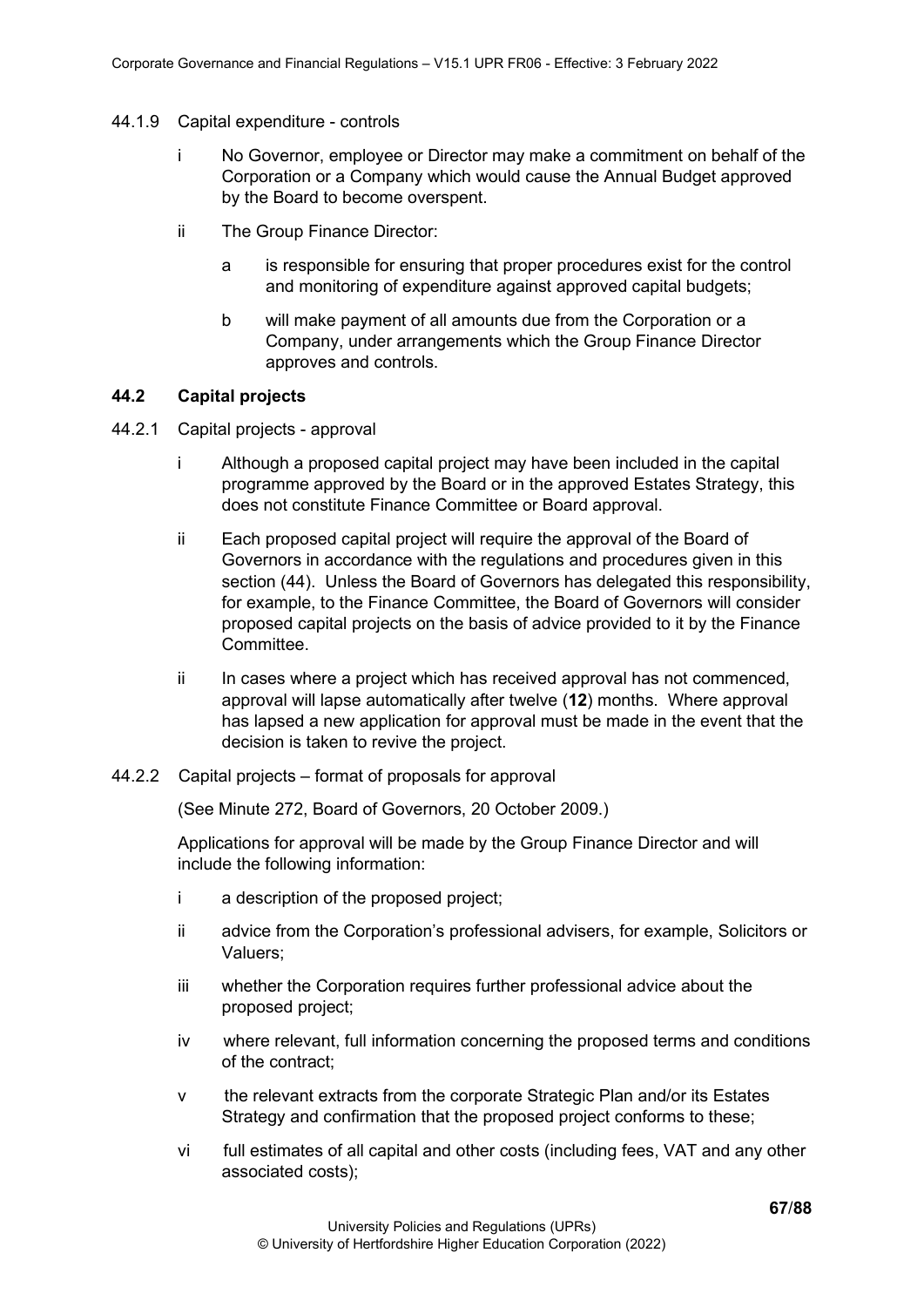44.1.9 Capital expenditure - controls

i No Governor, employee or Director may make a commitment on behalf of the Corporation or a Company which would cause the Annual Budget approved by the Board to become overspent.

ii The Group Finance Director:

a is responsible for ensuring that proper procedures exist for the control and monitoring of expenditure against approved capital budgets;

b will make payment of all amounts due from the Corporation or a Company, under arrangements which the Group Finance Director approves and controls.

### 44.2 Capital projects

44.2.1 Capital projects - approval

i Although a proposed capital project may have been included in the capital programme approved by the Board or in the approved Estates Strategy, this does not constitute Finance Committee or Board approval.

ii Each proposed capital project will require the approval of the Board of Governors in accordance with the regulations and procedures given in this section (44). Unless the Board of Governors has delegated this responsibility, for example, to the Finance Committee, the Board of Governors will consider proposed capital projects on the basis of advice provided to it by the Finance Committee.

ii In cases where a project which has received approval has not commenced, approval will lapse automatically after twelve (**12**) months. Where approval has lapsed a new application for approval must be made in the event that the decision is taken to revive the project.

44.2.2 Capital projects – format of proposals for approval

(See Minute 272, Board of Governors, 20 October 2009.)

Applications for approval will be made by the Group Finance Director and will include the following information:

i a description of the proposed project;

ii advice from the Corporation's professional advisers, for example, Solicitors or Valuers;

iii whether the Corporation requires further professional advice about the proposed project;

iv where relevant, full information concerning the proposed terms and conditions of the contract;

v the relevant extracts from the corporate Strategic Plan and/or its Estates Strategy and confirmation that the proposed project conforms to these;

vi full estimates of all capital and other costs (including fees, VAT and any other associated costs);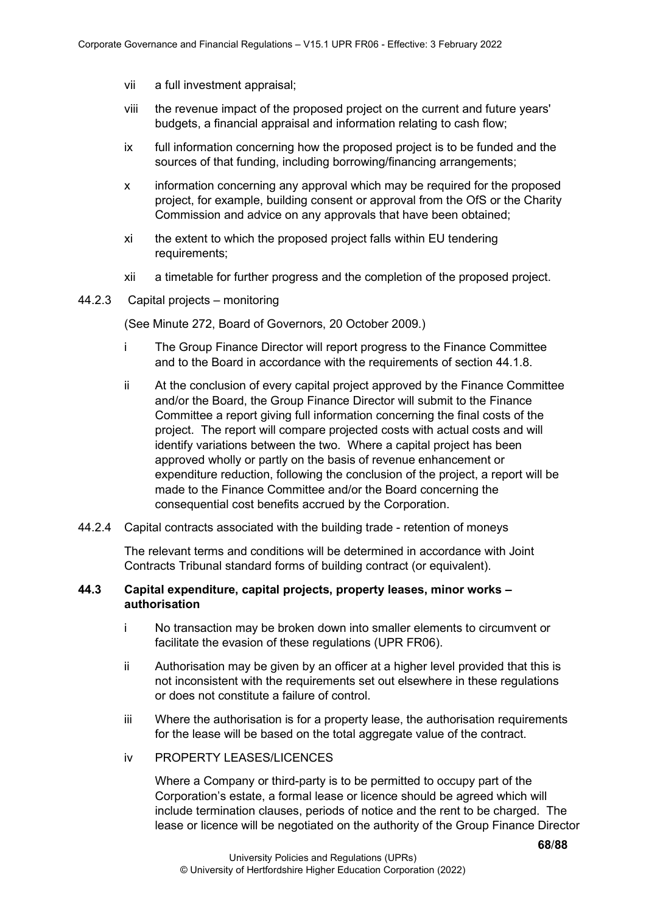vii a full investment appraisal;

viii the revenue impact of the proposed project on the current and future years' budgets, a financial appraisal and information relating to cash flow;

ix full information concerning how the proposed project is to be funded and the sources of that funding, including borrowing/financing arrangements;

x information concerning any approval which may be required for the proposed project, for example, building consent or approval from the OfS or the Charity Commission and advice on any approvals that have been obtained;

xi the extent to which the proposed project falls within EU tendering requirements;

xii a timetable for further progress and the completion of the proposed project.

44.2.3 Capital projects – monitoring

(See Minute 272, Board of Governors, 20 October 2009.)

i The Group Finance Director will report progress to the Finance Committee and to the Board in accordance with the requirements of section 44.1.8.

ii At the conclusion of every capital project approved by the Finance Committee and/or the Board, the Group Finance Director will submit to the Finance Committee a report giving full information concerning the final costs of the project. The report will compare projected costs with actual costs and will identify variations between the two. Where a capital project has been approved wholly or partly on the basis of revenue enhancement or expenditure reduction, following the conclusion of the project, a report will be made to the Finance Committee and/or the Board concerning the consequential cost benefits accrued by the Corporation.

44.2.4 Capital contracts associated with the building trade - retention of moneys

The relevant terms and conditions will be determined in accordance with Joint Contracts Tribunal standard forms of building contract (or equivalent).

### 44.3 Capital expenditure, capital projects, property leases, minor works – authorisation

i No transaction may be broken down into smaller elements to circumvent or facilitate the evasion of these regulations (UPR FR06).

ii Authorisation may be given by an officer at a higher level provided that this is not inconsistent with the requirements set out elsewhere in these regulations or does not constitute a failure of control.

iii Where the authorisation is for a property lease, the authorisation requirements for the lease will be based on the total aggregate value of the contract.

iv PROPERTY LEASES/LICENCES

Where a Company or third-party is to be permitted to occupy part of the Corporation's estate, a formal lease or licence should be agreed which will include termination clauses, periods of notice and the rent to be charged. The lease or licence will be negotiated on the authority of the Group Finance Director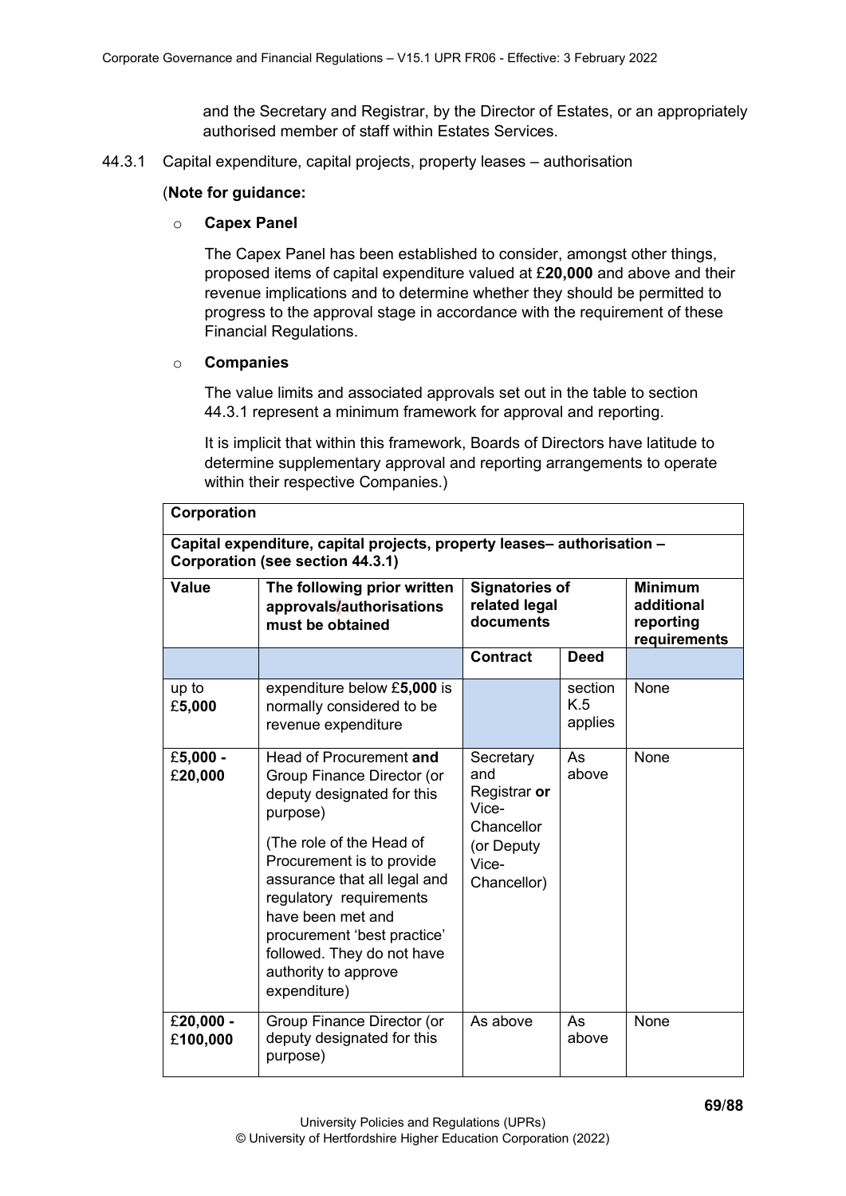and the Secretary and Registrar, by the Director of Estates, or an appropriately authorised member of staff within Estates Services.

44.3.1 Capital expenditure, capital projects, property leases – authorisation

(**Note for guidance:**

- **Capex Panel**

  The Capex Panel has been established to consider, amongst other things, proposed items of capital expenditure valued at £**20,000** and above and their revenue implications and to determine whether they should be permitted to progress to the approval stage in accordance with the requirement of these Financial Regulations.

- **Companies**

  The value limits and associated approvals set out in the table to section 44.3.1 represent a minimum framework for approval and reporting.

  It is implicit that within this framework, Boards of Directors have latitude to determine supplementary approval and reporting arrangements to operate within their respective Companies.)

| **Corporation** | | | | |
|---|---|---|---|---|
| **Capital expenditure, capital projects, property leases– authorisation – Corporation (see section 44.3.1)** | | | | |
| **Value** | **The following prior written approvals/authorisations must be obtained** | **Signatories of related legal documents** | | **Minimum additional reporting requirements** |
| | | **Contract** | **Deed** | |
| up to £**5,000** | expenditure below £**5,000** is normally considered to be revenue expenditure | | section K.5 applies | None |
| £**5,000** - £**20,000** | Head of Procurement **and** Group Finance Director (or deputy designated for this purpose)<br><br>(The role of the Head of Procurement is to provide assurance that all legal and regulatory requirements have been met and procurement 'best practice' followed. They do not have authority to approve expenditure) | Secretary and Registrar **or** Vice-Chancellor (or Deputy Vice-Chancellor) | As above | None |
| £**20,000** - £**100,000** | Group Finance Director (or deputy designated for this purpose) | As above | As above | None |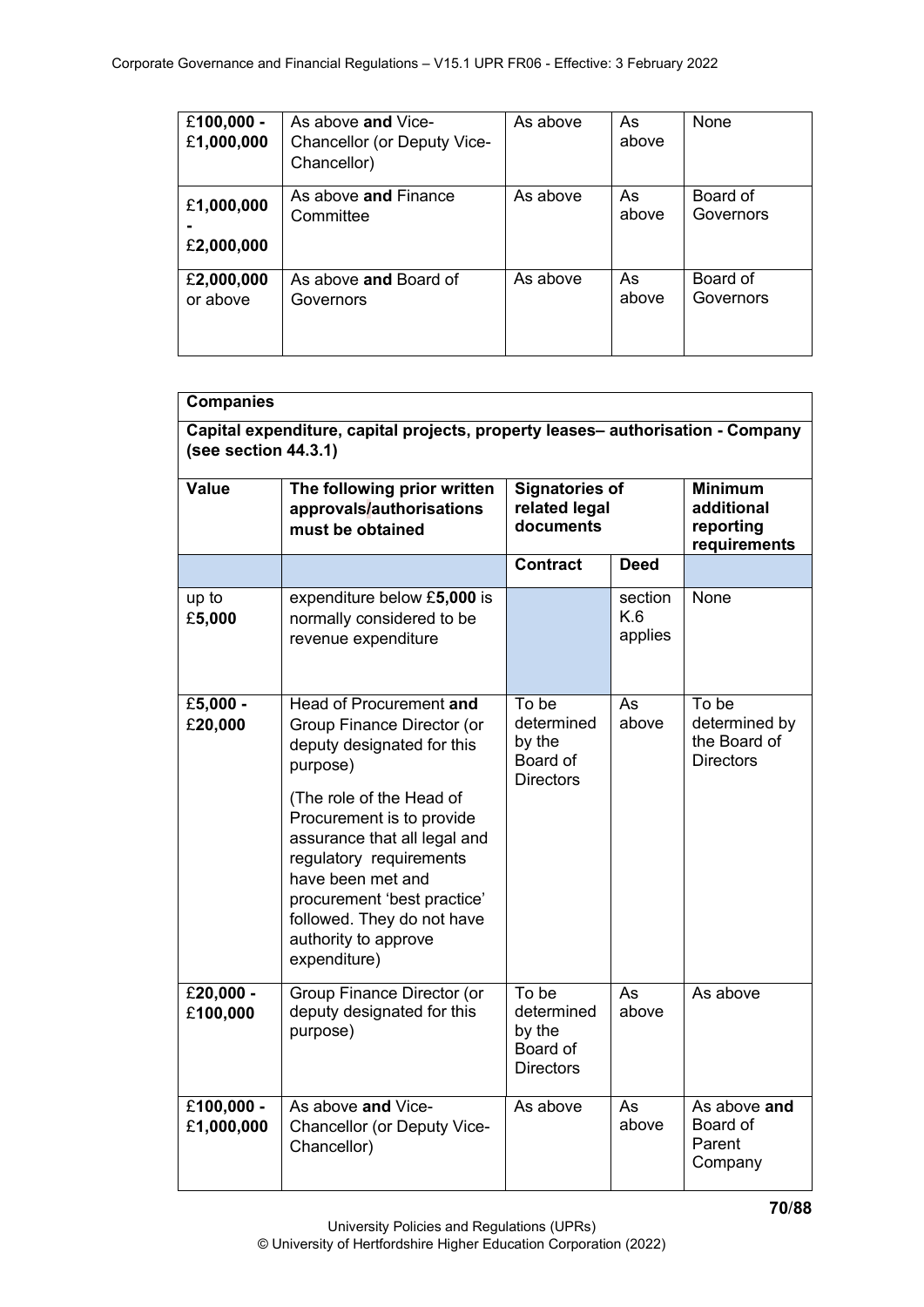| **£100,000 - £1,000,000** | As above **and** Vice-Chancellor (or Deputy Vice-Chancellor) | As above | As above | None |
|---|---|---|---|---|
| **£1,000,000 - £2,000,000** | As above **and** Finance Committee | As above | As above | Board of Governors |
| **£2,000,000** or above | As above **and** Board of Governors | As above | As above | Board of Governors |

| **Companies** | | | | |
|---|---|---|---|---|
| **Capital expenditure, capital projects, property leases– authorisation - Company (see section 44.3.1)** | | | | |
| **Value** | **The following prior written approvals/authorisations must be obtained** | **Signatories of related legal documents** | | **Minimum additional reporting requirements** |
| | | **Contract** | **Deed** | |
| up to £**5,000** | expenditure below £**5,000** is normally considered to be revenue expenditure | | section K.6 applies | None |
| £**5,000** - £**20,000** | Head of Procurement **and** Group Finance Director (or deputy designated for this purpose)<br><br>(The role of the Head of Procurement is to provide assurance that all legal and regulatory requirements have been met and procurement 'best practice' followed. They do not have authority to approve expenditure) | To be determined by the Board of Directors | As above | To be determined by the Board of Directors |
| £**20,000** - £**100,000** | Group Finance Director (or deputy designated for this purpose) | To be determined by the Board of Directors | As above | As above |
| £**100,000** - £**1,000,000** | As above **and** Vice-Chancellor (or Deputy Vice-Chancellor) | As above | As above | As above **and** Board of Parent Company |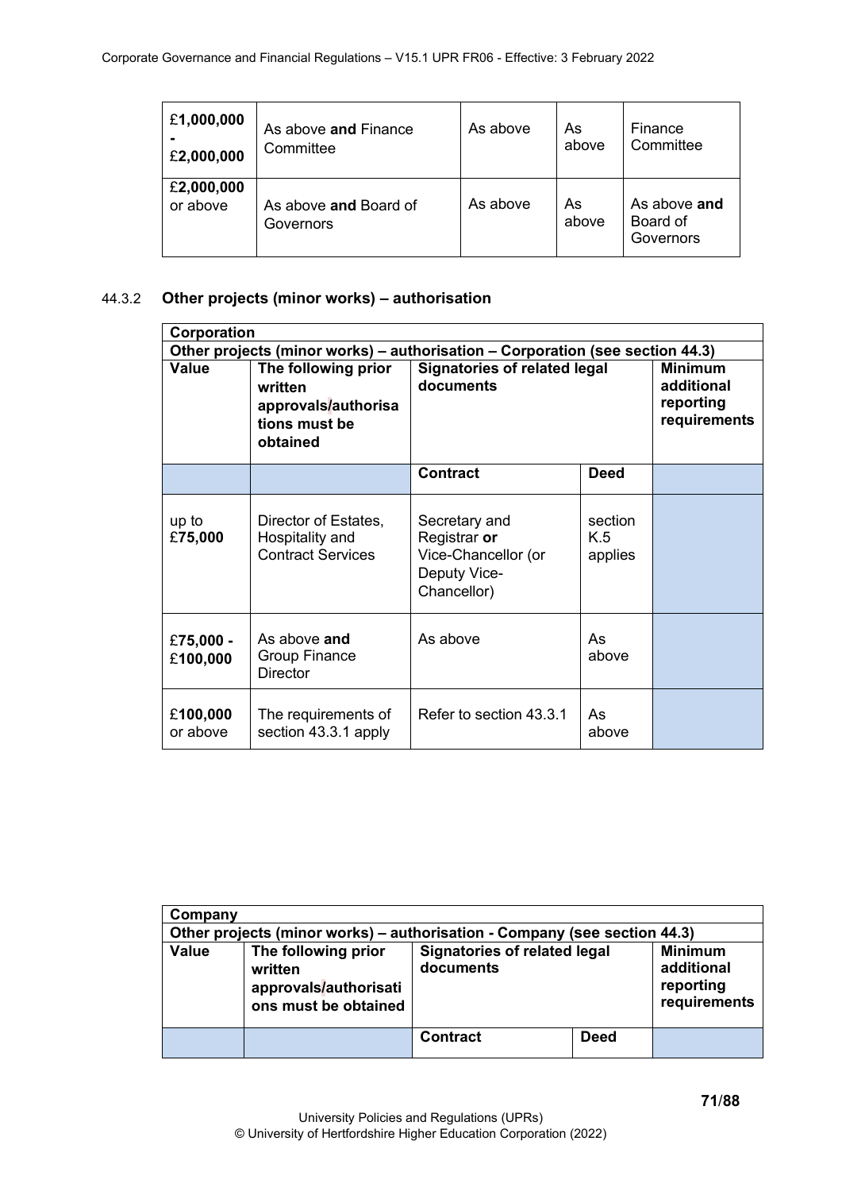| £**1,000,000** - £**2,000,000** | As above **and** Finance Committee | As above | As above | Finance Committee |
|---|---|---|---|---|
| £**2,000,000** or above | As above **and** Board of Governors | As above | As above | As above **and** Board of Governors |

44.3.2 **Other projects (minor works) – authorisation**

| **Corporation** | | | | |
|---|---|---|---|---|
| **Other projects (minor works) – authorisation – Corporation (see section 44.3)** | | | | |
| **Value** | **The following prior written approvals/authorisations must be obtained** | **Signatories of related legal documents** | | **Minimum additional reporting requirements** |
| | | **Contract** | **Deed** | |
| up to £**75,000** | Director of Estates, Hospitality and Contract Services | Secretary and Registrar **or** Vice-Chancellor (or Deputy Vice-Chancellor) | section K.5 applies | |
| £**75,000** - £**100,000** | As above **and** Group Finance Director | As above | As above | |
| £**100,000** or above | The requirements of section 43.3.1 apply | Refer to section 43.3.1 | As above | |

| **Company** | | | | |
|---|---|---|---|---|
| **Other projects (minor works) – authorisation - Company (see section 44.3)** | | | | |
| **Value** | **The following prior written approvals/authorisations must be obtained** | **Signatories of related legal documents** | | **Minimum additional reporting requirements** |
| | | **Contract** | **Deed** | |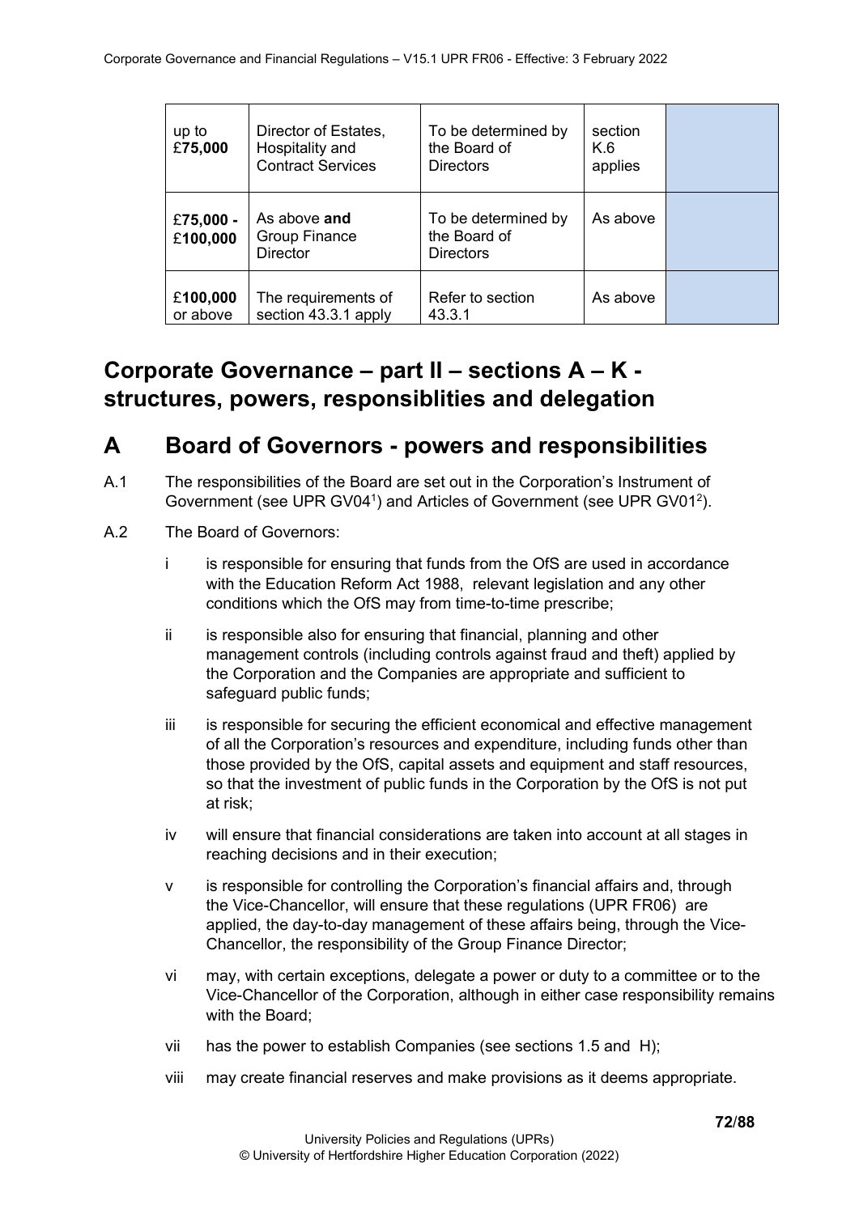| up to **£75,000** | Director of Estates, Hospitality and Contract Services | To be determined by the Board of Directors | section K.6 applies | |
|---|---|---|---|---|
| **£75,000 - £100,000** | As above **and** Group Finance Director | To be determined by the Board of Directors | As above | |
| **£100,000** or above | The requirements of section 43.3.1 apply | Refer to section 43.3.1 | As above | |

# Corporate Governance – part II – sections A – K - structures, powers, responsiblities and delegation

## A Board of Governors - powers and responsibilities

A.1 The responsibilities of the Board are set out in the Corporation's Instrument of Government (see UPR GV04[1]) and Articles of Government (see UPR GV01[2]).

A.2 The Board of Governors:

i is responsible for ensuring that funds from the OfS are used in accordance with the Education Reform Act 1988, relevant legislation and any other conditions which the OfS may from time-to-time prescribe;

ii is responsible also for ensuring that financial, planning and other management controls (including controls against fraud and theft) applied by the Corporation and the Companies are appropriate and sufficient to safeguard public funds;

iii is responsible for securing the efficient economical and effective management of all the Corporation's resources and expenditure, including funds other than those provided by the OfS, capital assets and equipment and staff resources, so that the investment of public funds in the Corporation by the OfS is not put at risk;

iv will ensure that financial considerations are taken into account at all stages in reaching decisions and in their execution;

v is responsible for controlling the Corporation's financial affairs and, through the Vice-Chancellor, will ensure that these regulations (UPR FR06) are applied, the day-to-day management of these affairs being, through the Vice-Chancellor, the responsibility of the Group Finance Director;

vi may, with certain exceptions, delegate a power or duty to a committee or to the Vice-Chancellor of the Corporation, although in either case responsibility remains with the Board;

vii has the power to establish Companies (see sections 1.5 and H);

viii may create financial reserves and make provisions as it deems appropriate.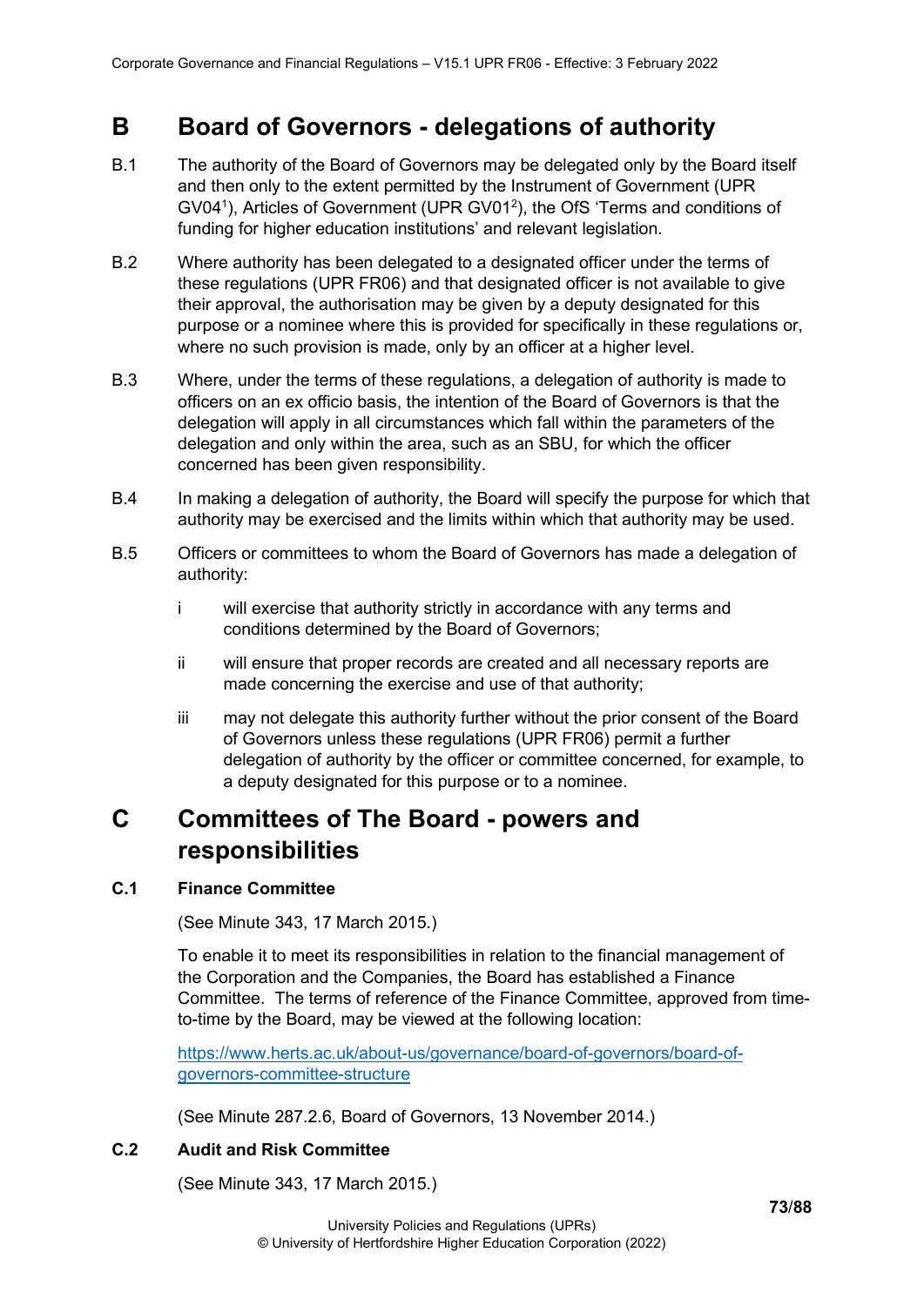# B Board of Governors - delegations of authority

B.1 The authority of the Board of Governors may be delegated only by the Board itself and then only to the extent permitted by the Instrument of Government (UPR GV04[1]), Articles of Government (UPR GV01[2]), the OfS 'Terms and conditions of funding for higher education institutions' and relevant legislation.

B.2 Where authority has been delegated to a designated officer under the terms of these regulations (UPR FR06) and that designated officer is not available to give their approval, the authorisation may be given by a deputy designated for this purpose or a nominee where this is provided for specifically in these regulations or, where no such provision is made, only by an officer at a higher level.

B.3 Where, under the terms of these regulations, a delegation of authority is made to officers on an ex officio basis, the intention of the Board of Governors is that the delegation will apply in all circumstances which fall within the parameters of the delegation and only within the area, such as an SBU, for which the officer concerned has been given responsibility.

B.4 In making a delegation of authority, the Board will specify the purpose for which that authority may be exercised and the limits within which that authority may be used.

B.5 Officers or committees to whom the Board of Governors has made a delegation of authority:

- i will exercise that authority strictly in accordance with any terms and conditions determined by the Board of Governors;
- ii will ensure that proper records are created and all necessary reports are made concerning the exercise and use of that authority;
- iii may not delegate this authority further without the prior consent of the Board of Governors unless these regulations (UPR FR06) permit a further delegation of authority by the officer or committee concerned, for example, to a deputy designated for this purpose or to a nominee.

# C Committees of The Board - powers and responsibilities

### C.1 Finance Committee

(See Minute 343, 17 March 2015.)

To enable it to meet its responsibilities in relation to the financial management of the Corporation and the Companies, the Board has established a Finance Committee. The terms of reference of the Finance Committee, approved from time-to-time by the Board, may be viewed at the following location:

[https://www.herts.ac.uk/about-us/governance/board-of-governors/board-of-governors-committee-structure](https://www.herts.ac.uk/about-us/governance/board-of-governors/board-of-governors-committee-structure)

(See Minute 287.2.6, Board of Governors, 13 November 2014.)

### C.2 Audit and Risk Committee

(See Minute 343, 17 March 2015.)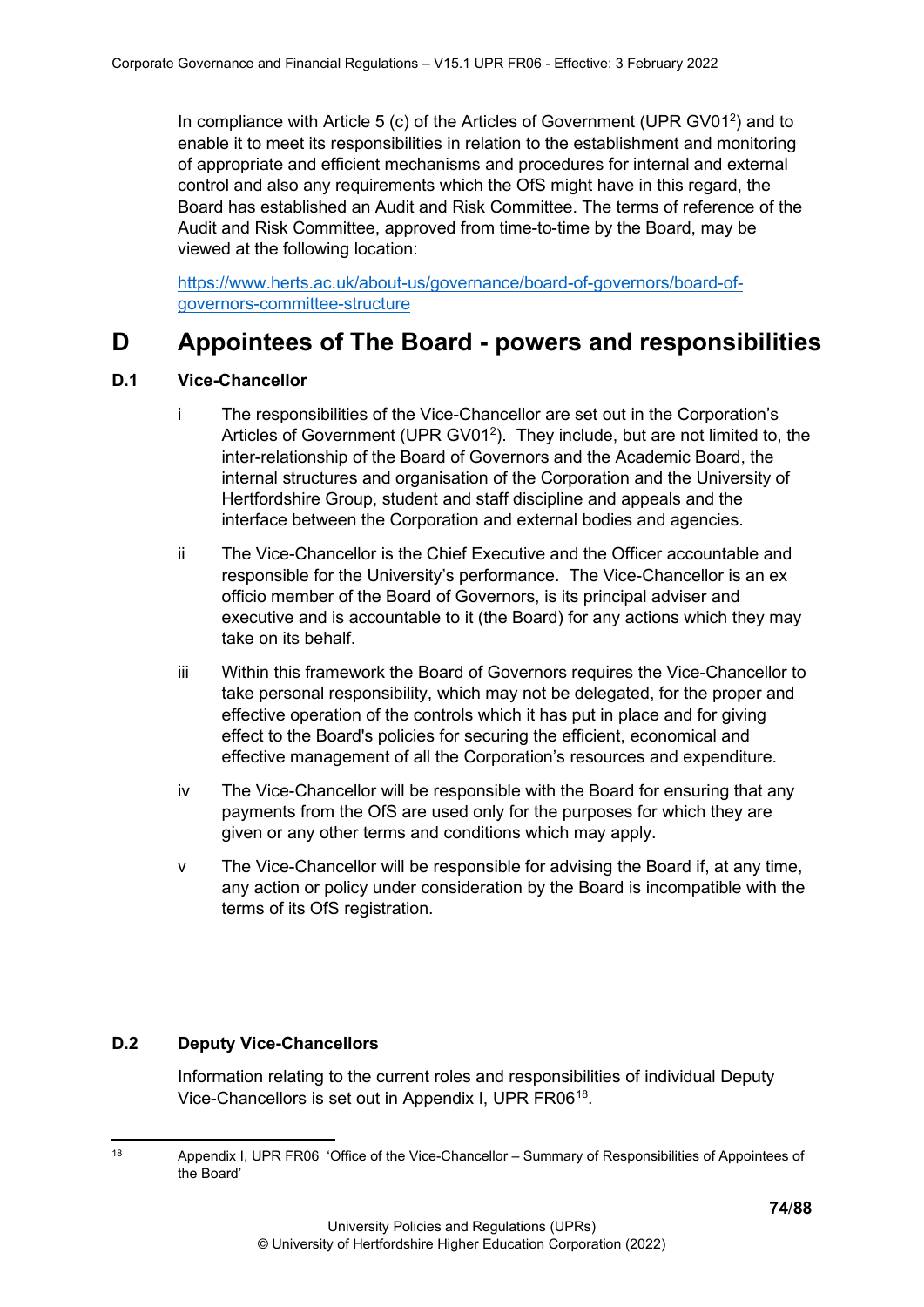In compliance with Article 5 (c) of the Articles of Government (UPR GV01[2]) and to enable it to meet its responsibilities in relation to the establishment and monitoring of appropriate and efficient mechanisms and procedures for internal and external control and also any requirements which the OfS might have in this regard, the Board has established an Audit and Risk Committee. The terms of reference of the Audit and Risk Committee, approved from time-to-time by the Board, may be viewed at the following location:

https://www.herts.ac.uk/about-us/governance/board-of-governors/board-of-governors-committee-structure

# D Appointees of The Board - powers and responsibilities

## D.1 Vice-Chancellor

i The responsibilities of the Vice-Chancellor are set out in the Corporation's Articles of Government (UPR GV01[2]). They include, but are not limited to, the inter-relationship of the Board of Governors and the Academic Board, the internal structures and organisation of the Corporation and the University of Hertfordshire Group, student and staff discipline and appeals and the interface between the Corporation and external bodies and agencies.

ii The Vice-Chancellor is the Chief Executive and the Officer accountable and responsible for the University's performance. The Vice-Chancellor is an ex officio member of the Board of Governors, is its principal adviser and executive and is accountable to it (the Board) for any actions which they may take on its behalf.

iii Within this framework the Board of Governors requires the Vice-Chancellor to take personal responsibility, which may not be delegated, for the proper and effective operation of the controls which it has put in place and for giving effect to the Board's policies for securing the efficient, economical and effective management of all the Corporation's resources and expenditure.

iv The Vice-Chancellor will be responsible with the Board for ensuring that any payments from the OfS are used only for the purposes for which they are given or any other terms and conditions which may apply.

v The Vice-Chancellor will be responsible for advising the Board if, at any time, any action or policy under consideration by the Board is incompatible with the terms of its OfS registration.

## D.2 Deputy Vice-Chancellors

Information relating to the current roles and responsibilities of individual Deputy Vice-Chancellors is set out in Appendix I, UPR FR06[18].

---

[18] Appendix I, UPR FR06 'Office of the Vice-Chancellor – Summary of Responsibilities of Appointees of the Board'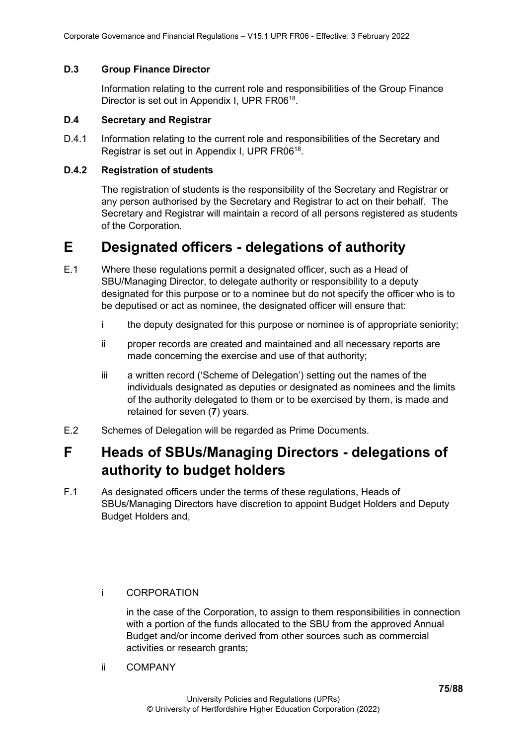### D.3 Group Finance Director

Information relating to the current role and responsibilities of the Group Finance Director is set out in Appendix I, UPR FR06[18].

### D.4 Secretary and Registrar

D.4.1 Information relating to the current role and responsibilities of the Secretary and Registrar is set out in Appendix I, UPR FR06[18].

### D.4.2 Registration of students

The registration of students is the responsibility of the Secretary and Registrar or any person authorised by the Secretary and Registrar to act on their behalf. The Secretary and Registrar will maintain a record of all persons registered as students of the Corporation.

# E Designated officers - delegations of authority

E.1 Where these regulations permit a designated officer, such as a Head of SBU/Managing Director, to delegate authority or responsibility to a deputy designated for this purpose or to a nominee but do not specify the officer who is to be deputised or act as nominee, the designated officer will ensure that:

i the deputy designated for this purpose or nominee is of appropriate seniority;

ii proper records are created and maintained and all necessary reports are made concerning the exercise and use of that authority;

iii a written record ('Scheme of Delegation') setting out the names of the individuals designated as deputies or designated as nominees and the limits of the authority delegated to them or to be exercised by them, is made and retained for seven (**7**) years.

E.2 Schemes of Delegation will be regarded as Prime Documents.

# F Heads of SBUs/Managing Directors - delegations of authority to budget holders

F.1 As designated officers under the terms of these regulations, Heads of SBUs/Managing Directors have discretion to appoint Budget Holders and Deputy Budget Holders and,

i CORPORATION

in the case of the Corporation, to assign to them responsibilities in connection with a portion of the funds allocated to the SBU from the approved Annual Budget and/or income derived from other sources such as commercial activities or research grants;

ii COMPANY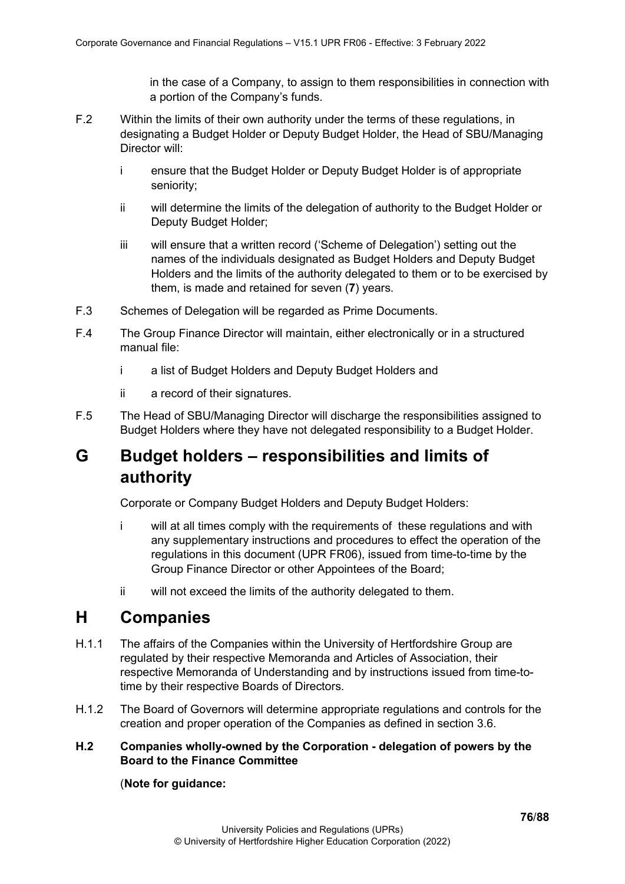in the case of a Company, to assign to them responsibilities in connection with a portion of the Company's funds.

F.2 Within the limits of their own authority under the terms of these regulations, in designating a Budget Holder or Deputy Budget Holder, the Head of SBU/Managing Director will:

- i ensure that the Budget Holder or Deputy Budget Holder is of appropriate seniority;
- ii will determine the limits of the delegation of authority to the Budget Holder or Deputy Budget Holder;
- iii will ensure that a written record ('Scheme of Delegation') setting out the names of the individuals designated as Budget Holders and Deputy Budget Holders and the limits of the authority delegated to them or to be exercised by them, is made and retained for seven (**7**) years.

F.3 Schemes of Delegation will be regarded as Prime Documents.

F.4 The Group Finance Director will maintain, either electronically or in a structured manual file:

- i a list of Budget Holders and Deputy Budget Holders and
- ii a record of their signatures.

F.5 The Head of SBU/Managing Director will discharge the responsibilities assigned to Budget Holders where they have not delegated responsibility to a Budget Holder.

# G Budget holders – responsibilities and limits of authority

Corporate or Company Budget Holders and Deputy Budget Holders:

- i will at all times comply with the requirements of these regulations and with any supplementary instructions and procedures to effect the operation of the regulations in this document (UPR FR06), issued from time-to-time by the Group Finance Director or other Appointees of the Board;
- ii will not exceed the limits of the authority delegated to them.

# H Companies

H.1.1 The affairs of the Companies within the University of Hertfordshire Group are regulated by their respective Memoranda and Articles of Association, their respective Memoranda of Understanding and by instructions issued from time-to-time by their respective Boards of Directors.

H.1.2 The Board of Governors will determine appropriate regulations and controls for the creation and proper operation of the Companies as defined in section 3.6.

**H.2 Companies wholly-owned by the Corporation - delegation of powers by the Board to the Finance Committee**

(**Note for guidance:**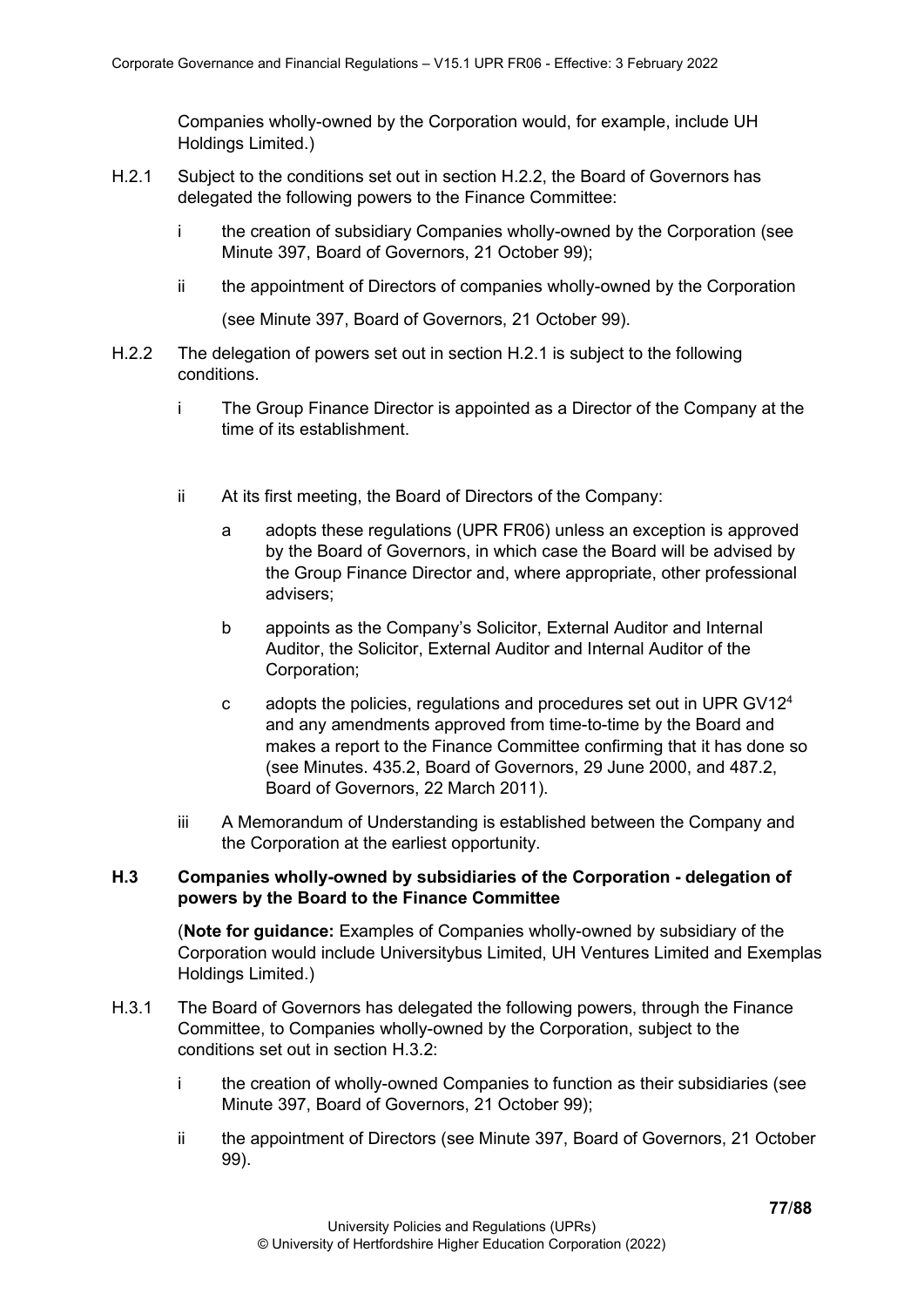Companies wholly-owned by the Corporation would, for example, include UH Holdings Limited.)

H.2.1 Subject to the conditions set out in section H.2.2, the Board of Governors has delegated the following powers to the Finance Committee:

- i the creation of subsidiary Companies wholly-owned by the Corporation (see Minute 397, Board of Governors, 21 October 99);
- ii the appointment of Directors of companies wholly-owned by the Corporation (see Minute 397, Board of Governors, 21 October 99).

H.2.2 The delegation of powers set out in section H.2.1 is subject to the following conditions.

- i The Group Finance Director is appointed as a Director of the Company at the time of its establishment.
- ii At its first meeting, the Board of Directors of the Company:
  - a adopts these regulations (UPR FR06) unless an exception is approved by the Board of Governors, in which case the Board will be advised by the Group Finance Director and, where appropriate, other professional advisers;
  - b appoints as the Company's Solicitor, External Auditor and Internal Auditor, the Solicitor, External Auditor and Internal Auditor of the Corporation;
  - c adopts the policies, regulations and procedures set out in UPR GV12[4] and any amendments approved from time-to-time by the Board and makes a report to the Finance Committee confirming that it has done so (see Minutes. 435.2, Board of Governors, 29 June 2000, and 487.2, Board of Governors, 22 March 2011).
- iii A Memorandum of Understanding is established between the Company and the Corporation at the earliest opportunity.

### H.3 Companies wholly-owned by subsidiaries of the Corporation - delegation of powers by the Board to the Finance Committee

(**Note for guidance:** Examples of Companies wholly-owned by subsidiary of the Corporation would include Universitybus Limited, UH Ventures Limited and Exemplas Holdings Limited.)

H.3.1 The Board of Governors has delegated the following powers, through the Finance Committee, to Companies wholly-owned by the Corporation, subject to the conditions set out in section H.3.2:

- i the creation of wholly-owned Companies to function as their subsidiaries (see Minute 397, Board of Governors, 21 October 99);
- ii the appointment of Directors (see Minute 397, Board of Governors, 21 October 99).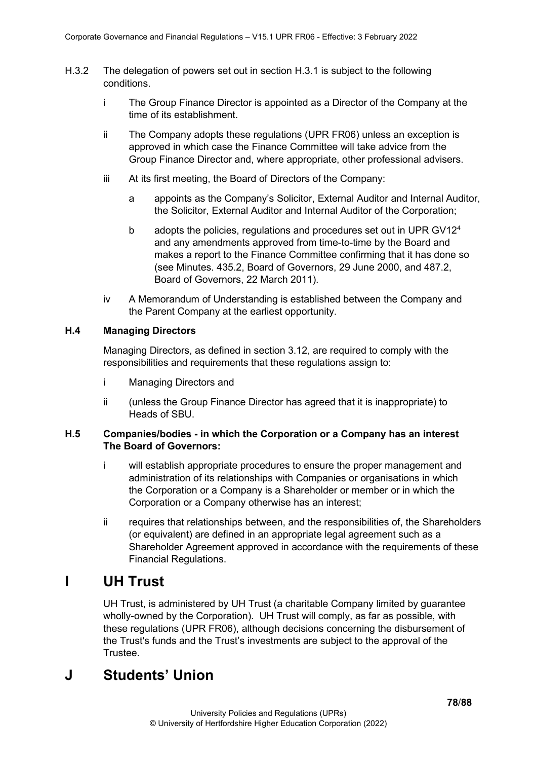H.3.2 The delegation of powers set out in section H.3.1 is subject to the following conditions.

- i The Group Finance Director is appointed as a Director of the Company at the time of its establishment.
- ii The Company adopts these regulations (UPR FR06) unless an exception is approved in which case the Finance Committee will take advice from the Group Finance Director and, where appropriate, other professional advisers.
- iii At its first meeting, the Board of Directors of the Company:
  - a appoints as the Company's Solicitor, External Auditor and Internal Auditor, the Solicitor, External Auditor and Internal Auditor of the Corporation;
  - b adopts the policies, regulations and procedures set out in UPR GV12[4] and any amendments approved from time-to-time by the Board and makes a report to the Finance Committee confirming that it has done so (see Minutes. 435.2, Board of Governors, 29 June 2000, and 487.2, Board of Governors, 22 March 2011).
- iv A Memorandum of Understanding is established between the Company and the Parent Company at the earliest opportunity.

### H.4 Managing Directors

Managing Directors, as defined in section 3.12, are required to comply with the responsibilities and requirements that these regulations assign to:

- i Managing Directors and
- ii (unless the Group Finance Director has agreed that it is inappropriate) to Heads of SBU.

### H.5 Companies/bodies - in which the Corporation or a Company has an interest The Board of Governors:

- i will establish appropriate procedures to ensure the proper management and administration of its relationships with Companies or organisations in which the Corporation or a Company is a Shareholder or member or in which the Corporation or a Company otherwise has an interest;
- ii requires that relationships between, and the responsibilities of, the Shareholders (or equivalent) are defined in an appropriate legal agreement such as a Shareholder Agreement approved in accordance with the requirements of these Financial Regulations.

# I UH Trust

UH Trust, is administered by UH Trust (a charitable Company limited by guarantee wholly-owned by the Corporation). UH Trust will comply, as far as possible, with these regulations (UPR FR06), although decisions concerning the disbursement of the Trust's funds and the Trust's investments are subject to the approval of the Trustee.

# J Students' Union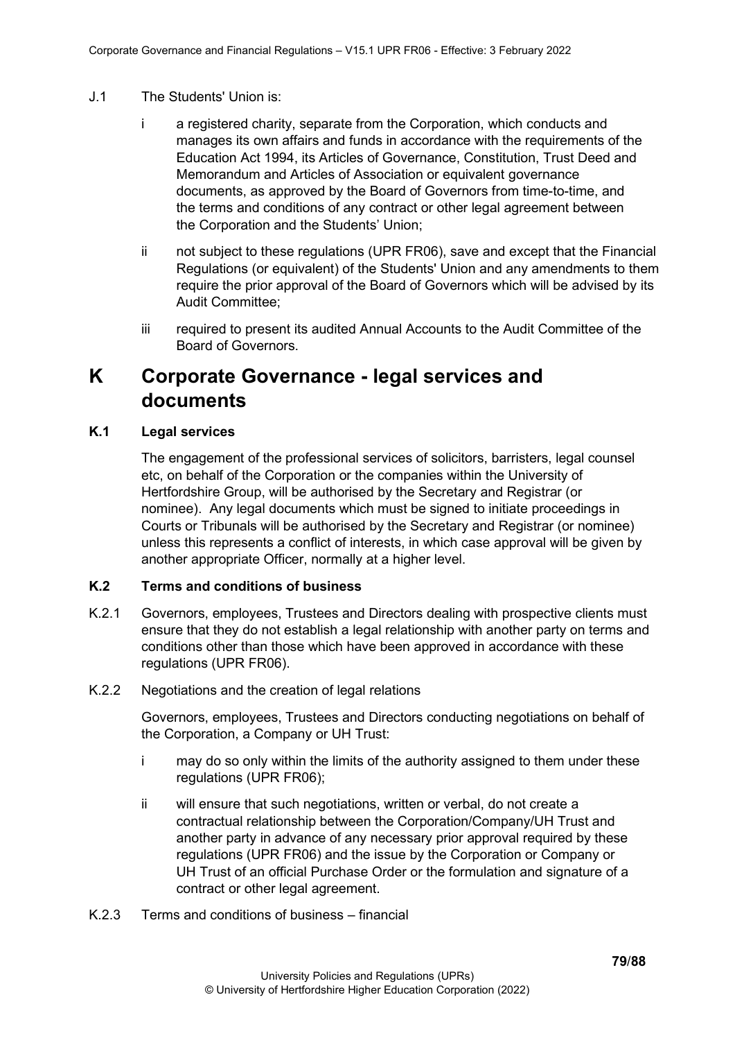J.1 The Students' Union is:

i a registered charity, separate from the Corporation, which conducts and manages its own affairs and funds in accordance with the requirements of the Education Act 1994, its Articles of Governance, Constitution, Trust Deed and Memorandum and Articles of Association or equivalent governance documents, as approved by the Board of Governors from time-to-time, and the terms and conditions of any contract or other legal agreement between the Corporation and the Students' Union;

ii not subject to these regulations (UPR FR06), save and except that the Financial Regulations (or equivalent) of the Students' Union and any amendments to them require the prior approval of the Board of Governors which will be advised by its Audit Committee;

iii required to present its audited Annual Accounts to the Audit Committee of the Board of Governors.

# K Corporate Governance - legal services and documents

### K.1 Legal services

The engagement of the professional services of solicitors, barristers, legal counsel etc, on behalf of the Corporation or the companies within the University of Hertfordshire Group, will be authorised by the Secretary and Registrar (or nominee). Any legal documents which must be signed to initiate proceedings in Courts or Tribunals will be authorised by the Secretary and Registrar (or nominee) unless this represents a conflict of interests, in which case approval will be given by another appropriate Officer, normally at a higher level.

### K.2 Terms and conditions of business

K.2.1 Governors, employees, Trustees and Directors dealing with prospective clients must ensure that they do not establish a legal relationship with another party on terms and conditions other than those which have been approved in accordance with these regulations (UPR FR06).

K.2.2 Negotiations and the creation of legal relations

Governors, employees, Trustees and Directors conducting negotiations on behalf of the Corporation, a Company or UH Trust:

i may do so only within the limits of the authority assigned to them under these regulations (UPR FR06);

ii will ensure that such negotiations, written or verbal, do not create a contractual relationship between the Corporation/Company/UH Trust and another party in advance of any necessary prior approval required by these regulations (UPR FR06) and the issue by the Corporation or Company or UH Trust of an official Purchase Order or the formulation and signature of a contract or other legal agreement.

K.2.3 Terms and conditions of business – financial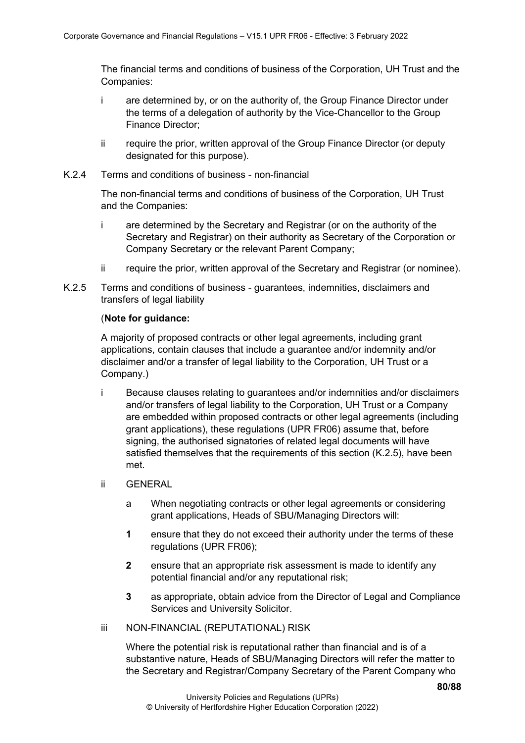The financial terms and conditions of business of the Corporation, UH Trust and the Companies:

- i are determined by, or on the authority of, the Group Finance Director under the terms of a delegation of authority by the Vice-Chancellor to the Group Finance Director;
- ii require the prior, written approval of the Group Finance Director (or deputy designated for this purpose).

K.2.4 Terms and conditions of business - non-financial

The non-financial terms and conditions of business of the Corporation, UH Trust and the Companies:

- i are determined by the Secretary and Registrar (or on the authority of the Secretary and Registrar) on their authority as Secretary of the Corporation or Company Secretary or the relevant Parent Company;
- ii require the prior, written approval of the Secretary and Registrar (or nominee).

K.2.5 Terms and conditions of business - guarantees, indemnities, disclaimers and transfers of legal liability

(**Note for guidance:**

A majority of proposed contracts or other legal agreements, including grant applications, contain clauses that include a guarantee and/or indemnity and/or disclaimer and/or a transfer of legal liability to the Corporation, UH Trust or a Company.)

i Because clauses relating to guarantees and/or indemnities and/or disclaimers and/or transfers of legal liability to the Corporation, UH Trust or a Company are embedded within proposed contracts or other legal agreements (including grant applications), these regulations (UPR FR06) assume that, before signing, the authorised signatories of related legal documents will have satisfied themselves that the requirements of this section (K.2.5), have been met.

ii GENERAL

a When negotiating contracts or other legal agreements or considering grant applications, Heads of SBU/Managing Directors will:

**1** ensure that they do not exceed their authority under the terms of these regulations (UPR FR06);

**2** ensure that an appropriate risk assessment is made to identify any potential financial and/or any reputational risk;

**3** as appropriate, obtain advice from the Director of Legal and Compliance Services and University Solicitor.

iii NON-FINANCIAL (REPUTATIONAL) RISK

Where the potential risk is reputational rather than financial and is of a substantive nature, Heads of SBU/Managing Directors will refer the matter to the Secretary and Registrar/Company Secretary of the Parent Company who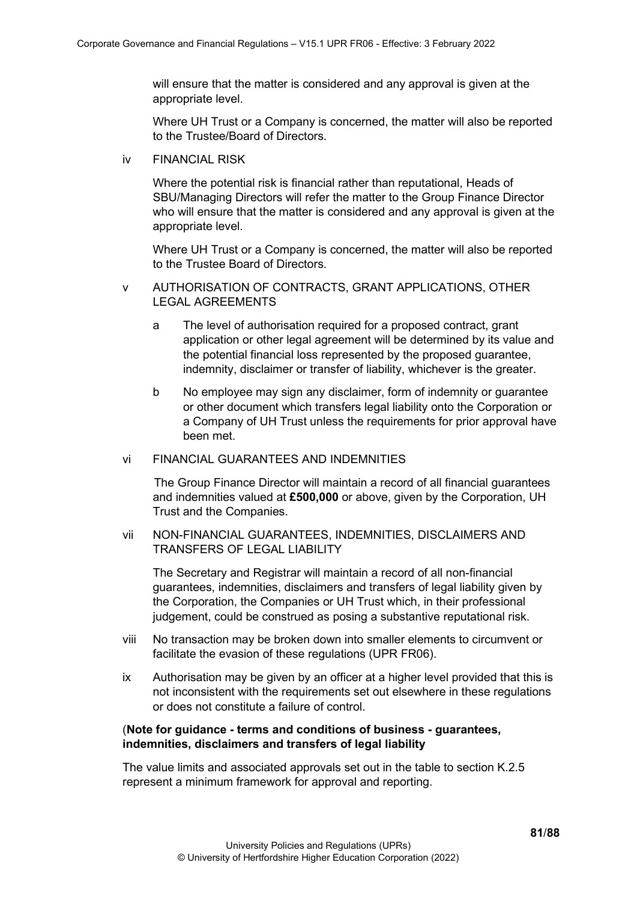will ensure that the matter is considered and any approval is given at the appropriate level.

Where UH Trust or a Company is concerned, the matter will also be reported to the Trustee/Board of Directors.

iv FINANCIAL RISK

Where the potential risk is financial rather than reputational, Heads of SBU/Managing Directors will refer the matter to the Group Finance Director who will ensure that the matter is considered and any approval is given at the appropriate level.

Where UH Trust or a Company is concerned, the matter will also be reported to the Trustee Board of Directors.

v AUTHORISATION OF CONTRACTS, GRANT APPLICATIONS, OTHER LEGAL AGREEMENTS

a The level of authorisation required for a proposed contract, grant application or other legal agreement will be determined by its value and the potential financial loss represented by the proposed guarantee, indemnity, disclaimer or transfer of liability, whichever is the greater.

b No employee may sign any disclaimer, form of indemnity or guarantee or other document which transfers legal liability onto the Corporation or a Company of UH Trust unless the requirements for prior approval have been met.

vi FINANCIAL GUARANTEES AND INDEMNITIES

The Group Finance Director will maintain a record of all financial guarantees and indemnities valued at **£500,000** or above, given by the Corporation, UH Trust and the Companies.

vii NON-FINANCIAL GUARANTEES, INDEMNITIES, DISCLAIMERS AND TRANSFERS OF LEGAL LIABILITY

The Secretary and Registrar will maintain a record of all non-financial guarantees, indemnities, disclaimers and transfers of legal liability given by the Corporation, the Companies or UH Trust which, in their professional judgement, could be construed as posing a substantive reputational risk.

viii No transaction may be broken down into smaller elements to circumvent or facilitate the evasion of these regulations (UPR FR06).

ix Authorisation may be given by an officer at a higher level provided that this is not inconsistent with the requirements set out elsewhere in these regulations or does not constitute a failure of control.

(**Note for guidance - terms and conditions of business - guarantees, indemnities, disclaimers and transfers of legal liability**

The value limits and associated approvals set out in the table to section K.2.5 represent a minimum framework for approval and reporting.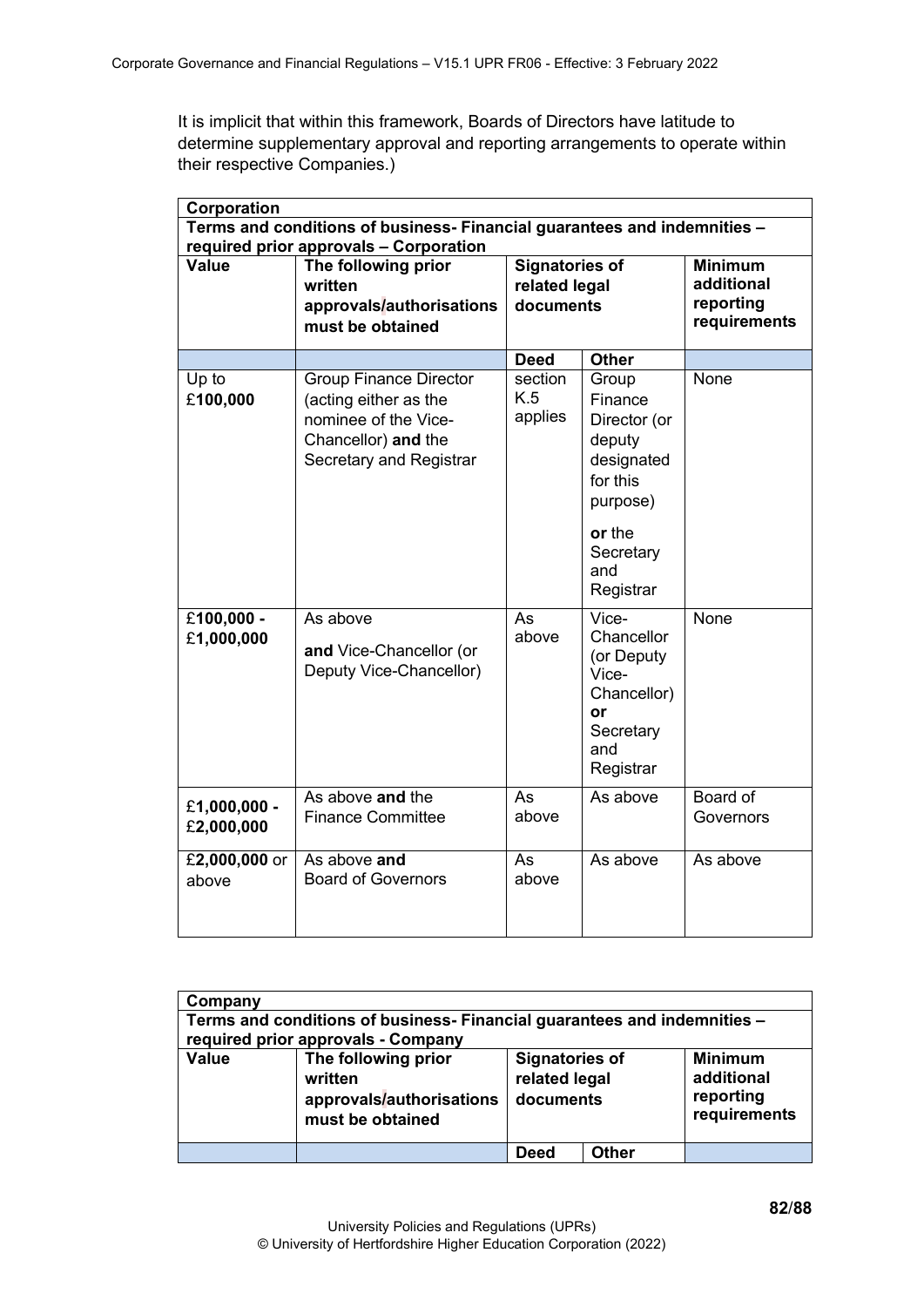It is implicit that within this framework, Boards of Directors have latitude to determine supplementary approval and reporting arrangements to operate within their respective Companies.)

| **Corporation** | | | | |
|---|---|---|---|---|
| **Terms and conditions of business- Financial guarantees and indemnities – required prior approvals – Corporation** | | | | |
| **Value** | **The following prior written approvals/authorisations must be obtained** | **Signatories of related legal documents** | | **Minimum additional reporting requirements** |
| | | **Deed** | **Other** | |
| Up to £**100,000** | Group Finance Director (acting either as the nominee of the Vice-Chancellor) **and** the Secretary and Registrar | section K.5 applies | Group Finance Director (or deputy designated for this purpose) **or** the Secretary and Registrar | None |
| £**100,000** - £**1,000,000** | As above **and** Vice-Chancellor (or Deputy Vice-Chancellor) | As above | Vice-Chancellor (or Deputy Vice-Chancellor) **or** Secretary and Registrar | None |
| £**1,000,000** - £**2,000,000** | As above **and** the Finance Committee | As above | As above | Board of Governors |
| £**2,000,000** or above | As above **and** Board of Governors | As above | As above | As above |

| **Company** | | | | |
|---|---|---|---|---|
| **Terms and conditions of business- Financial guarantees and indemnities – required prior approvals - Company** | | | | |
| **Value** | **The following prior written approvals/authorisations must be obtained** | **Signatories of related legal documents** | | **Minimum additional reporting requirements** |
| | | **Deed** | **Other** | |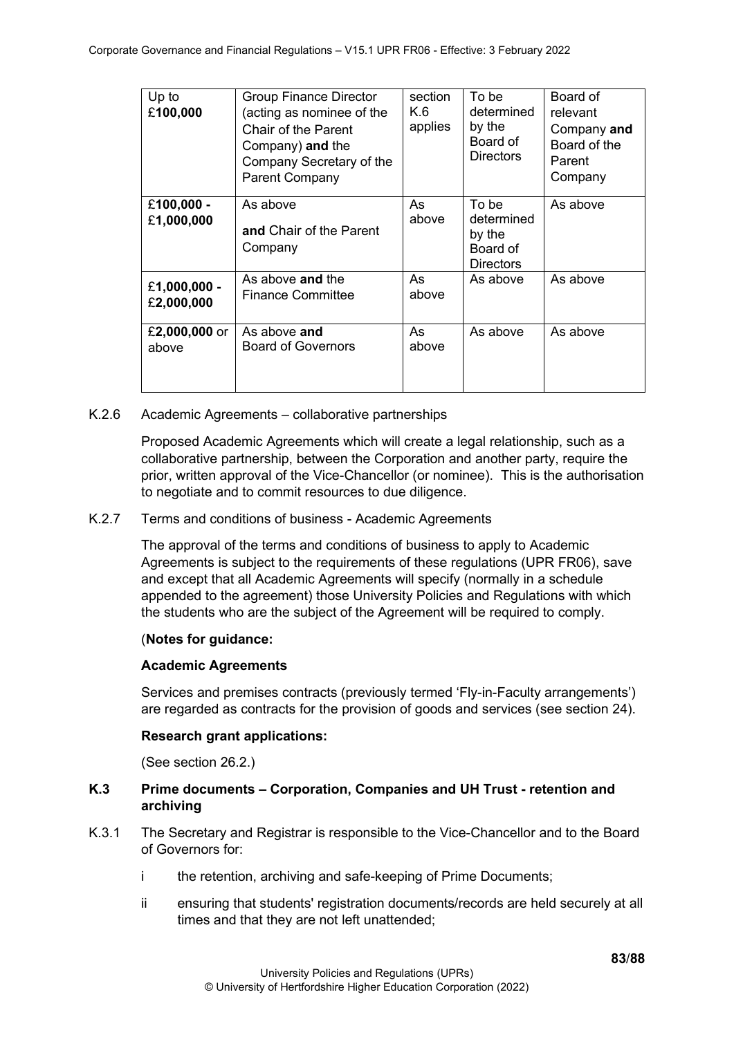| Up to £**100,000** | Group Finance Director (acting as nominee of the Chair of the Parent Company) **and** the Company Secretary of the Parent Company | section K.6 applies | To be determined by the Board of Directors | Board of relevant Company **and** Board of the Parent Company |
|---|---|---|---|---|
| £**100,000** - £**1,000,000** | As above **and** Chair of the Parent Company | As above | To be determined by the Board of Directors | As above |
| £**1,000,000** - £**2,000,000** | As above **and** the Finance Committee | As above | As above | As above |
| £**2,000,000** or above | As above **and** Board of Governors | As above | As above | As above |

K.2.6 Academic Agreements – collaborative partnerships

Proposed Academic Agreements which will create a legal relationship, such as a collaborative partnership, between the Corporation and another party, require the prior, written approval of the Vice-Chancellor (or nominee). This is the authorisation to negotiate and to commit resources to due diligence.

K.2.7 Terms and conditions of business - Academic Agreements

The approval of the terms and conditions of business to apply to Academic Agreements is subject to the requirements of these regulations (UPR FR06), save and except that all Academic Agreements will specify (normally in a schedule appended to the agreement) those University Policies and Regulations with which the students who are the subject of the Agreement will be required to comply.

(**Notes for guidance:**

**Academic Agreements**

Services and premises contracts (previously termed 'Fly-in-Faculty arrangements') are regarded as contracts for the provision of goods and services (see section 24).

**Research grant applications:**

(See section 26.2.)

### K.3 Prime documents – Corporation, Companies and UH Trust - retention and archiving

K.3.1 The Secretary and Registrar is responsible to the Vice-Chancellor and to the Board of Governors for:

i the retention, archiving and safe-keeping of Prime Documents;

ii ensuring that students' registration documents/records are held securely at all times and that they are not left unattended;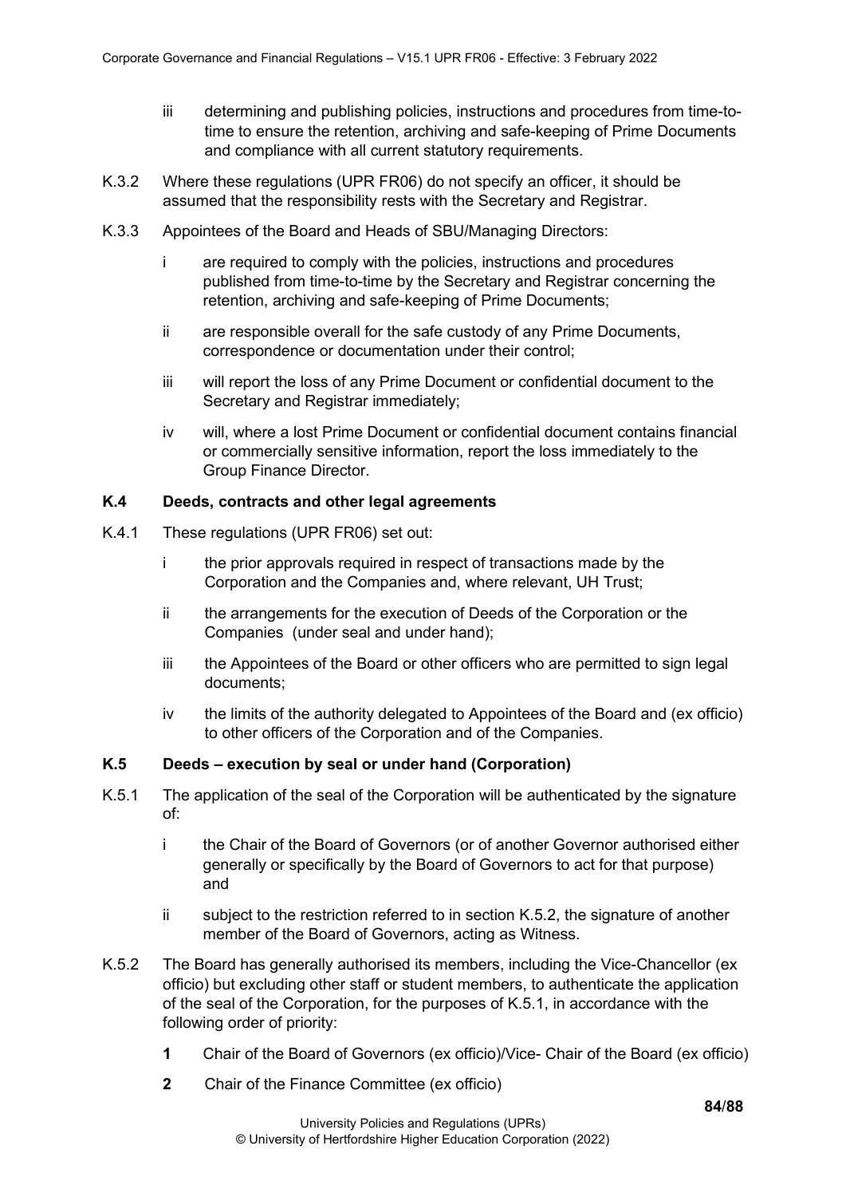iii determining and publishing policies, instructions and procedures from time-to-time to ensure the retention, archiving and safe-keeping of Prime Documents and compliance with all current statutory requirements.

K.3.2 Where these regulations (UPR FR06) do not specify an officer, it should be assumed that the responsibility rests with the Secretary and Registrar.

K.3.3 Appointees of the Board and Heads of SBU/Managing Directors:

- i are required to comply with the policies, instructions and procedures published from time-to-time by the Secretary and Registrar concerning the retention, archiving and safe-keeping of Prime Documents;
- ii are responsible overall for the safe custody of any Prime Documents, correspondence or documentation under their control;
- iii will report the loss of any Prime Document or confidential document to the Secretary and Registrar immediately;
- iv will, where a lost Prime Document or confidential document contains financial or commercially sensitive information, report the loss immediately to the Group Finance Director.

### K.4 Deeds, contracts and other legal agreements

K.4.1 These regulations (UPR FR06) set out:

- i the prior approvals required in respect of transactions made by the Corporation and the Companies and, where relevant, UH Trust;
- ii the arrangements for the execution of Deeds of the Corporation or the Companies (under seal and under hand);
- iii the Appointees of the Board or other officers who are permitted to sign legal documents;
- iv the limits of the authority delegated to Appointees of the Board and (ex officio) to other officers of the Corporation and of the Companies.

### K.5 Deeds – execution by seal or under hand (Corporation)

K.5.1 The application of the seal of the Corporation will be authenticated by the signature of:

- i the Chair of the Board of Governors (or of another Governor authorised either generally or specifically by the Board of Governors to act for that purpose) and
- ii subject to the restriction referred to in section K.5.2, the signature of another member of the Board of Governors, acting as Witness.

K.5.2 The Board has generally authorised its members, including the Vice-Chancellor (ex officio) but excluding other staff or student members, to authenticate the application of the seal of the Corporation, for the purposes of K.5.1, in accordance with the following order of priority:

**1** Chair of the Board of Governors (ex officio)/Vice- Chair of the Board (ex officio)

**2** Chair of the Finance Committee (ex officio)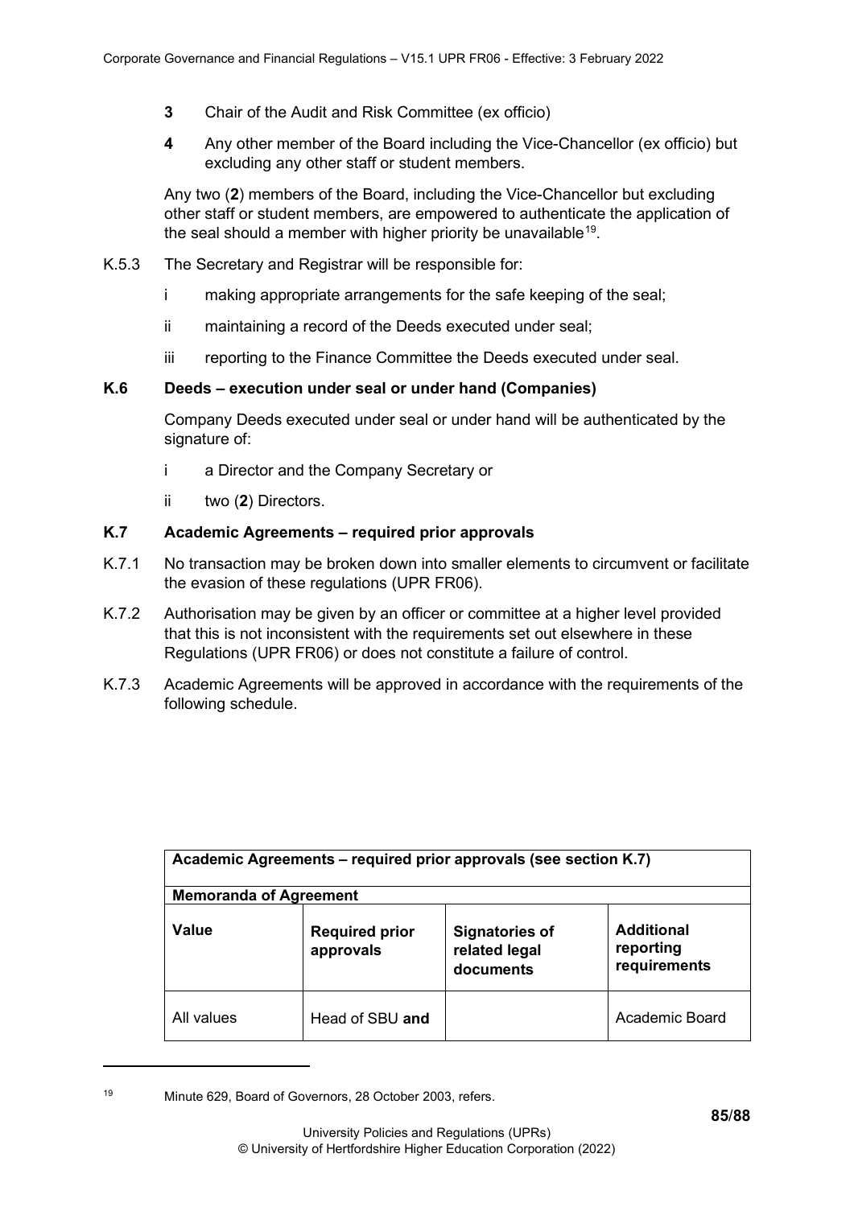**3** Chair of the Audit and Risk Committee (ex officio)

**4** Any other member of the Board including the Vice-Chancellor (ex officio) but excluding any other staff or student members.

Any two (**2**) members of the Board, including the Vice-Chancellor but excluding other staff or student members, are empowered to authenticate the application of the seal should a member with higher priority be unavailable[19].

K.5.3 The Secretary and Registrar will be responsible for:

i making appropriate arrangements for the safe keeping of the seal;

ii maintaining a record of the Deeds executed under seal;

iii reporting to the Finance Committee the Deeds executed under seal.

### K.6 Deeds – execution under seal or under hand (Companies)

Company Deeds executed under seal or under hand will be authenticated by the signature of:

i a Director and the Company Secretary or

ii two (**2**) Directors.

### K.7 Academic Agreements – required prior approvals

K.7.1 No transaction may be broken down into smaller elements to circumvent or facilitate the evasion of these regulations (UPR FR06).

K.7.2 Authorisation may be given by an officer or committee at a higher level provided that this is not inconsistent with the requirements set out elsewhere in these Regulations (UPR FR06) or does not constitute a failure of control.

K.7.3 Academic Agreements will be approved in accordance with the requirements of the following schedule.

| **Academic Agreements – required prior approvals (see section K.7)** | | | |
|---|---|---|---|
| **Memoranda of Agreement** | | | |
| **Value** | **Required prior approvals** | **Signatories of related legal documents** | **Additional reporting requirements** |
| All values | Head of SBU **and** | | Academic Board |

[19] Minute 629, Board of Governors, 28 October 2003, refers.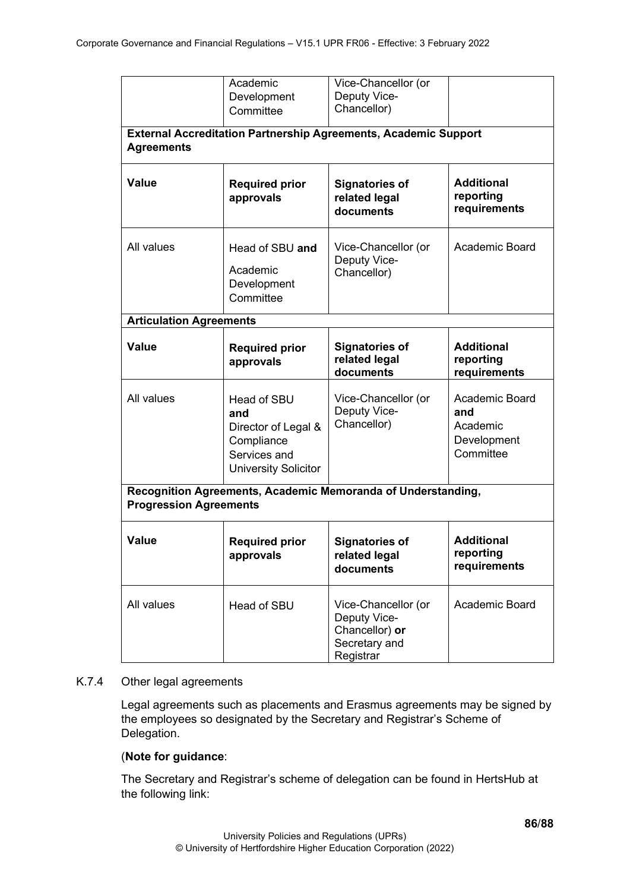|  | Academic Development Committee | Vice-Chancellor (or Deputy Vice-Chancellor) |  |
|---|---|---|---|
| **External Accreditation Partnership Agreements, Academic Support Agreements** | | | |
| **Value** | **Required prior approvals** | **Signatories of related legal documents** | **Additional reporting requirements** |
| All values | Head of SBU **and** Academic Development Committee | Vice-Chancellor (or Deputy Vice-Chancellor) | Academic Board |
| **Articulation Agreements** | | | |
| **Value** | **Required prior approvals** | **Signatories of related legal documents** | **Additional reporting requirements** |
| All values | Head of SBU **and** Director of Legal & Compliance Services and University Solicitor | Vice-Chancellor (or Deputy Vice-Chancellor) | Academic Board **and** Academic Development Committee |
| **Recognition Agreements, Academic Memoranda of Understanding, Progression Agreements** | | | |
| **Value** | **Required prior approvals** | **Signatories of related legal documents** | **Additional reporting requirements** |
| All values | Head of SBU | Vice-Chancellor (or Deputy Vice-Chancellor) **or** Secretary and Registrar | Academic Board |

K.7.4 Other legal agreements

Legal agreements such as placements and Erasmus agreements may be signed by the employees so designated by the Secretary and Registrar's Scheme of Delegation.

(**Note for guidance**:

The Secretary and Registrar's scheme of delegation can be found in HertsHub at the following link: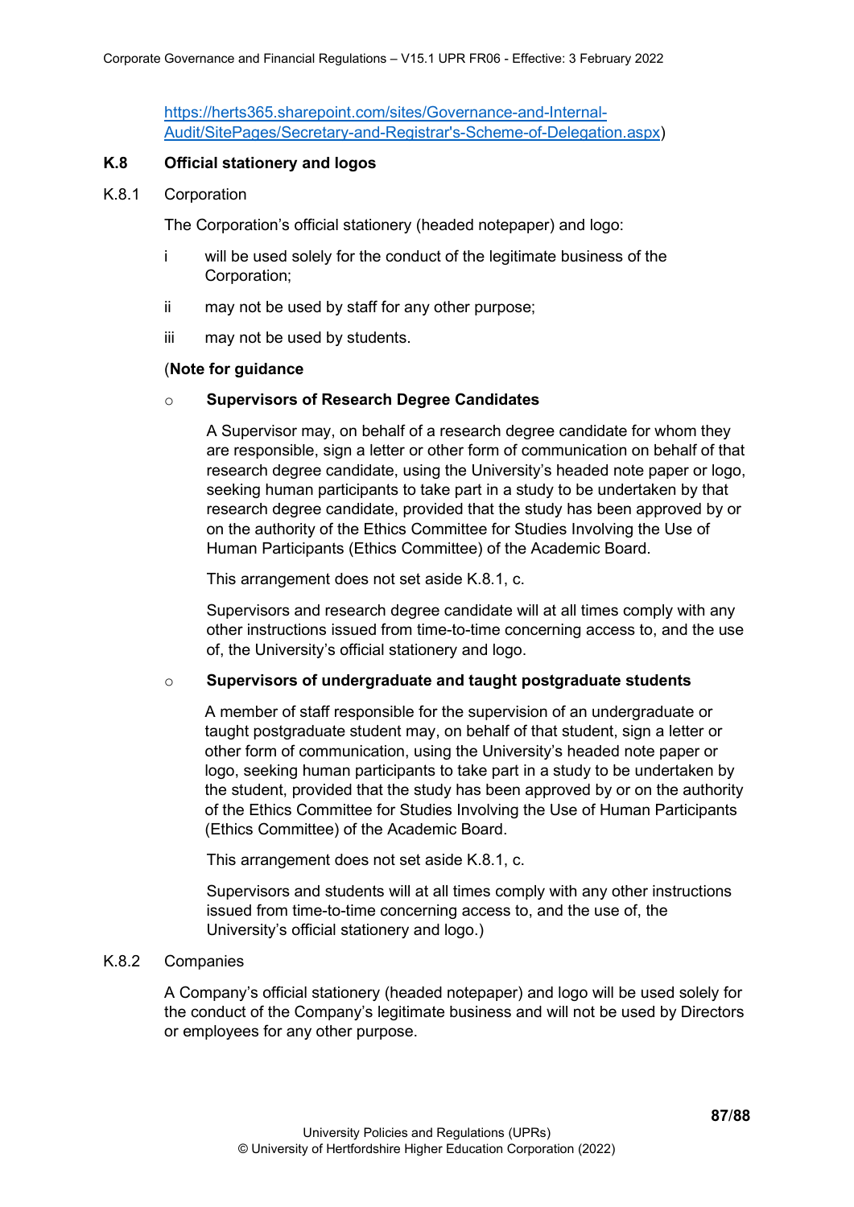https://herts365.sharepoint.com/sites/Governance-and-Internal-Audit/SitePages/Secretary-and-Registrar's-Scheme-of-Delegation.aspx)

**K.8 Official stationery and logos**

K.8.1 Corporation

The Corporation's official stationery (headed notepaper) and logo:

i will be used solely for the conduct of the legitimate business of the Corporation;

ii may not be used by staff for any other purpose;

iii may not be used by students.

(**Note for guidance**

- **Supervisors of Research Degree Candidates**

  A Supervisor may, on behalf of a research degree candidate for whom they are responsible, sign a letter or other form of communication on behalf of that research degree candidate, using the University's headed note paper or logo, seeking human participants to take part in a study to be undertaken by that research degree candidate, provided that the study has been approved by or on the authority of the Ethics Committee for Studies Involving the Use of Human Participants (Ethics Committee) of the Academic Board.

  This arrangement does not set aside K.8.1, c.

  Supervisors and research degree candidate will at all times comply with any other instructions issued from time-to-time concerning access to, and the use of, the University's official stationery and logo.

- **Supervisors of undergraduate and taught postgraduate students**

  A member of staff responsible for the supervision of an undergraduate or taught postgraduate student may, on behalf of that student, sign a letter or other form of communication, using the University's headed note paper or logo, seeking human participants to take part in a study to be undertaken by the student, provided that the study has been approved by or on the authority of the Ethics Committee for Studies Involving the Use of Human Participants (Ethics Committee) of the Academic Board.

  This arrangement does not set aside K.8.1, c.

  Supervisors and students will at all times comply with any other instructions issued from time-to-time concerning access to, and the use of, the University's official stationery and logo.)

K.8.2 Companies

A Company's official stationery (headed notepaper) and logo will be used solely for the conduct of the Company's legitimate business and will not be used by Directors or employees for any other purpose.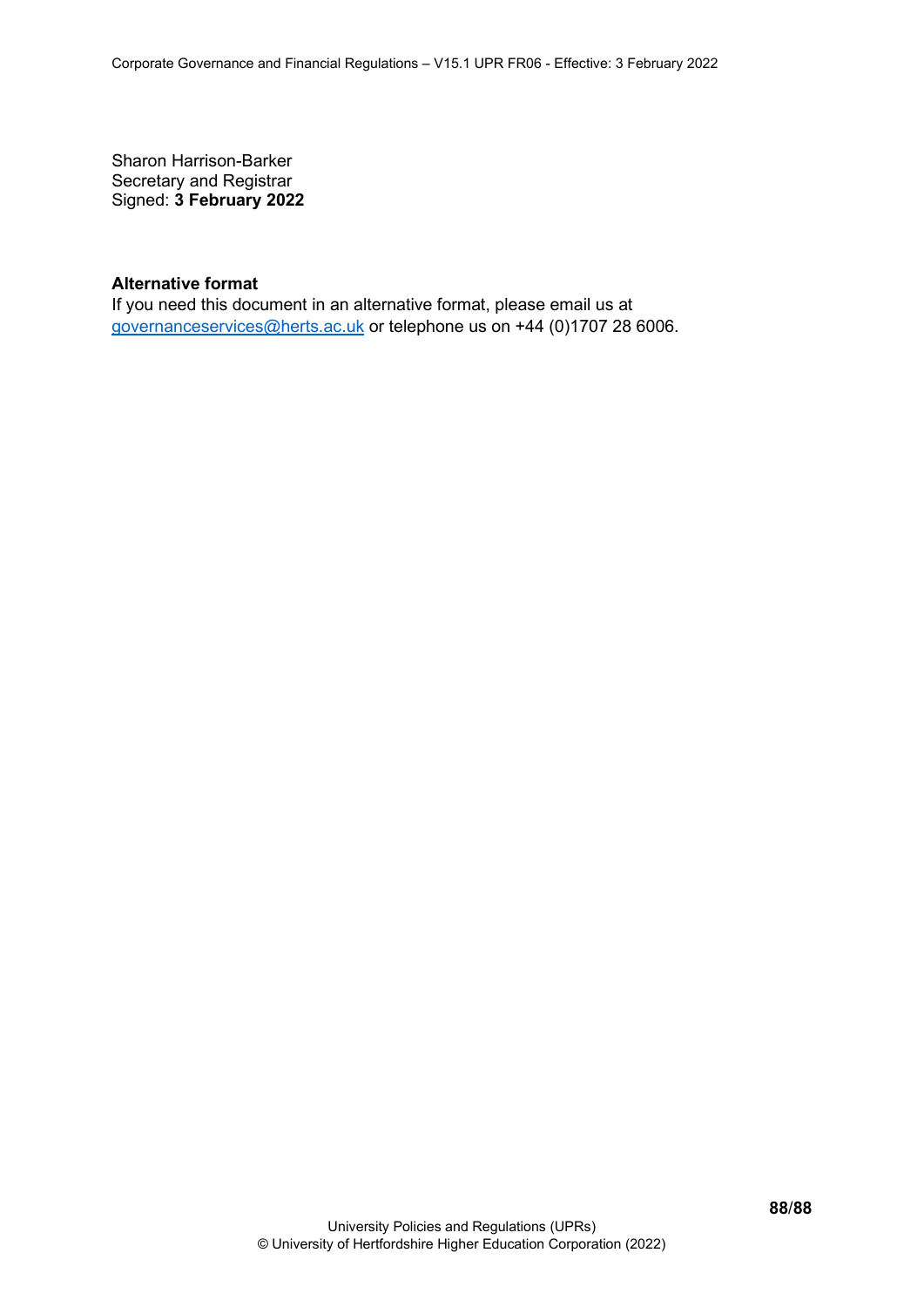Sharon Harrison-Barker
Secretary and Registrar
Signed: **3 February 2022**

**Alternative format**
If you need this document in an alternative format, please email us at [governanceservices@herts.ac.uk](mailto:governanceservices@herts.ac.uk) or telephone us on +44 (0)1707 28 6006.